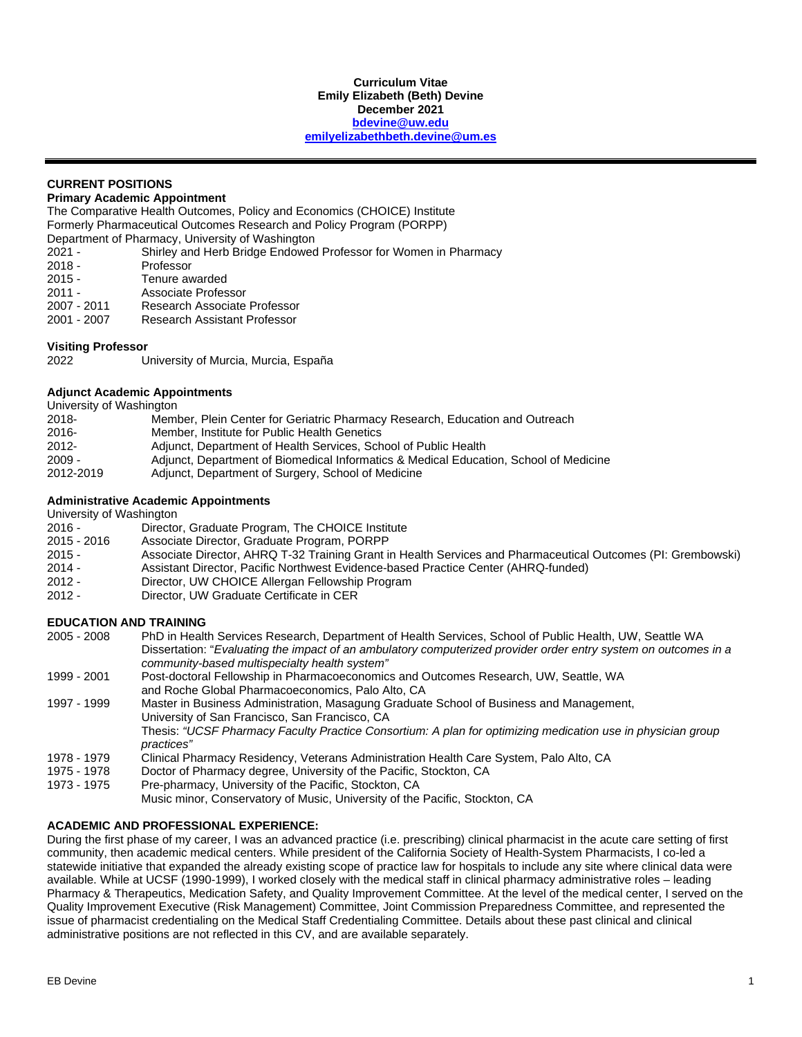**Curriculum Vitae**
**Emily Elizabeth (Beth) Devine**
**December 2021**
**bdevine@uw.edu**
**emilyelizabethbeth.devine@um.es**

---

## CURRENT POSITIONS

### Primary Academic Appointment

The Comparative Health Outcomes, Policy and Economics (CHOICE) Institute
Formerly Pharmaceutical Outcomes Research and Policy Program (PORPP)
Department of Pharmacy, University of Washington

2021 - Shirley and Herb Bridge Endowed Professor for Women in Pharmacy
2018 - Professor
2015 - Tenure awarded
2011 - Associate Professor
2007 - 2011 Research Associate Professor
2001 - 2007 Research Assistant Professor

### Visiting Professor

2022 University of Murcia, Murcia, España

### Adjunct Academic Appointments

University of Washington

2018- Member, Plein Center for Geriatric Pharmacy Research, Education and Outreach
2016- Member, Institute for Public Health Genetics
2012- Adjunct, Department of Health Services, School of Public Health
2009 - Adjunct, Department of Biomedical Informatics & Medical Education, School of Medicine
2012-2019 Adjunct, Department of Surgery, School of Medicine

### Administrative Academic Appointments

University of Washington

2016 - Director, Graduate Program, The CHOICE Institute
2015 - 2016 Associate Director, Graduate Program, PORPP
2015 - Associate Director, AHRQ T-32 Training Grant in Health Services and Pharmaceutical Outcomes (PI: Grembowski)
2014 - Assistant Director, Pacific Northwest Evidence-based Practice Center (AHRQ-funded)
2012 - Director, UW CHOICE Allergan Fellowship Program
2012 - Director, UW Graduate Certificate in CER

## EDUCATION AND TRAINING

2005 - 2008 PhD in Health Services Research, Department of Health Services, School of Public Health, UW, Seattle WA
Dissertation: "*Evaluating the impact of an ambulatory computerized provider order entry system on outcomes in a community-based multispecialty health system"*

1999 - 2001 Post-doctoral Fellowship in Pharmacoeconomics and Outcomes Research, UW, Seattle, WA
and Roche Global Pharmacoeconomics, Palo Alto, CA

1997 - 1999 Master in Business Administration, Masagung Graduate School of Business and Management,
University of San Francisco, San Francisco, CA
Thesis: *"UCSF Pharmacy Faculty Practice Consortium: A plan for optimizing medication use in physician group practices"*

1978 - 1979 Clinical Pharmacy Residency, Veterans Administration Health Care System, Palo Alto, CA

1975 - 1978 Doctor of Pharmacy degree, University of the Pacific, Stockton, CA

1973 - 1975 Pre-pharmacy, University of the Pacific, Stockton, CA
Music minor, Conservatory of Music, University of the Pacific, Stockton, CA

## ACADEMIC AND PROFESSIONAL EXPERIENCE:

During the first phase of my career, I was an advanced practice (i.e. prescribing) clinical pharmacist in the acute care setting of first community, then academic medical centers. While president of the California Society of Health-System Pharmacists, I co-led a statewide initiative that expanded the already existing scope of practice law for hospitals to include any site where clinical data were available. While at UCSF (1990-1999), I worked closely with the medical staff in clinical pharmacy administrative roles – leading Pharmacy & Therapeutics, Medication Safety, and Quality Improvement Committee. At the level of the medical center, I served on the Quality Improvement Executive (Risk Management) Committee, Joint Commission Preparedness Committee, and represented the issue of pharmacist credentialing on the Medical Staff Credentialing Committee. Details about these past clinical and clinical administrative positions are not reflected in this CV, and are available separately.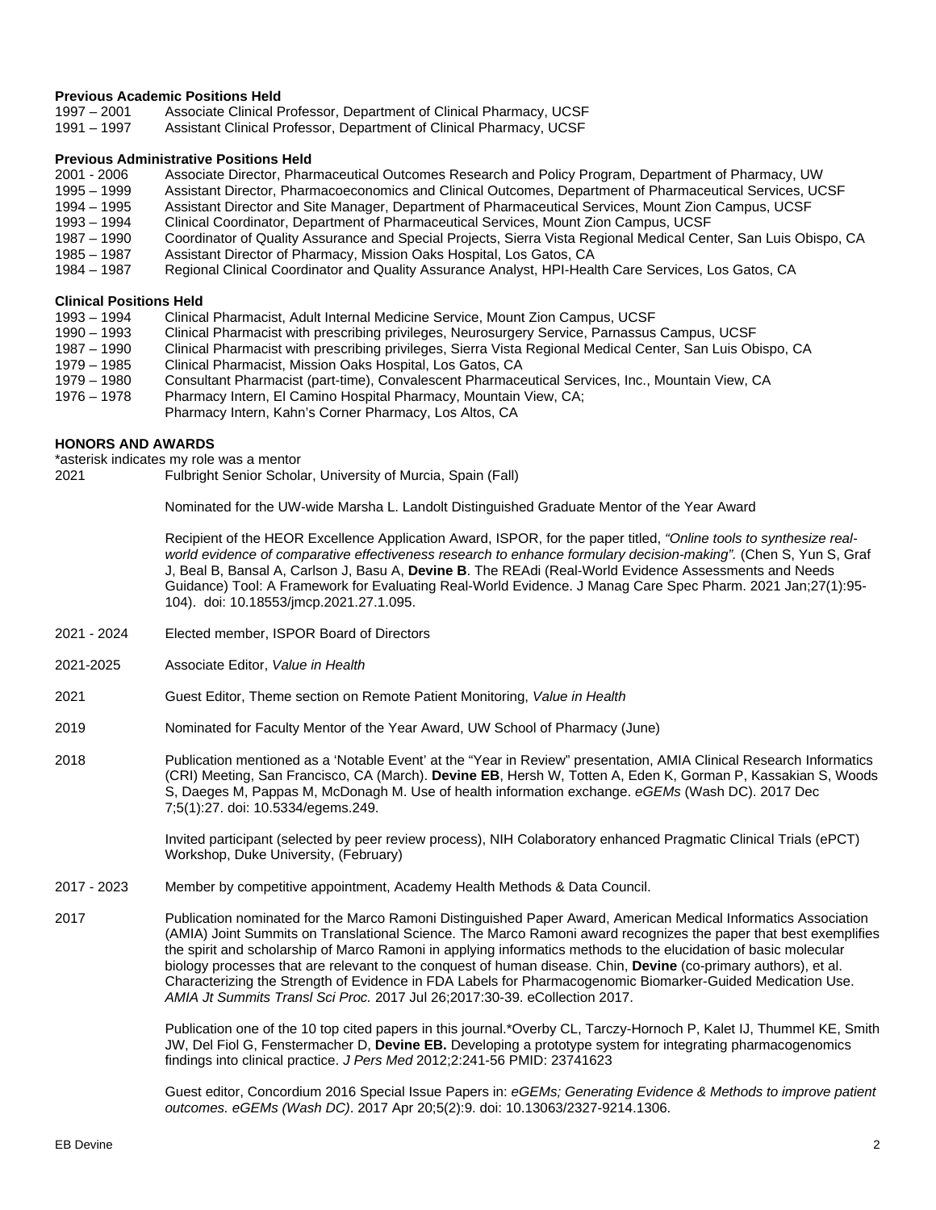**Previous Academic Positions Held**

1997 – 2001 Associate Clinical Professor, Department of Clinical Pharmacy, UCSF
1991 – 1997 Assistant Clinical Professor, Department of Clinical Pharmacy, UCSF

**Previous Administrative Positions Held**

2001 - 2006 Associate Director, Pharmaceutical Outcomes Research and Policy Program, Department of Pharmacy, UW
1995 – 1999 Assistant Director, Pharmacoeconomics and Clinical Outcomes, Department of Pharmaceutical Services, UCSF
1994 – 1995 Assistant Director and Site Manager, Department of Pharmaceutical Services, Mount Zion Campus, UCSF
1993 – 1994 Clinical Coordinator, Department of Pharmaceutical Services, Mount Zion Campus, UCSF
1987 – 1990 Coordinator of Quality Assurance and Special Projects, Sierra Vista Regional Medical Center, San Luis Obispo, CA
1985 – 1987 Assistant Director of Pharmacy, Mission Oaks Hospital, Los Gatos, CA
1984 – 1987 Regional Clinical Coordinator and Quality Assurance Analyst, HPI-Health Care Services, Los Gatos, CA

**Clinical Positions Held**

1993 – 1994 Clinical Pharmacist, Adult Internal Medicine Service, Mount Zion Campus, UCSF
1990 – 1993 Clinical Pharmacist with prescribing privileges, Neurosurgery Service, Parnassus Campus, UCSF
1987 – 1990 Clinical Pharmacist with prescribing privileges, Sierra Vista Regional Medical Center, San Luis Obispo, CA
1979 – 1985 Clinical Pharmacist, Mission Oaks Hospital, Los Gatos, CA
1979 – 1980 Consultant Pharmacist (part-time), Convalescent Pharmaceutical Services, Inc., Mountain View, CA
1976 – 1978 Pharmacy Intern, El Camino Hospital Pharmacy, Mountain View, CA;
Pharmacy Intern, Kahn's Corner Pharmacy, Los Altos, CA

**HONORS AND AWARDS**

*asterisk indicates my role was a mentor

2021 Fulbright Senior Scholar, University of Murcia, Spain (Fall)

Nominated for the UW-wide Marsha L. Landolt Distinguished Graduate Mentor of the Year Award

Recipient of the HEOR Excellence Application Award, ISPOR, for the paper titled, *"Online tools to synthesize real-world evidence of comparative effectiveness research to enhance formulary decision-making".* (Chen S, Yun S, Graf J, Beal B, Bansal A, Carlson J, Basu A, **Devine B**. The REAdi (Real-World Evidence Assessments and Needs Guidance) Tool: A Framework for Evaluating Real-World Evidence. J Manag Care Spec Pharm. 2021 Jan;27(1):95-104). doi: 10.18553/jmcp.2021.27.1.095.

2021 - 2024 Elected member, ISPOR Board of Directors

2021-2025 Associate Editor, *Value in Health*

2021 Guest Editor, Theme section on Remote Patient Monitoring, *Value in Health*

2019 Nominated for Faculty Mentor of the Year Award, UW School of Pharmacy (June)

2018 Publication mentioned as a 'Notable Event' at the "Year in Review" presentation, AMIA Clinical Research Informatics (CRI) Meeting, San Francisco, CA (March). **Devine EB**, Hersh W, Totten A, Eden K, Gorman P, Kassakian S, Woods S, Daeges M, Pappas M, McDonagh M. Use of health information exchange. *eGEMs* (Wash DC). 2017 Dec 7;5(1):27. doi: 10.5334/egems.249.

Invited participant (selected by peer review process), NIH Colaboratory enhanced Pragmatic Clinical Trials (ePCT) Workshop, Duke University, (February)

2017 - 2023 Member by competitive appointment, Academy Health Methods & Data Council.

2017 Publication nominated for the Marco Ramoni Distinguished Paper Award, American Medical Informatics Association (AMIA) Joint Summits on Translational Science. The Marco Ramoni award recognizes the paper that best exemplifies the spirit and scholarship of Marco Ramoni in applying informatics methods to the elucidation of basic molecular biology processes that are relevant to the conquest of human disease. Chin, **Devine** (co-primary authors), et al. Characterizing the Strength of Evidence in FDA Labels for Pharmacogenomic Biomarker-Guided Medication Use. *AMIA Jt Summits Transl Sci Proc.* 2017 Jul 26;2017:30-39. eCollection 2017.

Publication one of the 10 top cited papers in this journal.*Overby CL, Tarczy-Hornoch P, Kalet IJ, Thummel KE, Smith JW, Del Fiol G, Fenstermacher D, **Devine EB.** Developing a prototype system for integrating pharmacogenomics findings into clinical practice. *J Pers Med* 2012;2:241-56 PMID: 23741623

Guest editor, Concordium 2016 Special Issue Papers in: *eGEMs; Generating Evidence & Methods to improve patient outcomes. eGEMs (Wash DC)*. 2017 Apr 20;5(2):9. doi: 10.13063/2327-9214.1306.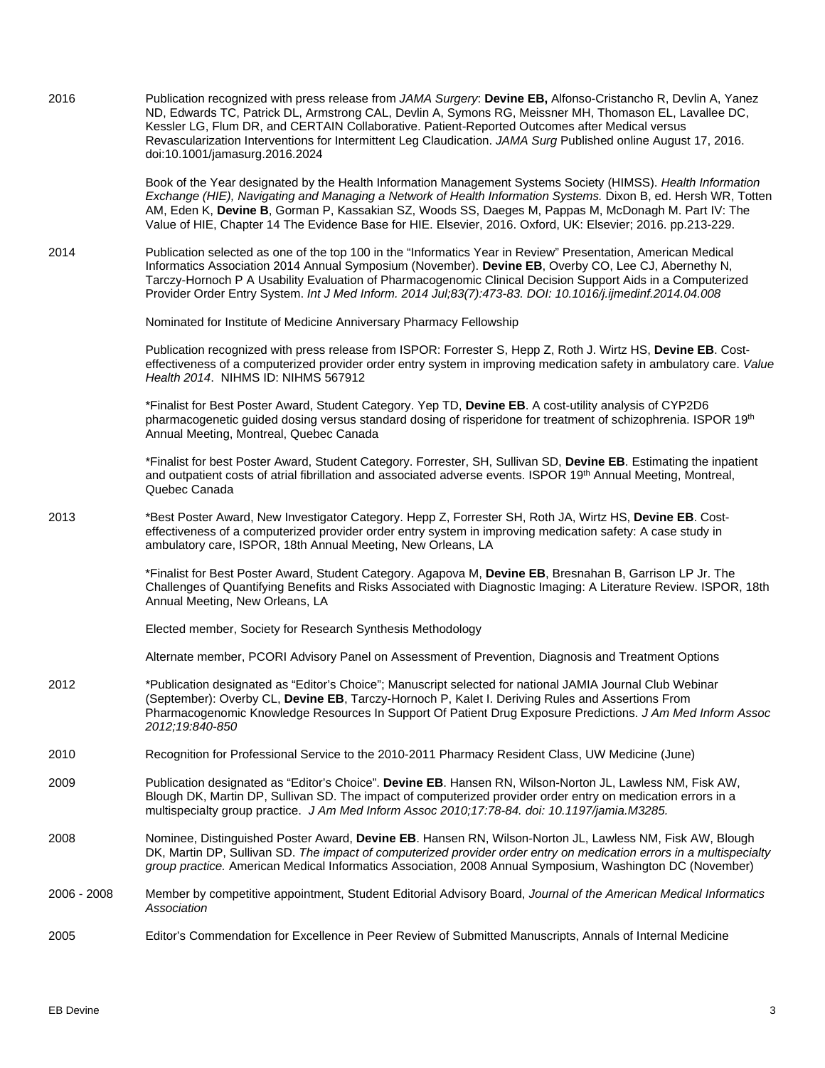2016 Publication recognized with press release from *JAMA Surgery*: **Devine EB,** Alfonso-Cristancho R, Devlin A, Yanez ND, Edwards TC, Patrick DL, Armstrong CAL, Devlin A, Symons RG, Meissner MH, Thomason EL, Lavallee DC, Kessler LG, Flum DR, and CERTAIN Collaborative. Patient-Reported Outcomes after Medical versus Revascularization Interventions for Intermittent Leg Claudication. *JAMA Surg* Published online August 17, 2016. doi:10.1001/jamasurg.2016.2024

Book of the Year designated by the Health Information Management Systems Society (HIMSS). *Health Information Exchange (HIE), Navigating and Managing a Network of Health Information Systems.* Dixon B, ed. Hersh WR, Totten AM, Eden K, **Devine B**, Gorman P, Kassakian SZ, Woods SS, Daeges M, Pappas M, McDonagh M. Part IV: The Value of HIE, Chapter 14 The Evidence Base for HIE. Elsevier, 2016. Oxford, UK: Elsevier; 2016. pp.213-229.

2014 Publication selected as one of the top 100 in the "Informatics Year in Review" Presentation, American Medical Informatics Association 2014 Annual Symposium (November). **Devine EB**, Overby CO, Lee CJ, Abernethy N, Tarczy-Hornoch P A Usability Evaluation of Pharmacogenomic Clinical Decision Support Aids in a Computerized Provider Order Entry System. *Int J Med Inform. 2014 Jul;83(7):473-83. DOI: 10.1016/j.ijmedinf.2014.04.008*

Nominated for Institute of Medicine Anniversary Pharmacy Fellowship

Publication recognized with press release from ISPOR: Forrester S, Hepp Z, Roth J. Wirtz HS, **Devine EB**. Cost-effectiveness of a computerized provider order entry system in improving medication safety in ambulatory care. *Value Health 2014*. NIHMS ID: NIHMS 567912

*Finalist for Best Poster Award, Student Category. Yep TD, **Devine EB**. A cost-utility analysis of CYP2D6 pharmacogenetic guided dosing versus standard dosing of risperidone for treatment of schizophrenia. ISPOR 19th Annual Meeting, Montreal, Quebec Canada

*Finalist for best Poster Award, Student Category. Forrester, SH, Sullivan SD, **Devine EB**. Estimating the inpatient and outpatient costs of atrial fibrillation and associated adverse events. ISPOR 19th Annual Meeting, Montreal, Quebec Canada

2013 *Best Poster Award, New Investigator Category. Hepp Z, Forrester SH, Roth JA, Wirtz HS, **Devine EB**. Cost-effectiveness of a computerized provider order entry system in improving medication safety: A case study in ambulatory care, ISPOR, 18th Annual Meeting, New Orleans, LA

*Finalist for Best Poster Award, Student Category. Agapova M, **Devine EB**, Bresnahan B, Garrison LP Jr. The Challenges of Quantifying Benefits and Risks Associated with Diagnostic Imaging: A Literature Review. ISPOR, 18th Annual Meeting, New Orleans, LA

Elected member, Society for Research Synthesis Methodology

Alternate member, PCORI Advisory Panel on Assessment of Prevention, Diagnosis and Treatment Options

2012 *Publication designated as "Editor's Choice"; Manuscript selected for national JAMIA Journal Club Webinar (September): Overby CL, **Devine EB**, Tarczy-Hornoch P, Kalet I. Deriving Rules and Assertions From Pharmacogenomic Knowledge Resources In Support Of Patient Drug Exposure Predictions. *J Am Med Inform Assoc 2012;19:840-850*

2010 Recognition for Professional Service to the 2010-2011 Pharmacy Resident Class, UW Medicine (June)

2009 Publication designated as "Editor's Choice". **Devine EB**. Hansen RN, Wilson-Norton JL, Lawless NM, Fisk AW, Blough DK, Martin DP, Sullivan SD. The impact of computerized provider order entry on medication errors in a multispecialty group practice. *J Am Med Inform Assoc 2010;17:78-84. doi: 10.1197/jamia.M3285.*

2008 Nominee, Distinguished Poster Award, **Devine EB**. Hansen RN, Wilson-Norton JL, Lawless NM, Fisk AW, Blough DK, Martin DP, Sullivan SD. *The impact of computerized provider order entry on medication errors in a multispecialty group practice.* American Medical Informatics Association, 2008 Annual Symposium, Washington DC (November)

2006 - 2008 Member by competitive appointment, Student Editorial Advisory Board, *Journal of the American Medical Informatics Association*

2005 Editor's Commendation for Excellence in Peer Review of Submitted Manuscripts, Annals of Internal Medicine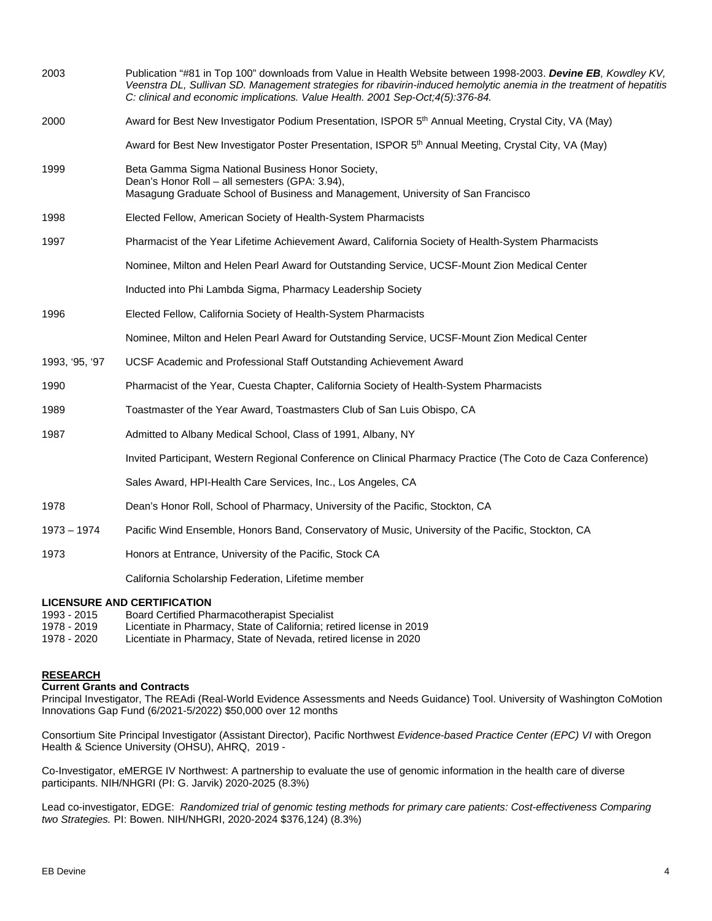2003 Publication "#81 in Top 100" downloads from Value in Health Website between 1998-2003. ***Devine EB**, Kowdley KV, Veenstra DL, Sullivan SD. Management strategies for ribavirin-induced hemolytic anemia in the treatment of hepatitis C: clinical and economic implications. Value Health. 2001 Sep-Oct;4(5):376-84.*

2000 Award for Best New Investigator Podium Presentation, ISPOR 5th Annual Meeting, Crystal City, VA (May)

Award for Best New Investigator Poster Presentation, ISPOR 5th Annual Meeting, Crystal City, VA (May)

1999 Beta Gamma Sigma National Business Honor Society,
Dean's Honor Roll – all semesters (GPA: 3.94),
Masagung Graduate School of Business and Management, University of San Francisco

1998 Elected Fellow, American Society of Health-System Pharmacists

1997 Pharmacist of the Year Lifetime Achievement Award, California Society of Health-System Pharmacists

Nominee, Milton and Helen Pearl Award for Outstanding Service, UCSF-Mount Zion Medical Center

Inducted into Phi Lambda Sigma, Pharmacy Leadership Society

1996 Elected Fellow, California Society of Health-System Pharmacists

Nominee, Milton and Helen Pearl Award for Outstanding Service, UCSF-Mount Zion Medical Center

1993, '95, '97 UCSF Academic and Professional Staff Outstanding Achievement Award

1990 Pharmacist of the Year, Cuesta Chapter, California Society of Health-System Pharmacists

1989 Toastmaster of the Year Award, Toastmasters Club of San Luis Obispo, CA

1987 Admitted to Albany Medical School, Class of 1991, Albany, NY

Invited Participant, Western Regional Conference on Clinical Pharmacy Practice (The Coto de Caza Conference)

Sales Award, HPI-Health Care Services, Inc., Los Angeles, CA

1978 Dean's Honor Roll, School of Pharmacy, University of the Pacific, Stockton, CA

1973 – 1974 Pacific Wind Ensemble, Honors Band, Conservatory of Music, University of the Pacific, Stockton, CA

1973 Honors at Entrance, University of the Pacific, Stock CA

California Scholarship Federation, Lifetime member

**LICENSURE AND CERTIFICATION**

1993 - 2015 Board Certified Pharmacotherapist Specialist
1978 - 2019 Licentiate in Pharmacy, State of California; retired license in 2019
1978 - 2020 Licentiate in Pharmacy, State of Nevada, retired license in 2020

## RESEARCH

**Current Grants and Contracts**

Principal Investigator, The REAdi (Real-World Evidence Assessments and Needs Guidance) Tool. University of Washington CoMotion Innovations Gap Fund (6/2021-5/2022) $50,000 over 12 months

Consortium Site Principal Investigator (Assistant Director), Pacific Northwest *Evidence-based Practice Center (EPC) VI* with Oregon Health & Science University (OHSU), AHRQ, 2019 -

Co-Investigator, eMERGE IV Northwest: A partnership to evaluate the use of genomic information in the health care of diverse participants. NIH/NHGRI (PI: G. Jarvik) 2020-2025 (8.3%)

Lead co-investigator, EDGE: *Randomized trial of genomic testing methods for primary care patients: Cost-effectiveness Comparing two Strategies.* PI: Bowen. NIH/NHGRI, 2020-2024 $376,124) (8.3%)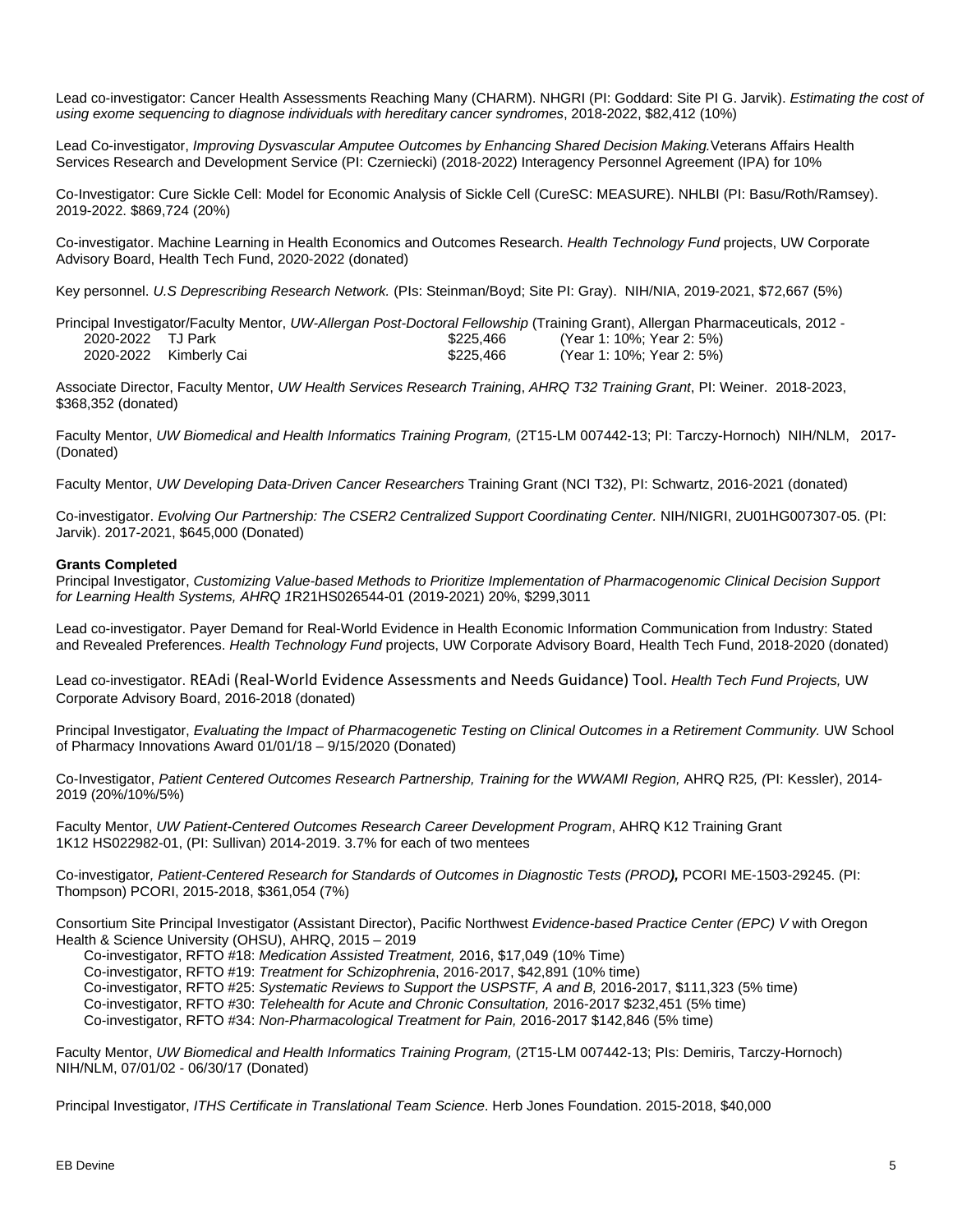Lead co-investigator: Cancer Health Assessments Reaching Many (CHARM). NHGRI (PI: Goddard: Site PI G. Jarvik). *Estimating the cost of using exome sequencing to diagnose individuals with hereditary cancer syndromes*, 2018-2022, $82,412 (10%)

Lead Co-investigator, *Improving Dysvascular Amputee Outcomes by Enhancing Shared Decision Making.* Veterans Affairs Health Services Research and Development Service (PI: Czerniecki) (2018-2022) Interagency Personnel Agreement (IPA) for 10%

Co-Investigator: Cure Sickle Cell: Model for Economic Analysis of Sickle Cell (CureSC: MEASURE). NHLBI (PI: Basu/Roth/Ramsey). 2019-2022. $869,724 (20%)

Co-investigator. Machine Learning in Health Economics and Outcomes Research. *Health Technology Fund* projects, UW Corporate Advisory Board, Health Tech Fund, 2020-2022 (donated)

Key personnel. *U.S Deprescribing Research Network.* (PIs: Steinman/Boyd; Site PI: Gray). NIH/NIA, 2019-2021, $72,667 (5%)

Principal Investigator/Faculty Mentor, *UW-Allergan Post-Doctoral Fellowship* (Training Grant), Allergan Pharmaceuticals, 2012 -

| | | | |
|---|---|---|---|
| 2020-2022 | TJ Park | $225,466 | (Year 1: 10%; Year 2: 5%) |
| 2020-2022 | Kimberly Cai | $225,466 | (Year 1: 10%; Year 2: 5%) |

Associate Director, Faculty Mentor, *UW Health Services Research Training, AHRQ T32 Training Grant*, PI: Weiner. 2018-2023, $368,352 (donated)

Faculty Mentor, *UW Biomedical and Health Informatics Training Program,* (2T15-LM 007442-13; PI: Tarczy-Hornoch) NIH/NLM, 2017- (Donated)

Faculty Mentor, *UW Developing Data-Driven Cancer Researchers* Training Grant (NCI T32), PI: Schwartz, 2016-2021 (donated)

Co-investigator. *Evolving Our Partnership: The CSER2 Centralized Support Coordinating Center.* NIH/NIGRI, 2U01HG007307-05. (PI: Jarvik). 2017-2021, $645,000 (Donated)

**Grants Completed**

Principal Investigator, *Customizing Value-based Methods to Prioritize Implementation of Pharmacogenomic Clinical Decision Support for Learning Health Systems, AHRQ 1*R21HS026544-01 (2019-2021) 20%, $299,3011

Lead co-investigator. Payer Demand for Real-World Evidence in Health Economic Information Communication from Industry: Stated and Revealed Preferences. *Health Technology Fund* projects, UW Corporate Advisory Board, Health Tech Fund, 2018-2020 (donated)

Lead co-investigator. REAdi (Real-World Evidence Assessments and Needs Guidance) Tool. *Health Tech Fund Projects,* UW Corporate Advisory Board, 2016-2018 (donated)

Principal Investigator, *Evaluating the Impact of Pharmacogenetic Testing on Clinical Outcomes in a Retirement Community.* UW School of Pharmacy Innovations Award 01/01/18 – 9/15/2020 (Donated)

Co-Investigator, *Patient Centered Outcomes Research Partnership, Training for the WWAMI Region,* AHRQ R25*, (*PI: Kessler), 2014-2019 (20%/10%/5%)

Faculty Mentor, *UW Patient-Centered Outcomes Research Career Development Program*, AHRQ K12 Training Grant 1K12 HS022982-01, (PI: Sullivan) 2014-2019. 3.7% for each of two mentees

Co-investigator*, Patient-Centered Research for Standards of Outcomes in Diagnostic Tests (PROD***),** PCORI ME-1503-29245. (PI: Thompson) PCORI, 2015-2018, $361,054 (7%)

Consortium Site Principal Investigator (Assistant Director), Pacific Northwest *Evidence-based Practice Center (EPC) V* with Oregon Health & Science University (OHSU), AHRQ, 2015 – 2019

- Co-investigator, RFTO #18: *Medication Assisted Treatment,* 2016, $17,049 (10% Time)
- Co-investigator, RFTO #19: *Treatment for Schizophrenia*, 2016-2017, $42,891 (10% time)
- Co-investigator, RFTO #25: *Systematic Reviews to Support the USPSTF, A and B,* 2016-2017, $111,323 (5% time)
- Co-investigator, RFTO #30: *Telehealth for Acute and Chronic Consultation,* 2016-2017 $232,451 (5% time)
- Co-investigator, RFTO #34: *Non-Pharmacological Treatment for Pain,* 2016-2017 $142,846 (5% time)

Faculty Mentor, *UW Biomedical and Health Informatics Training Program,* (2T15-LM 007442-13; PIs: Demiris, Tarczy-Hornoch) NIH/NLM, 07/01/02 - 06/30/17 (Donated)

Principal Investigator, *ITHS Certificate in Translational Team Science*. Herb Jones Foundation. 2015-2018, $40,000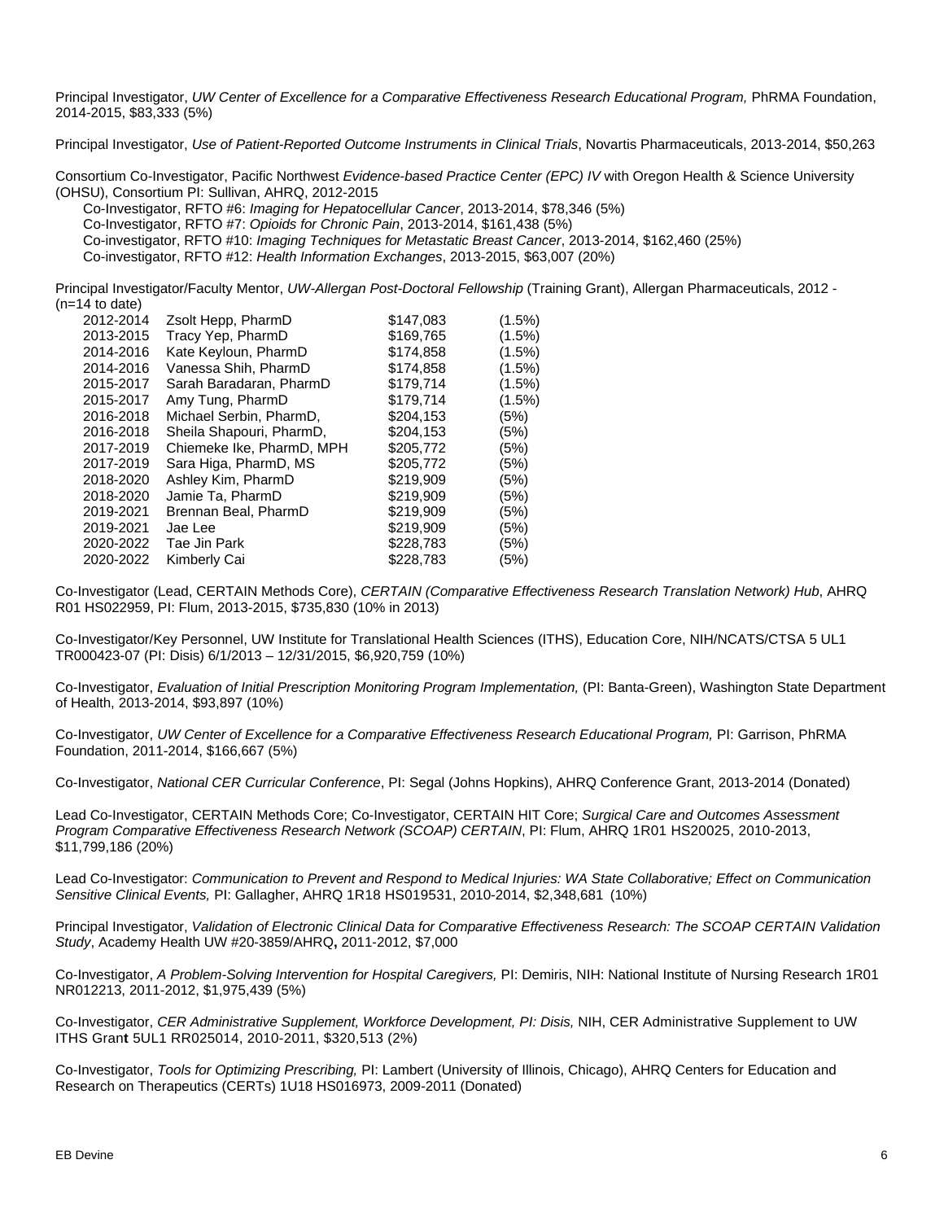Principal Investigator, *UW Center of Excellence for a Comparative Effectiveness Research Educational Program,* PhRMA Foundation, 2014-2015, $83,333 (5%)

Principal Investigator, *Use of Patient-Reported Outcome Instruments in Clinical Trials*, Novartis Pharmaceuticals, 2013-2014, $50,263

Consortium Co-Investigator, Pacific Northwest *Evidence-based Practice Center (EPC) IV* with Oregon Health & Science University (OHSU), Consortium PI: Sullivan, AHRQ, 2012-2015

- Co-Investigator, RFTO #6: *Imaging for Hepatocellular Cancer*, 2013-2014, $78,346 (5%)
- Co-Investigator, RFTO #7: *Opioids for Chronic Pain*, 2013-2014, $161,438 (5%)
- Co-investigator, RFTO #10: *Imaging Techniques for Metastatic Breast Cancer*, 2013-2014, $162,460 (25%)
- Co-investigator, RFTO #12: *Health Information Exchanges*, 2013-2015, $63,007 (20%)

Principal Investigator/Faculty Mentor, *UW-Allergan Post-Doctoral Fellowship* (Training Grant), Allergan Pharmaceuticals, 2012 - (n=14 to date)

| | | | |
|---|---|---|---|
| 2012-2014 | Zsolt Hepp, PharmD | $147,083 | (1.5%) |
| 2013-2015 | Tracy Yep, PharmD | $169,765 | (1.5%) |
| 2014-2016 | Kate Keyloun, PharmD | $174,858 | (1.5%) |
| 2014-2016 | Vanessa Shih, PharmD | $174,858 | (1.5%) |
| 2015-2017 | Sarah Baradaran, PharmD | $179,714 | (1.5%) |
| 2015-2017 | Amy Tung, PharmD | $179,714 | (1.5%) |
| 2016-2018 | Michael Serbin, PharmD, | $204,153 | (5%) |
| 2016-2018 | Sheila Shapouri, PharmD, | $204,153 | (5%) |
| 2017-2019 | Chiemeke Ike, PharmD, MPH | $205,772 | (5%) |
| 2017-2019 | Sara Higa, PharmD, MS | $205,772 | (5%) |
| 2018-2020 | Ashley Kim, PharmD | $219,909 | (5%) |
| 2018-2020 | Jamie Ta, PharmD | $219,909 | (5%) |
| 2019-2021 | Brennan Beal, PharmD | $219,909 | (5%) |
| 2019-2021 | Jae Lee | $219,909 | (5%) |
| 2020-2022 | Tae Jin Park | $228,783 | (5%) |
| 2020-2022 | Kimberly Cai | $228,783 | (5%) |

Co-Investigator (Lead, CERTAIN Methods Core), *CERTAIN (Comparative Effectiveness Research Translation Network) Hub*, AHRQ R01 HS022959, PI: Flum, 2013-2015, $735,830 (10% in 2013)

Co-Investigator/Key Personnel, UW Institute for Translational Health Sciences (ITHS), Education Core, NIH/NCATS/CTSA 5 UL1 TR000423-07 (PI: Disis) 6/1/2013 – 12/31/2015, $6,920,759 (10%)

Co-Investigator, *Evaluation of Initial Prescription Monitoring Program Implementation,* (PI: Banta-Green), Washington State Department of Health, 2013-2014, $93,897 (10%)

Co-Investigator, *UW Center of Excellence for a Comparative Effectiveness Research Educational Program,* PI: Garrison, PhRMA Foundation, 2011-2014, $166,667 (5%)

Co-Investigator, *National CER Curricular Conference*, PI: Segal (Johns Hopkins), AHRQ Conference Grant, 2013-2014 (Donated)

Lead Co-Investigator, CERTAIN Methods Core; Co-Investigator, CERTAIN HIT Core; *Surgical Care and Outcomes Assessment Program Comparative Effectiveness Research Network (SCOAP) CERTAIN*, PI: Flum, AHRQ 1R01 HS20025, 2010-2013, $11,799,186 (20%)

Lead Co-Investigator: *Communication to Prevent and Respond to Medical Injuries: WA State Collaborative; Effect on Communication Sensitive Clinical Events,* PI: Gallagher, AHRQ 1R18 HS019531, 2010-2014, $2,348,681 (10%)

Principal Investigator, *Validation of Electronic Clinical Data for Comparative Effectiveness Research: The SCOAP CERTAIN Validation Study*, Academy Health UW #20-3859/AHRQ**,** 2011-2012, $7,000

Co-Investigator, *A Problem-Solving Intervention for Hospital Caregivers,* PI: Demiris, NIH: National Institute of Nursing Research 1R01 NR012213, 2011-2012, $1,975,439 (5%)

Co-Investigator, *CER Administrative Supplement, Workforce Development, PI: Disis,* NIH, CER Administrative Supplement to UW ITHS Grant 5UL1 RR025014, 2010-2011, $320,513 (2%)

Co-Investigator, *Tools for Optimizing Prescribing,* PI: Lambert (University of Illinois, Chicago), AHRQ Centers for Education and Research on Therapeutics (CERTs) 1U18 HS016973, 2009-2011 (Donated)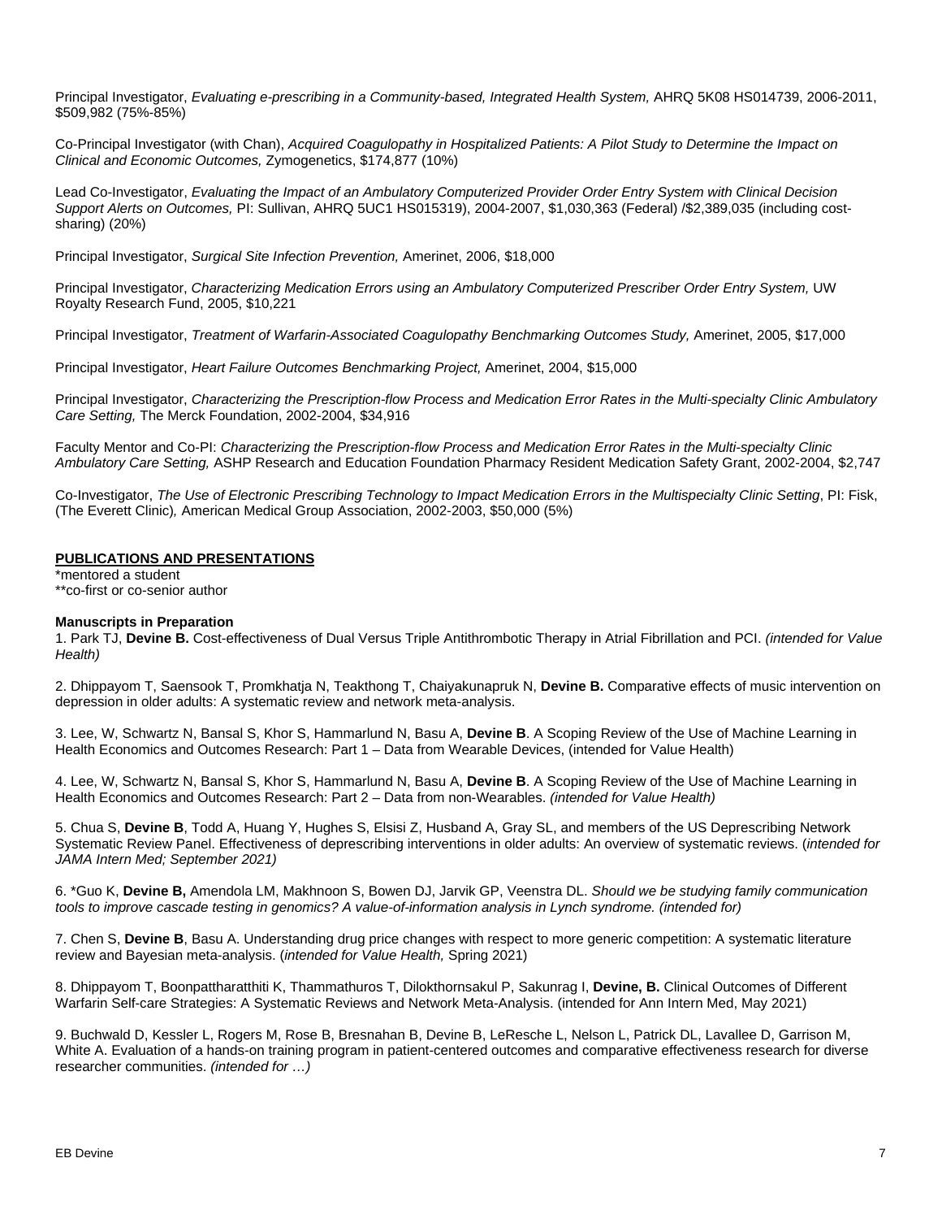Principal Investigator, *Evaluating e-prescribing in a Community-based, Integrated Health System,* AHRQ 5K08 HS014739, 2006-2011, $509,982 (75%-85%)

Co-Principal Investigator (with Chan), *Acquired Coagulopathy in Hospitalized Patients: A Pilot Study to Determine the Impact on Clinical and Economic Outcomes,* Zymogenetics, $174,877 (10%)

Lead Co-Investigator, *Evaluating the Impact of an Ambulatory Computerized Provider Order Entry System with Clinical Decision Support Alerts on Outcomes,* PI: Sullivan, AHRQ 5UC1 HS015319), 2004-2007, $1,030,363 (Federal) /$2,389,035 (including cost-sharing) (20%)

Principal Investigator, *Surgical Site Infection Prevention,* Amerinet, 2006, $18,000

Principal Investigator, *Characterizing Medication Errors using an Ambulatory Computerized Prescriber Order Entry System,* UW Royalty Research Fund, 2005, $10,221

Principal Investigator, *Treatment of Warfarin-Associated Coagulopathy Benchmarking Outcomes Study,* Amerinet, 2005, $17,000

Principal Investigator, *Heart Failure Outcomes Benchmarking Project,* Amerinet, 2004, $15,000

Principal Investigator, *Characterizing the Prescription-flow Process and Medication Error Rates in the Multi-specialty Clinic Ambulatory Care Setting,* The Merck Foundation, 2002-2004, $34,916

Faculty Mentor and Co-PI: *Characterizing the Prescription-flow Process and Medication Error Rates in the Multi-specialty Clinic Ambulatory Care Setting,* ASHP Research and Education Foundation Pharmacy Resident Medication Safety Grant, 2002-2004, $2,747

Co-Investigator, *The Use of Electronic Prescribing Technology to Impact Medication Errors in the Multispecialty Clinic Setting*, PI: Fisk, (The Everett Clinic)*,* American Medical Group Association, 2002-2003, $50,000 (5%)

## PUBLICATIONS AND PRESENTATIONS

*mentored a student
**co-first or co-senior author

### Manuscripts in Preparation

1. Park TJ, **Devine B.** Cost-effectiveness of Dual Versus Triple Antithrombotic Therapy in Atrial Fibrillation and PCI. *(intended for Value Health)*

2. Dhippayom T, Saensook T, Promkhatja N, Teakthong T, Chaiyakunapruk N, **Devine B.** Comparative effects of music intervention on depression in older adults: A systematic review and network meta-analysis.

3. Lee, W, Schwartz N, Bansal S, Khor S, Hammarlund N, Basu A, **Devine B**. A Scoping Review of the Use of Machine Learning in Health Economics and Outcomes Research: Part 1 – Data from Wearable Devices, (intended for Value Health)

4. Lee, W, Schwartz N, Bansal S, Khor S, Hammarlund N, Basu A, **Devine B**. A Scoping Review of the Use of Machine Learning in Health Economics and Outcomes Research: Part 2 – Data from non-Wearables. *(intended for Value Health)*

5. Chua S, **Devine B**, Todd A, Huang Y, Hughes S, Elsisi Z, Husband A, Gray SL, and members of the US Deprescribing Network Systematic Review Panel. Effectiveness of deprescribing interventions in older adults: An overview of systematic reviews. (*intended for JAMA Intern Med; September 2021)*

6. *Guo K, **Devine B,** Amendola LM, Makhnoon S, Bowen DJ, Jarvik GP, Veenstra DL. *Should we be studying family communication tools to improve cascade testing in genomics? A value-of-information analysis in Lynch syndrome. (intended for)*

7. Chen S, **Devine B**, Basu A. Understanding drug price changes with respect to more generic competition: A systematic literature review and Bayesian meta-analysis. (*intended for Value Health,* Spring 2021)

8. Dhippayom T, Boonpattharatthiti K, Thammathuros T, Dilokthornsakul P, Sakunrag I, **Devine, B.** Clinical Outcomes of Different Warfarin Self-care Strategies: A Systematic Reviews and Network Meta-Analysis. (intended for Ann Intern Med, May 2021)

9. Buchwald D, Kessler L, Rogers M, Rose B, Bresnahan B, Devine B, LeResche L, Nelson L, Patrick DL, Lavallee D, Garrison M, White A. Evaluation of a hands-on training program in patient-centered outcomes and comparative effectiveness research for diverse researcher communities. *(intended for …)*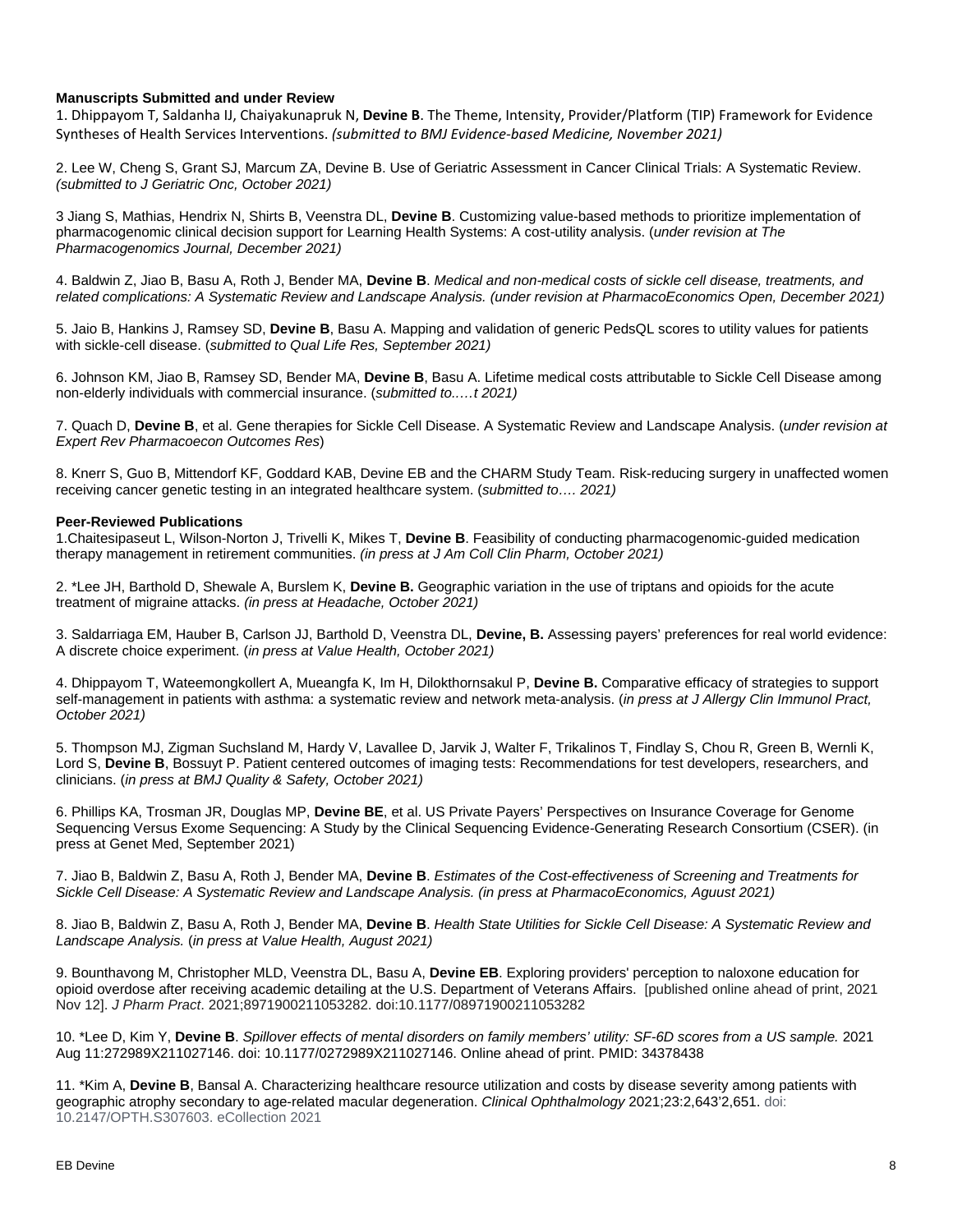**Manuscripts Submitted and under Review**

1. Dhippayom T, Saldanha IJ, Chaiyakunapruk N, **Devine B**. The Theme, Intensity, Provider/Platform (TIP) Framework for Evidence Syntheses of Health Services Interventions. *(submitted to BMJ Evidence-based Medicine, November 2021)*

2. Lee W, Cheng S, Grant SJ, Marcum ZA, Devine B. Use of Geriatric Assessment in Cancer Clinical Trials: A Systematic Review. *(submitted to J Geriatric Onc, October 2021)*

3 Jiang S, Mathias, Hendrix N, Shirts B, Veenstra DL, **Devine B**. Customizing value-based methods to prioritize implementation of pharmacogenomic clinical decision support for Learning Health Systems: A cost-utility analysis. (*under revision at The Pharmacogenomics Journal, December 2021)*

4. Baldwin Z, Jiao B, Basu A, Roth J, Bender MA, **Devine B**. *Medical and non-medical costs of sickle cell disease, treatments, and related complications: A Systematic Review and Landscape Analysis. (under revision at PharmacoEconomics Open, December 2021)*

5. Jaio B, Hankins J, Ramsey SD, **Devine B**, Basu A. Mapping and validation of generic PedsQL scores to utility values for patients with sickle-cell disease. (*submitted to Qual Life Res, September 2021)*

6. Johnson KM, Jiao B, Ramsey SD, Bender MA, **Devine B**, Basu A. Lifetime medical costs attributable to Sickle Cell Disease among non-elderly individuals with commercial insurance. (*submitted to.….t 2021)*

7. Quach D, **Devine B**, et al. Gene therapies for Sickle Cell Disease. A Systematic Review and Landscape Analysis. (*under revision at Expert Rev Pharmacoecon Outcomes Res*)

8. Knerr S, Guo B, Mittendorf KF, Goddard KAB, Devine EB and the CHARM Study Team. Risk-reducing surgery in unaffected women receiving cancer genetic testing in an integrated healthcare system. (*submitted to…. 2021)*

**Peer-Reviewed Publications**

1.Chaitesipaseut L, Wilson-Norton J, Trivelli K, Mikes T, **Devine B**. Feasibility of conducting pharmacogenomic-guided medication therapy management in retirement communities. *(in press at J Am Coll Clin Pharm, October 2021)*

2. *Lee JH, Barthold D, Shewale A, Burslem K, **Devine B.** Geographic variation in the use of triptans and opioids for the acute treatment of migraine attacks. *(in press at Headache, October 2021)*

3. Saldarriaga EM, Hauber B, Carlson JJ, Barthold D, Veenstra DL, **Devine, B.** Assessing payers' preferences for real world evidence: A discrete choice experiment. (*in press at Value Health, October 2021)*

4. Dhippayom T, Wateemongkollert A, Mueangfa K, Im H, Dilokthornsakul P, **Devine B.** Comparative efficacy of strategies to support self-management in patients with asthma: a systematic review and network meta-analysis. (*in press at J Allergy Clin Immunol Pract, October 2021)*

5. Thompson MJ, Zigman Suchsland M, Hardy V, Lavallee D, Jarvik J, Walter F, Trikalinos T, Findlay S, Chou R, Green B, Wernli K, Lord S, **Devine B**, Bossuyt P. Patient centered outcomes of imaging tests: Recommendations for test developers, researchers, and clinicians. (*in press at BMJ Quality & Safety, October 2021)*

6. Phillips KA, Trosman JR, Douglas MP, **Devine BE**, et al. US Private Payers' Perspectives on Insurance Coverage for Genome Sequencing Versus Exome Sequencing: A Study by the Clinical Sequencing Evidence-Generating Research Consortium (CSER). (in press at Genet Med, September 2021)

7. Jiao B, Baldwin Z, Basu A, Roth J, Bender MA, **Devine B**. *Estimates of the Cost-effectiveness of Screening and Treatments for Sickle Cell Disease: A Systematic Review and Landscape Analysis. (in press at PharmacoEconomics, Aguust 2021)*

8. Jiao B, Baldwin Z, Basu A, Roth J, Bender MA, **Devine B**. *Health State Utilities for Sickle Cell Disease: A Systematic Review and Landscape Analysis.* (*in press at Value Health, August 2021)*

9. Bounthavong M, Christopher MLD, Veenstra DL, Basu A, **Devine EB**. Exploring providers' perception to naloxone education for opioid overdose after receiving academic detailing at the U.S. Department of Veterans Affairs. [published online ahead of print, 2021 Nov 12]. *J Pharm Pract*. 2021;8971900211053282. doi:10.1177/08971900211053282

10. *Lee D, Kim Y, **Devine B**. *Spillover effects of mental disorders on family members' utility: SF-6D scores from a US sample.* 2021 Aug 11:272989X211027146. doi: 10.1177/0272989X211027146. Online ahead of print. PMID: 34378438

11. *Kim A, **Devine B**, Bansal A. Characterizing healthcare resource utilization and costs by disease severity among patients with geographic atrophy secondary to age-related macular degeneration. *Clinical Ophthalmology* 2021;23:2,643'2,651. doi: 10.2147/OPTH.S307603. eCollection 2021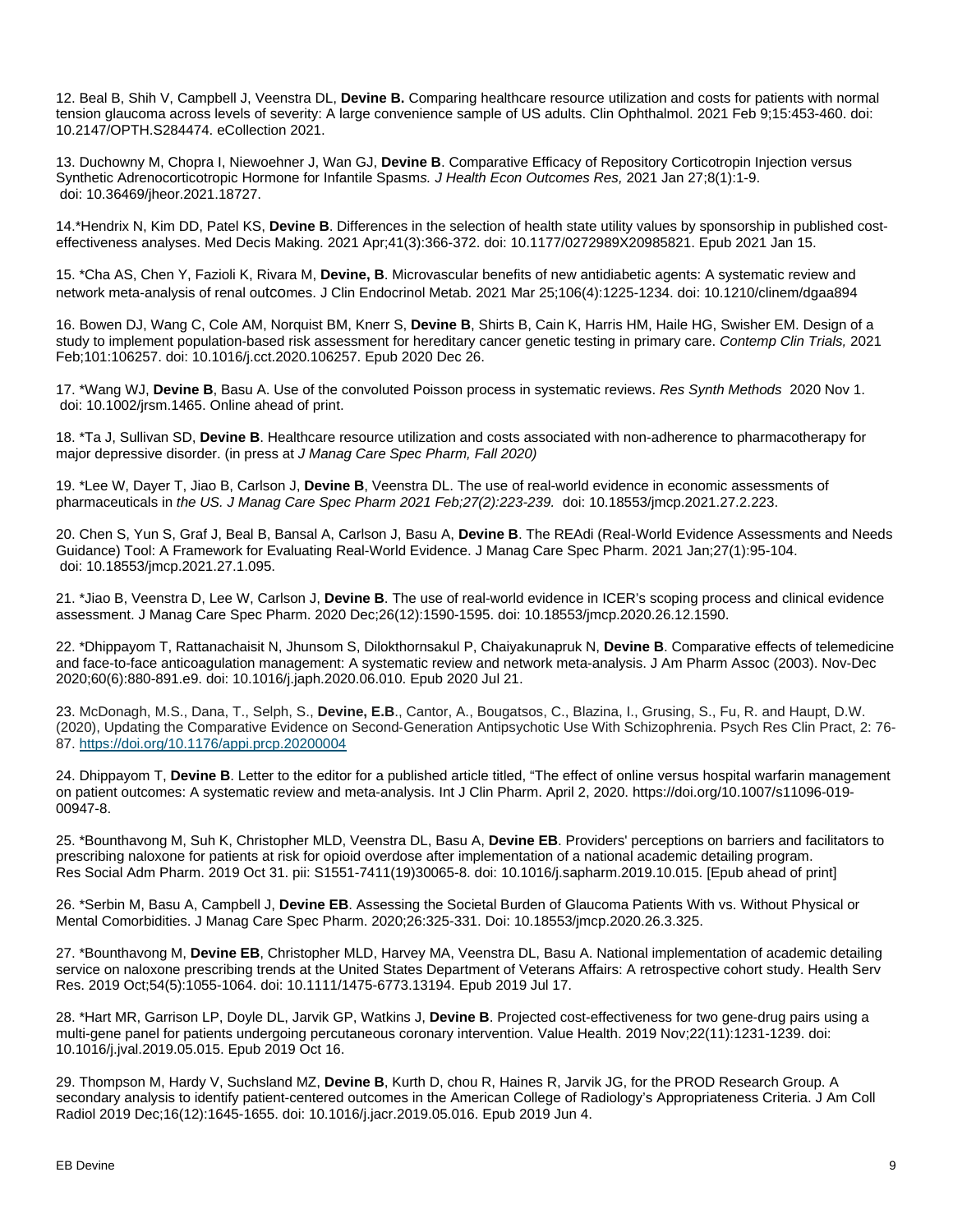12. Beal B, Shih V, Campbell J, Veenstra DL, **Devine B.** Comparing healthcare resource utilization and costs for patients with normal tension glaucoma across levels of severity: A large convenience sample of US adults. Clin Ophthalmol. 2021 Feb 9;15:453-460. doi: 10.2147/OPTH.S284474. eCollection 2021.

13. Duchowny M, Chopra I, Niewoehner J, Wan GJ, **Devine B**. Comparative Efficacy of Repository Corticotropin Injection versus Synthetic Adrenocorticotropic Hormone for Infantile Spasms*. J Health Econ Outcomes Res,* 2021 Jan 27;8(1):1-9. doi: 10.36469/jheor.2021.18727.

14.*Hendrix N, Kim DD, Patel KS, **Devine B**. Differences in the selection of health state utility values by sponsorship in published cost-effectiveness analyses. Med Decis Making. 2021 Apr;41(3):366-372. doi: 10.1177/0272989X20985821. Epub 2021 Jan 15.

15. *Cha AS, Chen Y, Fazioli K, Rivara M, **Devine, B**. Microvascular benefits of new antidiabetic agents: A systematic review and network meta-analysis of renal outcomes. J Clin Endocrinol Metab. 2021 Mar 25;106(4):1225-1234. doi: 10.1210/clinem/dgaa894

16. Bowen DJ, Wang C, Cole AM, Norquist BM, Knerr S, **Devine B**, Shirts B, Cain K, Harris HM, Haile HG, Swisher EM. Design of a study to implement population-based risk assessment for hereditary cancer genetic testing in primary care. *Contemp Clin Trials,* 2021 Feb;101:106257. doi: 10.1016/j.cct.2020.106257. Epub 2020 Dec 26.

17. *Wang WJ, **Devine B**, Basu A. Use of the convoluted Poisson process in systematic reviews. *Res Synth Methods* 2020 Nov 1. doi: 10.1002/jrsm.1465. Online ahead of print.

18. *Ta J, Sullivan SD, **Devine B**. Healthcare resource utilization and costs associated with non-adherence to pharmacotherapy for major depressive disorder. (in press at *J Manag Care Spec Pharm, Fall 2020)*

19. *Lee W, Dayer T, Jiao B, Carlson J, **Devine B**, Veenstra DL. The use of real-world evidence in economic assessments of pharmaceuticals in *the US. J Manag Care Spec Pharm 2021 Feb;27(2):223-239.* doi: 10.18553/jmcp.2021.27.2.223.

20. Chen S, Yun S, Graf J, Beal B, Bansal A, Carlson J, Basu A, **Devine B**. The REAdi (Real-World Evidence Assessments and Needs Guidance) Tool: A Framework for Evaluating Real-World Evidence. J Manag Care Spec Pharm. 2021 Jan;27(1):95-104. doi: 10.18553/jmcp.2021.27.1.095.

21. *Jiao B, Veenstra D, Lee W, Carlson J, **Devine B**. The use of real-world evidence in ICER's scoping process and clinical evidence assessment. J Manag Care Spec Pharm. 2020 Dec;26(12):1590-1595. doi: 10.18553/jmcp.2020.26.12.1590.

22. *Dhippayom T, Rattanachaisit N, Jhunsom S, Dilokthornsakul P, Chaiyakunapruk N, **Devine B**. Comparative effects of telemedicine and face-to-face anticoagulation management: A systematic review and network meta-analysis. J Am Pharm Assoc (2003). Nov-Dec 2020;60(6):880-891.e9. doi: 10.1016/j.japh.2020.06.010. Epub 2020 Jul 21.

23. McDonagh, M.S., Dana, T., Selph, S., **Devine, E.B**., Cantor, A., Bougatsos, C., Blazina, I., Grusing, S., Fu, R. and Haupt, D.W. (2020), Updating the Comparative Evidence on Second-Generation Antipsychotic Use With Schizophrenia. Psych Res Clin Pract, 2: 76-87. https://doi.org/10.1176/appi.prcp.20200004

24. Dhippayom T, **Devine B**. Letter to the editor for a published article titled, "The effect of online versus hospital warfarin management on patient outcomes: A systematic review and meta-analysis. Int J Clin Pharm. April 2, 2020. https://doi.org/10.1007/s11096-019-00947-8.

25. *Bounthavong M, Suh K, Christopher MLD, Veenstra DL, Basu A, **Devine EB**. Providers' perceptions on barriers and facilitators to prescribing naloxone for patients at risk for opioid overdose after implementation of a national academic detailing program. Res Social Adm Pharm. 2019 Oct 31. pii: S1551-7411(19)30065-8. doi: 10.1016/j.sapharm.2019.10.015. [Epub ahead of print]

26. *Serbin M, Basu A, Campbell J, **Devine EB**. Assessing the Societal Burden of Glaucoma Patients With vs. Without Physical or Mental Comorbidities. J Manag Care Spec Pharm. 2020;26:325-331. Doi: 10.18553/jmcp.2020.26.3.325.

27. *Bounthavong M, **Devine EB**, Christopher MLD, Harvey MA, Veenstra DL, Basu A. National implementation of academic detailing service on naloxone prescribing trends at the United States Department of Veterans Affairs: A retrospective cohort study. Health Serv Res. 2019 Oct;54(5):1055-1064. doi: 10.1111/1475-6773.13194. Epub 2019 Jul 17.

28. *Hart MR, Garrison LP, Doyle DL, Jarvik GP, Watkins J, **Devine B**. Projected cost-effectiveness for two gene-drug pairs using a multi-gene panel for patients undergoing percutaneous coronary intervention. Value Health. 2019 Nov;22(11):1231-1239. doi: 10.1016/j.jval.2019.05.015. Epub 2019 Oct 16.

29. Thompson M, Hardy V, Suchsland MZ, **Devine B**, Kurth D, chou R, Haines R, Jarvik JG, for the PROD Research Group. A secondary analysis to identify patient-centered outcomes in the American College of Radiology's Appropriateness Criteria. J Am Coll Radiol 2019 Dec;16(12):1645-1655. doi: 10.1016/j.jacr.2019.05.016. Epub 2019 Jun 4.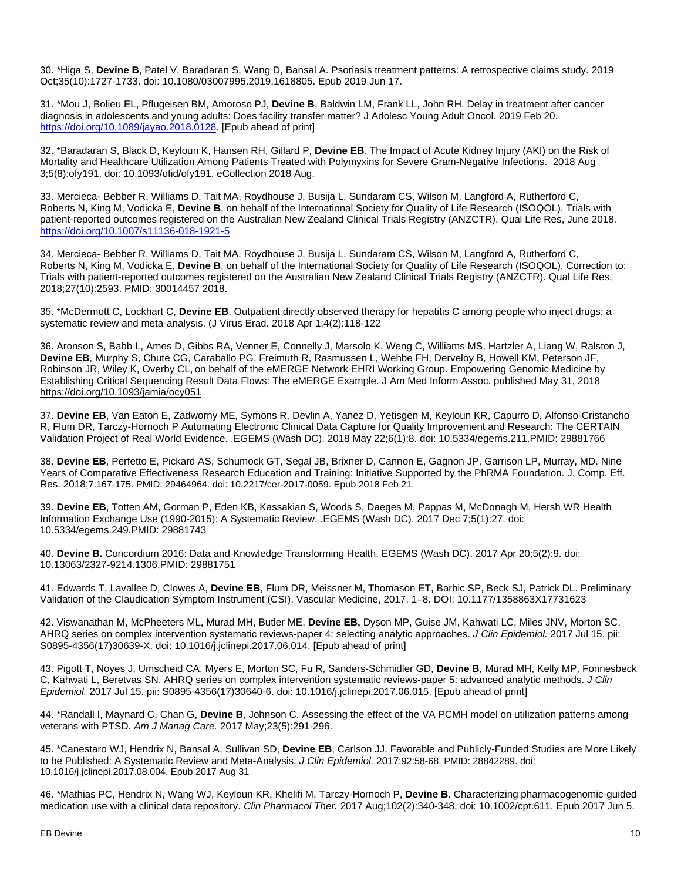30. *Higa S, **Devine B**, Patel V, Baradaran S, Wang D, Bansal A. Psoriasis treatment patterns: A retrospective claims study. 2019 Oct;35(10):1727-1733. doi: 10.1080/03007995.2019.1618805. Epub 2019 Jun 17.

31. *Mou J, Bolieu EL, Pflugeisen BM, Amoroso PJ, **Devine B**, Baldwin LM, Frank LL, John RH. Delay in treatment after cancer diagnosis in adolescents and young adults: Does facility transfer matter? J Adolesc Young Adult Oncol. 2019 Feb 20. https://doi.org/10.1089/jayao.2018.0128. [Epub ahead of print]

32. *Baradaran S, Black D, Keyloun K, Hansen RH, Gillard P, **Devine EB**. The Impact of Acute Kidney Injury (AKI) on the Risk of Mortality and Healthcare Utilization Among Patients Treated with Polymyxins for Severe Gram-Negative Infections. 2018 Aug 3;5(8):ofy191. doi: 10.1093/ofid/ofy191. eCollection 2018 Aug.

33. Mercieca- Bebber R, Williams D, Tait MA, Roydhouse J, Busija L, Sundaram CS, Wilson M, Langford A, Rutherford C, Roberts N, King M, Vodicka E, **Devine B**, on behalf of the International Society for Quality of Life Research (ISOQOL). Trials with patient-reported outcomes registered on the Australian New Zealand Clinical Trials Registry (ANZCTR). Qual Life Res, June 2018. https://doi.org/10.1007/s11136-018-1921-5

34. Mercieca- Bebber R, Williams D, Tait MA, Roydhouse J, Busija L, Sundaram CS, Wilson M, Langford A, Rutherford C, Roberts N, King M, Vodicka E, **Devine B**, on behalf of the International Society for Quality of Life Research (ISOQOL). Correction to: Trials with patient-reported outcomes registered on the Australian New Zealand Clinical Trials Registry (ANZCTR). Qual Life Res, 2018;27(10):2593. PMID: 30014457 2018.

35. *McDermott C, Lockhart C, **Devine EB**. Outpatient directly observed therapy for hepatitis C among people who inject drugs: a systematic review and meta-analysis. (J Virus Erad. 2018 Apr 1;4(2):118-122

36. Aronson S, Babb L, Ames D, Gibbs RA, Venner E, Connelly J, Marsolo K, Weng C, Williams MS, Hartzler A, Liang W, Ralston J, **Devine EB**, Murphy S, Chute CG, Caraballo PG, Freimuth R, Rasmussen L, Wehbe FH, Derveloy B, Howell KM, Peterson JF, Robinson JR, Wiley K, Overby CL, on behalf of the eMERGE Network EHRI Working Group. Empowering Genomic Medicine by Establishing Critical Sequencing Result Data Flows: The eMERGE Example. J Am Med Inform Assoc. published May 31, 2018 https://doi.org/10.1093/jamia/ocy051

37. **Devine EB**, Van Eaton E, Zadworny ME, Symons R, Devlin A, Yanez D, Yetisgen M, Keyloun KR, Capurro D, Alfonso-Cristancho R, Flum DR, Tarczy-Hornoch P Automating Electronic Clinical Data Capture for Quality Improvement and Research: The CERTAIN Validation Project of Real World Evidence. .EGEMS (Wash DC). 2018 May 22;6(1):8. doi: 10.5334/egems.211.PMID: 29881766

38. **Devine EB**, Perfetto E, Pickard AS, Schumock GT, Segal JB, Brixner D, Cannon E, Gagnon JP, Garrison LP, Murray, MD. Nine Years of Comparative Effectiveness Research Education and Training: Initiative Supported by the PhRMA Foundation. J. Comp. Eff. Res. 2018;7:167-175. PMID: 29464964. doi: 10.2217/cer-2017-0059. Epub 2018 Feb 21.

39. **Devine EB**, Totten AM, Gorman P, Eden KB, Kassakian S, Woods S, Daeges M, Pappas M, McDonagh M, Hersh WR Health Information Exchange Use (1990-2015): A Systematic Review. .EGEMS (Wash DC). 2017 Dec 7;5(1):27. doi: 10.5334/egems.249.PMID: 29881743

40. **Devine B.** Concordium 2016: Data and Knowledge Transforming Health. EGEMS (Wash DC). 2017 Apr 20;5(2):9. doi: 10.13063/2327-9214.1306.PMID: 29881751

41. Edwards T, Lavallee D, Clowes A, **Devine EB**, Flum DR, Meissner M, Thomason ET, Barbic SP, Beck SJ, Patrick DL. Preliminary Validation of the Claudication Symptom Instrument (CSI). Vascular Medicine, 2017, 1–8. DOI: 10.1177/1358863X17731623

42. Viswanathan M, McPheeters ML, Murad MH, Butler ME, **Devine EB,** Dyson MP, Guise JM, Kahwati LC, Miles JNV, Morton SC. AHRQ series on complex intervention systematic reviews-paper 4: selecting analytic approaches. *J Clin Epidemiol.* 2017 Jul 15. pii: S0895-4356(17)30639-X. doi: 10.1016/j.jclinepi.2017.06.014. [Epub ahead of print]

43. Pigott T, Noyes J, Umscheid CA, Myers E, Morton SC, Fu R, Sanders-Schmidler GD, **Devine B**, Murad MH, Kelly MP, Fonnesbeck C, Kahwati L, Beretvas SN. AHRQ series on complex intervention systematic reviews-paper 5: advanced analytic methods. *J Clin Epidemiol.* 2017 Jul 15. pii: S0895-4356(17)30640-6. doi: 10.1016/j.jclinepi.2017.06.015. [Epub ahead of print]

44. *Randall I, Maynard C, Chan G, **Devine B**, Johnson C. Assessing the effect of the VA PCMH model on utilization patterns among veterans with PTSD. *Am J Manag Care.* 2017 May;23(5):291-296.

45. *Canestaro WJ, Hendrix N, Bansal A, Sullivan SD, **Devine EB**, Carlson JJ. Favorable and Publicly-Funded Studies are More Likely to be Published: A Systematic Review and Meta-Analysis. *J Clin Epidemiol.* 2017;92:58-68. PMID: 28842289. doi: 10.1016/j.jclinepi.2017.08.004. Epub 2017 Aug 31

46. *Mathias PC, Hendrix N, Wang WJ, Keyloun KR, Khelifi M, Tarczy-Hornoch P, **Devine B**. Characterizing pharmacogenomic-guided medication use with a clinical data repository. *Clin Pharmacol Ther.* 2017 Aug;102(2):340-348. doi: 10.1002/cpt.611. Epub 2017 Jun 5.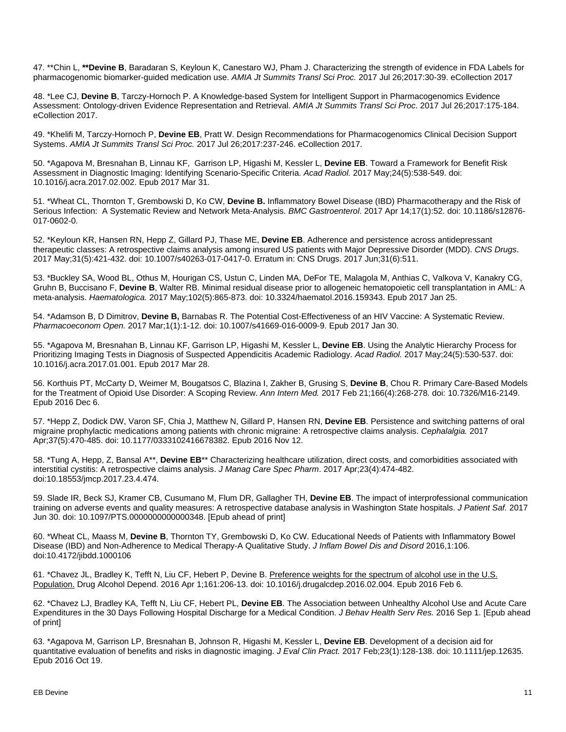47. **Chin L, ****Devine B**, Baradaran S, Keyloun K, Canestaro WJ, Pham J. Characterizing the strength of evidence in FDA Labels for pharmacogenomic biomarker-guided medication use. *AMIA Jt Summits Transl Sci Proc.* 2017 Jul 26;2017:30-39. eCollection 2017

48. *Lee CJ, **Devine B**, Tarczy-Hornoch P. A Knowledge-based System for Intelligent Support in Pharmacogenomics Evidence Assessment: Ontology-driven Evidence Representation and Retrieval. *AMIA Jt Summits Transl Sci Proc*. 2017 Jul 26;2017:175-184. eCollection 2017.

49. *Khelifi M, Tarczy-Hornoch P, **Devine EB**, Pratt W. Design Recommendations for Pharmacogenomics Clinical Decision Support Systems. *AMIA Jt Summits Transl Sci Proc.* 2017 Jul 26;2017:237-246. eCollection 2017.

50. *Agapova M, Bresnahan B, Linnau KF, Garrison LP, Higashi M, Kessler L, **Devine EB**. Toward a Framework for Benefit Risk Assessment in Diagnostic Imaging: Identifying Scenario-Specific Criteria. *Acad Radiol.* 2017 May;24(5):538-549. doi: 10.1016/j.acra.2017.02.002. Epub 2017 Mar 31.

51. *Wheat CL, Thornton T, Grembowski D, Ko CW, **Devine B.** Inflammatory Bowel Disease (IBD) Pharmacotherapy and the Risk of Serious Infection: A Systematic Review and Network Meta-Analysis. *BMC Gastroenterol*. 2017 Apr 14;17(1):52. doi: 10.1186/s12876-017-0602-0.

52. *Keyloun KR, Hansen RN, Hepp Z, Gillard PJ, Thase ME, **Devine EB**. Adherence and persistence across antidepressant therapeutic classes: A retrospective claims analysis among insured US patients with Major Depressive Disorder (MDD). *CNS Drugs*. 2017 May;31(5):421-432. doi: 10.1007/s40263-017-0417-0. Erratum in: CNS Drugs. 2017 Jun;31(6):511.

53. *Buckley SA, Wood BL, Othus M, Hourigan CS, Ustun C, Linden MA, DeFor TE, Malagola M, Anthias C, Valkova V, Kanakry CG, Gruhn B, Buccisano F, **Devine B**, Walter RB. Minimal residual disease prior to allogeneic hematopoietic cell transplantation in AML: A meta-analysis. *Haematologica.* 2017 May;102(5):865-873. doi: 10.3324/haematol.2016.159343. Epub 2017 Jan 25.

54. *Adamson B, D Dimitrov, **Devine B,** Barnabas R. The Potential Cost-Effectiveness of an HIV Vaccine: A Systematic Review. *Pharmacoeconom Open.* 2017 Mar;1(1):1-12. doi: 10.1007/s41669-016-0009-9. Epub 2017 Jan 30.

55. *Agapova M, Bresnahan B, Linnau KF, Garrison LP, Higashi M, Kessler L, **Devine EB**. Using the Analytic Hierarchy Process for Prioritizing Imaging Tests in Diagnosis of Suspected Appendicitis Academic Radiology. *Acad Radiol.* 2017 May;24(5):530-537. doi: 10.1016/j.acra.2017.01.001. Epub 2017 Mar 28.

56. Korthuis PT, McCarty D, Weimer M, Bougatsos C, Blazina I, Zakher B, Grusing S, **Devine B**, Chou R. Primary Care-Based Models for the Treatment of Opioid Use Disorder: A Scoping Review. *Ann Intern Med.* 2017 Feb 21;166(4):268-278. doi: 10.7326/M16-2149. Epub 2016 Dec 6.

57. *Hepp Z, Dodick DW, Varon SF, Chia J, Matthew N, Gillard P, Hansen RN, **Devine EB**. Persistence and switching patterns of oral migraine prophylactic medications among patients with chronic migraine: A retrospective claims analysis. *Cephalalgia.* 2017 Apr;37(5):470-485. doi: 10.1177/0333102416678382. Epub 2016 Nov 12.

58. *Tung A, Hepp, Z, Bansal A**, **Devine EB**** Characterizing healthcare utilization, direct costs, and comorbidities associated with interstitial cystitis: A retrospective claims analysis. *J Manag Care Spec Pharm*. 2017 Apr;23(4):474-482. doi:10.18553/jmcp.2017.23.4.474.

59. Slade IR, Beck SJ, Kramer CB, Cusumano M, Flum DR, Gallagher TH, **Devine EB**. The impact of interprofessional communication training on adverse events and quality measures: A retrospective database analysis in Washington State hospitals. *J Patient Saf.* 2017 Jun 30. doi: 10.1097/PTS.0000000000000348. [Epub ahead of print]

60. *Wheat CL, Maass M, **Devine B**, Thornton TY, Grembowski D, Ko CW. Educational Needs of Patients with Inflammatory Bowel Disease (IBD) and Non-Adherence to Medical Therapy-A Qualitative Study. *J Inflam Bowel Dis and Disord* 2016,1:106. doi:10.4172/jibdd.1000106

61. *Chavez JL, Bradley K, Tefft N, Liu CF, Hebert P, Devine B. Preference weights for the spectrum of alcohol use in the U.S. Population. Drug Alcohol Depend. 2016 Apr 1;161:206-13. doi: 10.1016/j.drugalcdep.2016.02.004. Epub 2016 Feb 6.

62. *Chavez LJ, Bradley KA, Tefft N, Liu CF, Hebert PL, **Devine EB**. The Association between Unhealthy Alcohol Use and Acute Care Expenditures in the 30 Days Following Hospital Discharge for a Medical Condition. *J Behav Health Serv Res.* 2016 Sep 1. [Epub ahead of print]

63. *Agapova M, Garrison LP, Bresnahan B, Johnson R, Higashi M, Kessler L, **Devine EB**. Development of a decision aid for quantitative evaluation of benefits and risks in diagnostic imaging. *J Eval Clin Pract.* 2017 Feb;23(1):128-138. doi: 10.1111/jep.12635. Epub 2016 Oct 19.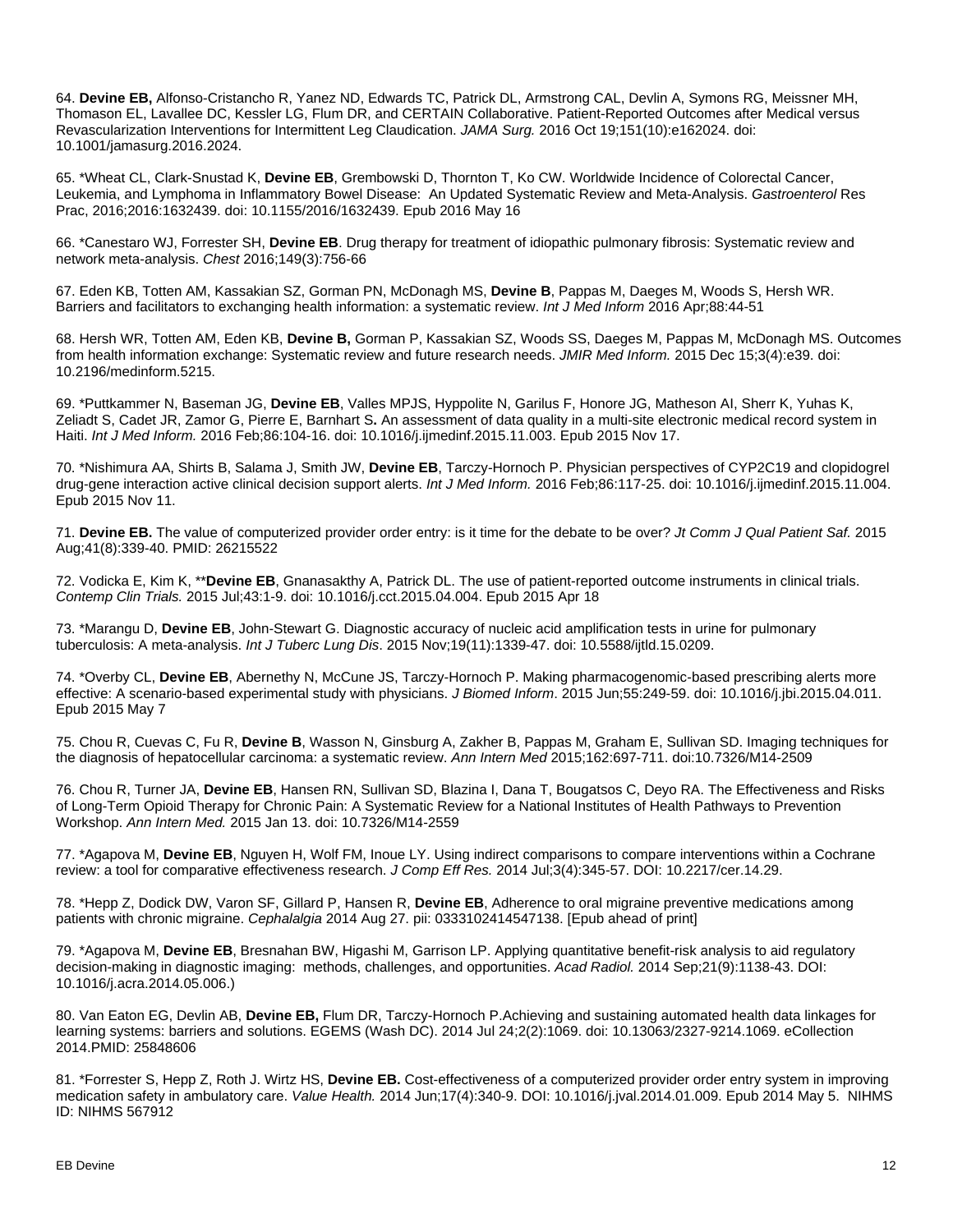64. **Devine EB,** Alfonso-Cristancho R, Yanez ND, Edwards TC, Patrick DL, Armstrong CAL, Devlin A, Symons RG, Meissner MH, Thomason EL, Lavallee DC, Kessler LG, Flum DR, and CERTAIN Collaborative. Patient-Reported Outcomes after Medical versus Revascularization Interventions for Intermittent Leg Claudication. *JAMA Surg.* 2016 Oct 19;151(10):e162024. doi: 10.1001/jamasurg.2016.2024.

65. *Wheat CL, Clark-Snustad K, **Devine EB**, Grembowski D, Thornton T, Ko CW. Worldwide Incidence of Colorectal Cancer, Leukemia, and Lymphoma in Inflammatory Bowel Disease: An Updated Systematic Review and Meta-Analysis. *Gastroenterol* Res Prac, 2016;2016:1632439. doi: 10.1155/2016/1632439. Epub 2016 May 16

66. *Canestaro WJ, Forrester SH, **Devine EB**. Drug therapy for treatment of idiopathic pulmonary fibrosis: Systematic review and network meta-analysis. *Chest* 2016;149(3):756-66

67. Eden KB, Totten AM, Kassakian SZ, Gorman PN, McDonagh MS, **Devine B**, Pappas M, Daeges M, Woods S, Hersh WR. Barriers and facilitators to exchanging health information: a systematic review. *Int J Med Inform* 2016 Apr;88:44-51

68. Hersh WR, Totten AM, Eden KB, **Devine B,** Gorman P, Kassakian SZ, Woods SS, Daeges M, Pappas M, McDonagh MS. Outcomes from health information exchange: Systematic review and future research needs. *JMIR Med Inform.* 2015 Dec 15;3(4):e39. doi: 10.2196/medinform.5215.

69. *Puttkammer N, Baseman JG, **Devine EB**, Valles MPJS, Hyppolite N, Garilus F, Honore JG, Matheson AI, Sherr K, Yuhas K, Zeliadt S, Cadet JR, Zamor G, Pierre E, Barnhart S**.** An assessment of data quality in a multi-site electronic medical record system in Haiti. *Int J Med Inform.* 2016 Feb;86:104-16. doi: 10.1016/j.ijmedinf.2015.11.003. Epub 2015 Nov 17.

70. *Nishimura AA, Shirts B, Salama J, Smith JW, **Devine EB**, Tarczy-Hornoch P. Physician perspectives of CYP2C19 and clopidogrel drug-gene interaction active clinical decision support alerts. *Int J Med Inform.* 2016 Feb;86:117-25. doi: 10.1016/j.ijmedinf.2015.11.004. Epub 2015 Nov 11.

71. **Devine EB.** The value of computerized provider order entry: is it time for the debate to be over? *Jt Comm J Qual Patient Saf.* 2015 Aug;41(8):339-40. PMID: 26215522

72. Vodicka E, Kim K, ****Devine EB**, Gnanasakthy A, Patrick DL. The use of patient-reported outcome instruments in clinical trials. *Contemp Clin Trials.* 2015 Jul;43:1-9. doi: 10.1016/j.cct.2015.04.004. Epub 2015 Apr 18

73. *Marangu D, **Devine EB**, John-Stewart G. Diagnostic accuracy of nucleic acid amplification tests in urine for pulmonary tuberculosis: A meta-analysis. *Int J Tuberc Lung Dis*. 2015 Nov;19(11):1339-47. doi: 10.5588/ijtld.15.0209.

74. *Overby CL, **Devine EB**, Abernethy N, McCune JS, Tarczy-Hornoch P. Making pharmacogenomic-based prescribing alerts more effective: A scenario-based experimental study with physicians. *J Biomed Inform*. 2015 Jun;55:249-59. doi: 10.1016/j.jbi.2015.04.011. Epub 2015 May 7

75. Chou R, Cuevas C, Fu R, **Devine B**, Wasson N, Ginsburg A, Zakher B, Pappas M, Graham E, Sullivan SD. Imaging techniques for the diagnosis of hepatocellular carcinoma: a systematic review. *Ann Intern Med* 2015;162:697-711. doi:10.7326/M14-2509

76. Chou R, Turner JA, **Devine EB**, Hansen RN, Sullivan SD, Blazina I, Dana T, Bougatsos C, Deyo RA. The Effectiveness and Risks of Long-Term Opioid Therapy for Chronic Pain: A Systematic Review for a National Institutes of Health Pathways to Prevention Workshop. *Ann Intern Med.* 2015 Jan 13. doi: 10.7326/M14-2559

77. *Agapova M, **Devine EB**, Nguyen H, Wolf FM, Inoue LY. Using indirect comparisons to compare interventions within a Cochrane review: a tool for comparative effectiveness research. *J Comp Eff Res.* 2014 Jul;3(4):345-57. DOI: 10.2217/cer.14.29.

78. *Hepp Z, Dodick DW, Varon SF, Gillard P, Hansen R, **Devine EB**, Adherence to oral migraine preventive medications among patients with chronic migraine. *Cephalalgia* 2014 Aug 27. pii: 0333102414547138. [Epub ahead of print]

79. *Agapova M, **Devine EB**, Bresnahan BW, Higashi M, Garrison LP. Applying quantitative benefit-risk analysis to aid regulatory decision-making in diagnostic imaging: methods, challenges, and opportunities. *Acad Radiol.* 2014 Sep;21(9):1138-43. DOI: 10.1016/j.acra.2014.05.006.)

80. Van Eaton EG, Devlin AB, **Devine EB,** Flum DR, Tarczy-Hornoch P.Achieving and sustaining automated health data linkages for learning systems: barriers and solutions. EGEMS (Wash DC). 2014 Jul 24;2(2):1069. doi: 10.13063/2327-9214.1069. eCollection 2014.PMID: 25848606

81. *Forrester S, Hepp Z, Roth J. Wirtz HS, **Devine EB.** Cost-effectiveness of a computerized provider order entry system in improving medication safety in ambulatory care. *Value Health.* 2014 Jun;17(4):340-9. DOI: 10.1016/j.jval.2014.01.009. Epub 2014 May 5. NIHMS ID: NIHMS 567912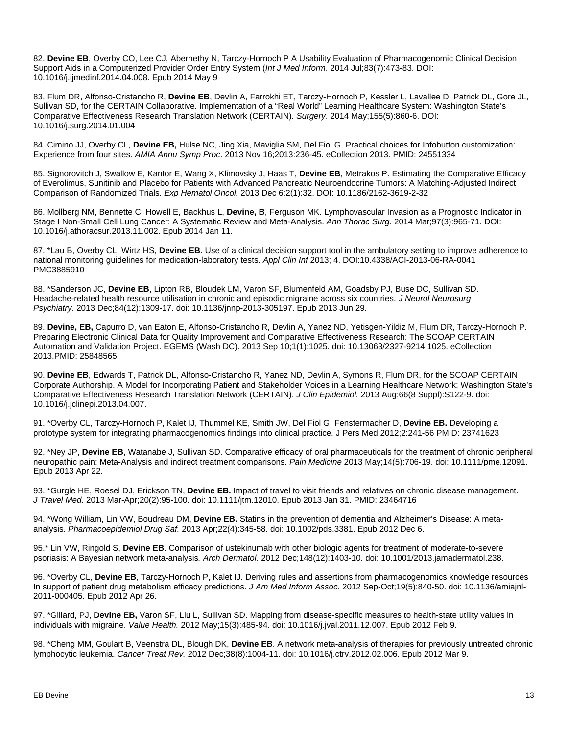82. **Devine EB**, Overby CO, Lee CJ, Abernethy N, Tarczy-Hornoch P A Usability Evaluation of Pharmacogenomic Clinical Decision Support Aids in a Computerized Provider Order Entry System (*Int J Med Inform*. 2014 Jul;83(7):473-83. DOI: 10.1016/j.ijmedinf.2014.04.008. Epub 2014 May 9

83. Flum DR, Alfonso-Cristancho R, **Devine EB**, Devlin A, Farrokhi ET, Tarczy-Hornoch P, Kessler L, Lavallee D, Patrick DL, Gore JL, Sullivan SD, for the CERTAIN Collaborative. Implementation of a "Real World" Learning Healthcare System: Washington State's Comparative Effectiveness Research Translation Network (CERTAIN). *Surgery*. 2014 May;155(5):860-6. DOI: 10.1016/j.surg.2014.01.004

84. Cimino JJ, Overby CL, **Devine EB,** Hulse NC, Jing Xia, Maviglia SM, Del Fiol G. Practical choices for Infobutton customization: Experience from four sites. *AMIA Annu Symp Proc*. 2013 Nov 16;2013:236-45. eCollection 2013. PMID: 24551334

85. Signorovitch J, Swallow E, Kantor E, Wang X, Klimovsky J, Haas T, **Devine EB**, Metrakos P. Estimating the Comparative Efficacy of Everolimus, Sunitinib and Placebo for Patients with Advanced Pancreatic Neuroendocrine Tumors: A Matching-Adjusted Indirect Comparison of Randomized Trials. *Exp Hematol Oncol.* 2013 Dec 6;2(1):32. DOI: 10.1186/2162-3619-2-32

86. Mollberg NM, Bennette C, Howell E, Backhus L, **Devine, B**, Ferguson MK. Lymphovascular Invasion as a Prognostic Indicator in Stage I Non-Small Cell Lung Cancer: A Systematic Review and Meta-Analysis. *Ann Thorac Surg*. 2014 Mar;97(3):965-71. DOI: 10.1016/j.athoracsur.2013.11.002. Epub 2014 Jan 11.

87. *Lau B, Overby CL, Wirtz HS, **Devine EB**. Use of a clinical decision support tool in the ambulatory setting to improve adherence to national monitoring guidelines for medication-laboratory tests. *Appl Clin Inf* 2013; 4. DOI:10.4338/ACI-2013-06-RA-0041 PMC3885910

88. *Sanderson JC, **Devine EB**, Lipton RB, Bloudek LM, Varon SF, Blumenfeld AM, Goadsby PJ, Buse DC, Sullivan SD. Headache-related health resource utilisation in chronic and episodic migraine across six countries. *J Neurol Neurosurg Psychiatry.* 2013 Dec;84(12):1309-17. doi: 10.1136/jnnp-2013-305197. Epub 2013 Jun 29.

89. **Devine, EB,** Capurro D, van Eaton E, Alfonso-Cristancho R, Devlin A, Yanez ND, Yetisgen-Yildiz M, Flum DR, Tarczy-Hornoch P. Preparing Electronic Clinical Data for Quality Improvement and Comparative Effectiveness Research: The SCOAP CERTAIN Automation and Validation Project. EGEMS (Wash DC). 2013 Sep 10;1(1):1025. doi: 10.13063/2327-9214.1025. eCollection 2013.PMID: 25848565

90. **Devine EB**, Edwards T, Patrick DL, Alfonso-Cristancho R, Yanez ND, Devlin A, Symons R, Flum DR, for the SCOAP CERTAIN Corporate Authorship. A Model for Incorporating Patient and Stakeholder Voices in a Learning Healthcare Network: Washington State's Comparative Effectiveness Research Translation Network (CERTAIN). *J Clin Epidemiol.* 2013 Aug;66(8 Suppl):S122-9. doi: 10.1016/j.jclinepi.2013.04.007.

91. *Overby CL, Tarczy-Hornoch P, Kalet IJ, Thummel KE, Smith JW, Del Fiol G, Fenstermacher D, **Devine EB.** Developing a prototype system for integrating pharmacogenomics findings into clinical practice. J Pers Med 2012;2:241-56 PMID: 23741623

92. *Ney JP, **Devine EB**, Watanabe J, Sullivan SD. Comparative efficacy of oral pharmaceuticals for the treatment of chronic peripheral neuropathic pain: Meta-Analysis and indirect treatment comparisons. *Pain Medicine* 2013 May;14(5):706-19. doi: 10.1111/pme.12091. Epub 2013 Apr 22.

93. *Gurgle HE, Roesel DJ, Erickson TN, **Devine EB.** Impact of travel to visit friends and relatives on chronic disease management. *J Travel Med*. 2013 Mar-Apr;20(2):95-100. doi: 10.1111/jtm.12010. Epub 2013 Jan 31. PMID: 23464716

94. *Wong William, Lin VW, Boudreau DM, **Devine EB.** Statins in the prevention of dementia and Alzheimer's Disease: A meta-analysis. *Pharmacoepidemiol Drug Saf.* 2013 Apr;22(4):345-58. doi: 10.1002/pds.3381. Epub 2012 Dec 6.

95.* Lin VW, Ringold S, **Devine EB**. Comparison of ustekinumab with other biologic agents for treatment of moderate-to-severe psoriasis: A Bayesian network meta-analysis*. Arch Dermatol.* 2012 Dec;148(12):1403-10. doi: 10.1001/2013.jamadermatol.238.

96. *Overby CL, **Devine EB**, Tarczy-Hornoch P, Kalet IJ. Deriving rules and assertions from pharmacogenomics knowledge resources In support of patient drug metabolism efficacy predictions. *J Am Med Inform Assoc.* 2012 Sep-Oct;19(5):840-50. doi: 10.1136/amiajnl-2011-000405. Epub 2012 Apr 26.

97. *Gillard, PJ, **Devine EB,** Varon SF, Liu L, Sullivan SD. Mapping from disease-specific measures to health-state utility values in individuals with migraine. *Value Health.* 2012 May;15(3):485-94. doi: 10.1016/j.jval.2011.12.007. Epub 2012 Feb 9.

98. *Cheng MM, Goulart B, Veenstra DL, Blough DK, **Devine EB**. A network meta-analysis of therapies for previously untreated chronic lymphocytic leukemia. *Cancer Treat Rev.* 2012 Dec;38(8):1004-11. doi: 10.1016/j.ctrv.2012.02.006. Epub 2012 Mar 9.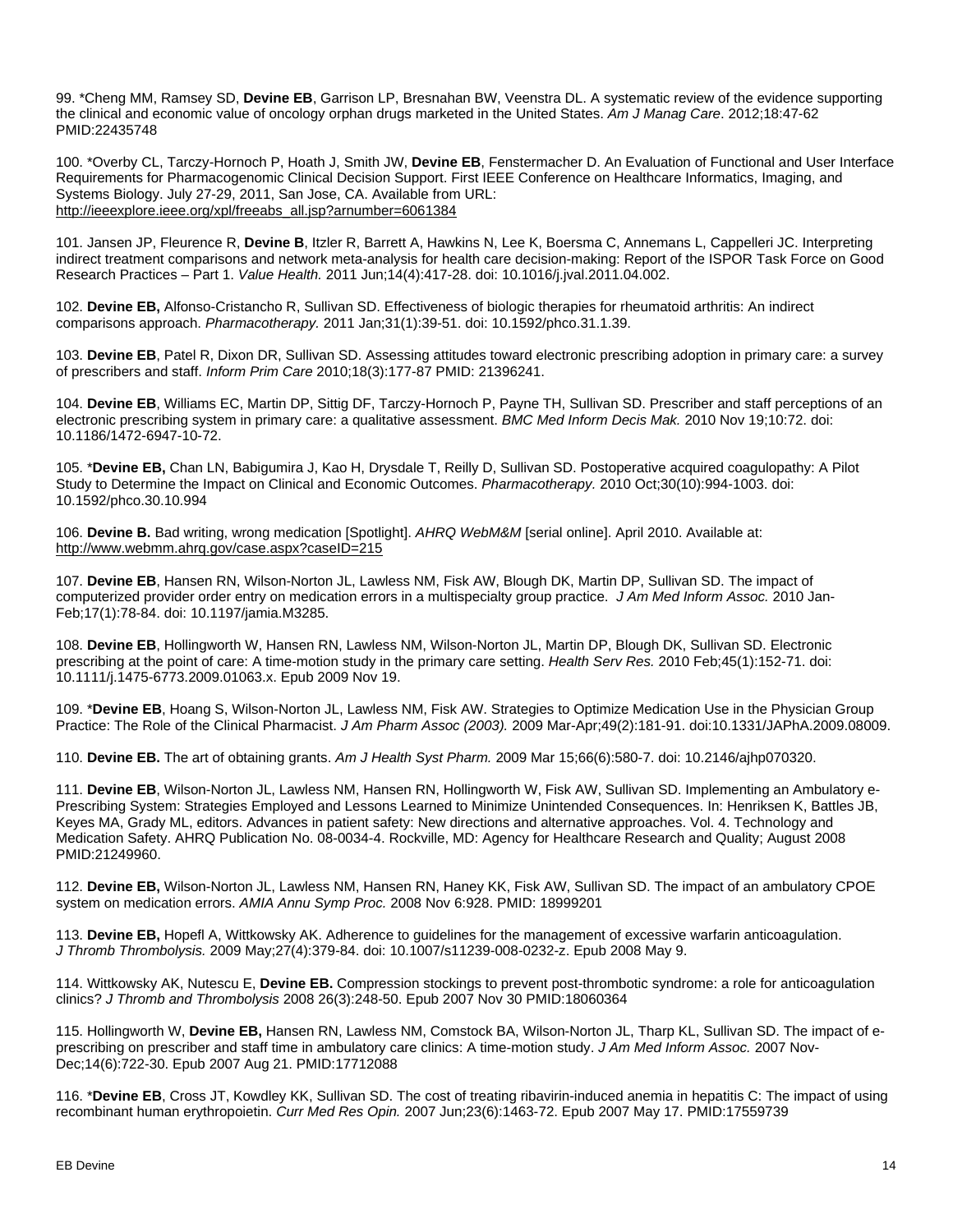99. *Cheng MM, Ramsey SD, **Devine EB**, Garrison LP, Bresnahan BW, Veenstra DL. A systematic review of the evidence supporting the clinical and economic value of oncology orphan drugs marketed in the United States. *Am J Manag Care*. 2012;18:47-62 PMID:22435748

100. *Overby CL, Tarczy-Hornoch P, Hoath J, Smith JW, **Devine EB**, Fenstermacher D. An Evaluation of Functional and User Interface Requirements for Pharmacogenomic Clinical Decision Support. First IEEE Conference on Healthcare Informatics, Imaging, and Systems Biology. July 27-29, 2011, San Jose, CA. Available from URL: http://ieeexplore.ieee.org/xpl/freeabs_all.jsp?arnumber=6061384

101. Jansen JP, Fleurence R, **Devine B**, Itzler R, Barrett A, Hawkins N, Lee K, Boersma C, Annemans L, Cappelleri JC. Interpreting indirect treatment comparisons and network meta-analysis for health care decision-making: Report of the ISPOR Task Force on Good Research Practices – Part 1. *Value Health.* 2011 Jun;14(4):417-28. doi: 10.1016/j.jval.2011.04.002.

102. **Devine EB,** Alfonso-Cristancho R, Sullivan SD. Effectiveness of biologic therapies for rheumatoid arthritis: An indirect comparisons approach. *Pharmacotherapy.* 2011 Jan;31(1):39-51. doi: 10.1592/phco.31.1.39.

103. **Devine EB**, Patel R, Dixon DR, Sullivan SD. Assessing attitudes toward electronic prescribing adoption in primary care: a survey of prescribers and staff. *Inform Prim Care* 2010;18(3):177-87 PMID: 21396241.

104. **Devine EB**, Williams EC, Martin DP, Sittig DF, Tarczy-Hornoch P, Payne TH, Sullivan SD. Prescriber and staff perceptions of an electronic prescribing system in primary care: a qualitative assessment. *BMC Med Inform Decis Mak.* 2010 Nov 19;10:72. doi: 10.1186/1472-6947-10-72.

105. ***Devine EB,** Chan LN, Babigumira J, Kao H, Drysdale T, Reilly D, Sullivan SD. Postoperative acquired coagulopathy: A Pilot Study to Determine the Impact on Clinical and Economic Outcomes. *Pharmacotherapy.* 2010 Oct;30(10):994-1003. doi: 10.1592/phco.30.10.994

106. **Devine B.** Bad writing, wrong medication [Spotlight]. *AHRQ WebM&M* [serial online]. April 2010. Available at: http://www.webmm.ahrq.gov/case.aspx?caseID=215

107. **Devine EB**, Hansen RN, Wilson-Norton JL, Lawless NM, Fisk AW, Blough DK, Martin DP, Sullivan SD. The impact of computerized provider order entry on medication errors in a multispecialty group practice. *J Am Med Inform Assoc.* 2010 Jan-Feb;17(1):78-84. doi: 10.1197/jamia.M3285.

108. **Devine EB**, Hollingworth W, Hansen RN, Lawless NM, Wilson-Norton JL, Martin DP, Blough DK, Sullivan SD. Electronic prescribing at the point of care: A time-motion study in the primary care setting. *Health Serv Res.* 2010 Feb;45(1):152-71. doi: 10.1111/j.1475-6773.2009.01063.x. Epub 2009 Nov 19.

109. ***Devine EB**, Hoang S, Wilson-Norton JL, Lawless NM, Fisk AW. Strategies to Optimize Medication Use in the Physician Group Practice: The Role of the Clinical Pharmacist. *J Am Pharm Assoc (2003).* 2009 Mar-Apr;49(2):181-91. doi:10.1331/JAPhA.2009.08009.

110. **Devine EB.** The art of obtaining grants. *Am J Health Syst Pharm.* 2009 Mar 15;66(6):580-7. doi: 10.2146/ajhp070320.

111. **Devine EB**, Wilson-Norton JL, Lawless NM, Hansen RN, Hollingworth W, Fisk AW, Sullivan SD. Implementing an Ambulatory e-Prescribing System: Strategies Employed and Lessons Learned to Minimize Unintended Consequences. In: Henriksen K, Battles JB, Keyes MA, Grady ML, editors. Advances in patient safety: New directions and alternative approaches. Vol. 4. Technology and Medication Safety. AHRQ Publication No. 08-0034-4. Rockville, MD: Agency for Healthcare Research and Quality; August 2008 PMID:21249960.

112. **Devine EB,** Wilson-Norton JL, Lawless NM, Hansen RN, Haney KK, Fisk AW, Sullivan SD. The impact of an ambulatory CPOE system on medication errors. *AMIA Annu Symp Proc.* 2008 Nov 6:928. PMID: 18999201

113. **Devine EB,** Hopefl A, Wittkowsky AK. Adherence to guidelines for the management of excessive warfarin anticoagulation. *J Thromb Thrombolysis.* 2009 May;27(4):379-84. doi: 10.1007/s11239-008-0232-z. Epub 2008 May 9.

114. Wittkowsky AK, Nutescu E, **Devine EB.** Compression stockings to prevent post-thrombotic syndrome: a role for anticoagulation clinics? *J Thromb and Thrombolysis* 2008 26(3):248-50. Epub 2007 Nov 30 PMID:18060364

115. Hollingworth W, **Devine EB,** Hansen RN, Lawless NM, Comstock BA, Wilson-Norton JL, Tharp KL, Sullivan SD. The impact of e-prescribing on prescriber and staff time in ambulatory care clinics: A time-motion study. *J Am Med Inform Assoc.* 2007 Nov-Dec;14(6):722-30. Epub 2007 Aug 21. PMID:17712088

116. ***Devine EB**, Cross JT, Kowdley KK, Sullivan SD. The cost of treating ribavirin-induced anemia in hepatitis C: The impact of using recombinant human erythropoietin. *Curr Med Res Opin.* 2007 Jun;23(6):1463-72. Epub 2007 May 17. PMID:17559739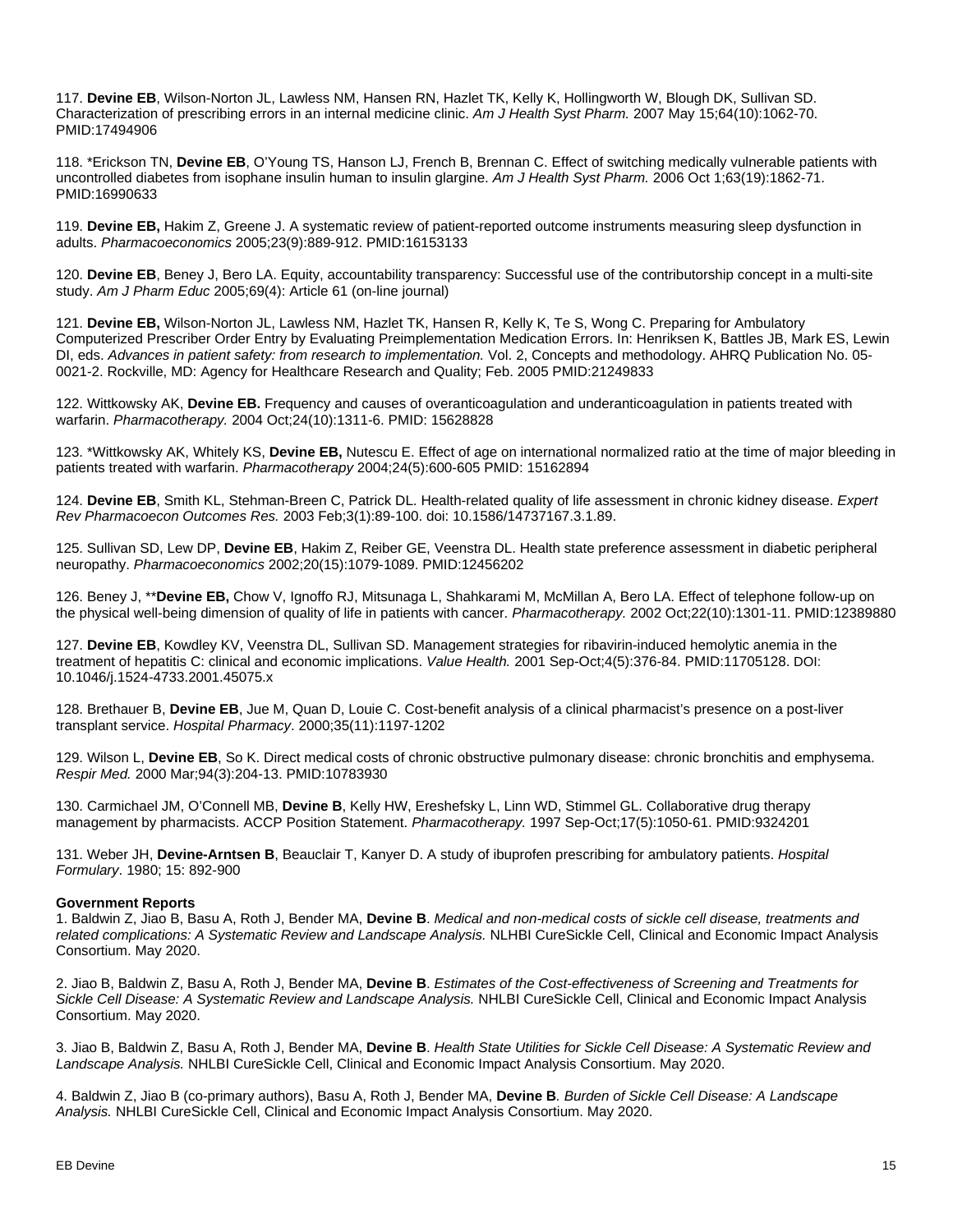117. **Devine EB**, Wilson-Norton JL, Lawless NM, Hansen RN, Hazlet TK, Kelly K, Hollingworth W, Blough DK, Sullivan SD. Characterization of prescribing errors in an internal medicine clinic. *Am J Health Syst Pharm.* 2007 May 15;64(10):1062-70. PMID:17494906

118. *Erickson TN, **Devine EB**, O'Young TS, Hanson LJ, French B, Brennan C. Effect of switching medically vulnerable patients with uncontrolled diabetes from isophane insulin human to insulin glargine. *Am J Health Syst Pharm.* 2006 Oct 1;63(19):1862-71. PMID:16990633

119. **Devine EB,** Hakim Z, Greene J. A systematic review of patient-reported outcome instruments measuring sleep dysfunction in adults. *Pharmacoeconomics* 2005;23(9):889-912. PMID:16153133

120. **Devine EB**, Beney J, Bero LA. Equity, accountability transparency: Successful use of the contributorship concept in a multi-site study. *Am J Pharm Educ* 2005;69(4): Article 61 (on-line journal)

121. **Devine EB,** Wilson-Norton JL, Lawless NM, Hazlet TK, Hansen R, Kelly K, Te S, Wong C. Preparing for Ambulatory Computerized Prescriber Order Entry by Evaluating Preimplementation Medication Errors. In: Henriksen K, Battles JB, Mark ES, Lewin DI, eds. *Advances in patient safety: from research to implementation.* Vol. 2, Concepts and methodology. AHRQ Publication No. 05-0021-2. Rockville, MD: Agency for Healthcare Research and Quality; Feb. 2005 PMID:21249833

122. Wittkowsky AK, **Devine EB.** Frequency and causes of overanticoagulation and underanticoagulation in patients treated with warfarin. *Pharmacotherapy.* 2004 Oct;24(10):1311-6. PMID: 15628828

123. *Wittkowsky AK, Whitely KS, **Devine EB,** Nutescu E. Effect of age on international normalized ratio at the time of major bleeding in patients treated with warfarin. *Pharmacotherapy* 2004;24(5):600-605 PMID: 15162894

124. **Devine EB**, Smith KL, Stehman-Breen C, Patrick DL. Health-related quality of life assessment in chronic kidney disease. *Expert Rev Pharmacoecon Outcomes Res.* 2003 Feb;3(1):89-100. doi: 10.1586/14737167.3.1.89.

125. Sullivan SD, Lew DP, **Devine EB**, Hakim Z, Reiber GE, Veenstra DL. Health state preference assessment in diabetic peripheral neuropathy. *Pharmacoeconomics* 2002;20(15):1079-1089. PMID:12456202

126. Beney J, ****Devine EB,** Chow V, Ignoffo RJ, Mitsunaga L, Shahkarami M, McMillan A, Bero LA. Effect of telephone follow-up on the physical well-being dimension of quality of life in patients with cancer. *Pharmacotherapy.* 2002 Oct;22(10):1301-11. PMID:12389880

127. **Devine EB**, Kowdley KV, Veenstra DL, Sullivan SD. Management strategies for ribavirin-induced hemolytic anemia in the treatment of hepatitis C: clinical and economic implications. *Value Health.* 2001 Sep-Oct;4(5):376-84. PMID:11705128. DOI: 10.1046/j.1524-4733.2001.45075.x

128. Brethauer B, **Devine EB**, Jue M, Quan D, Louie C. Cost-benefit analysis of a clinical pharmacist's presence on a post-liver transplant service. *Hospital Pharmacy*. 2000;35(11):1197-1202

129. Wilson L, **Devine EB**, So K. Direct medical costs of chronic obstructive pulmonary disease: chronic bronchitis and emphysema. *Respir Med.* 2000 Mar;94(3):204-13. PMID:10783930

130. Carmichael JM, O'Connell MB, **Devine B**, Kelly HW, Ereshefsky L, Linn WD, Stimmel GL. Collaborative drug therapy management by pharmacists. ACCP Position Statement. *Pharmacotherapy.* 1997 Sep-Oct;17(5):1050-61. PMID:9324201

131. Weber JH, **Devine-Arntsen B**, Beauclair T, Kanyer D. A study of ibuprofen prescribing for ambulatory patients. *Hospital Formulary*. 1980; 15: 892-900

**Government Reports**

1. Baldwin Z, Jiao B, Basu A, Roth J, Bender MA, **Devine B**. *Medical and non-medical costs of sickle cell disease, treatments and related complications: A Systematic Review and Landscape Analysis.* NLHBI CureSickle Cell, Clinical and Economic Impact Analysis Consortium. May 2020.

2. Jiao B, Baldwin Z, Basu A, Roth J, Bender MA, **Devine B**. *Estimates of the Cost-effectiveness of Screening and Treatments for Sickle Cell Disease: A Systematic Review and Landscape Analysis.* NHLBI CureSickle Cell, Clinical and Economic Impact Analysis Consortium. May 2020.

3. Jiao B, Baldwin Z, Basu A, Roth J, Bender MA, **Devine B**. *Health State Utilities for Sickle Cell Disease: A Systematic Review and Landscape Analysis.* NHLBI CureSickle Cell, Clinical and Economic Impact Analysis Consortium. May 2020.

4. Baldwin Z, Jiao B (co-primary authors), Basu A, Roth J, Bender MA, **Devine B**. *Burden of Sickle Cell Disease: A Landscape Analysis.* NHLBI CureSickle Cell, Clinical and Economic Impact Analysis Consortium. May 2020.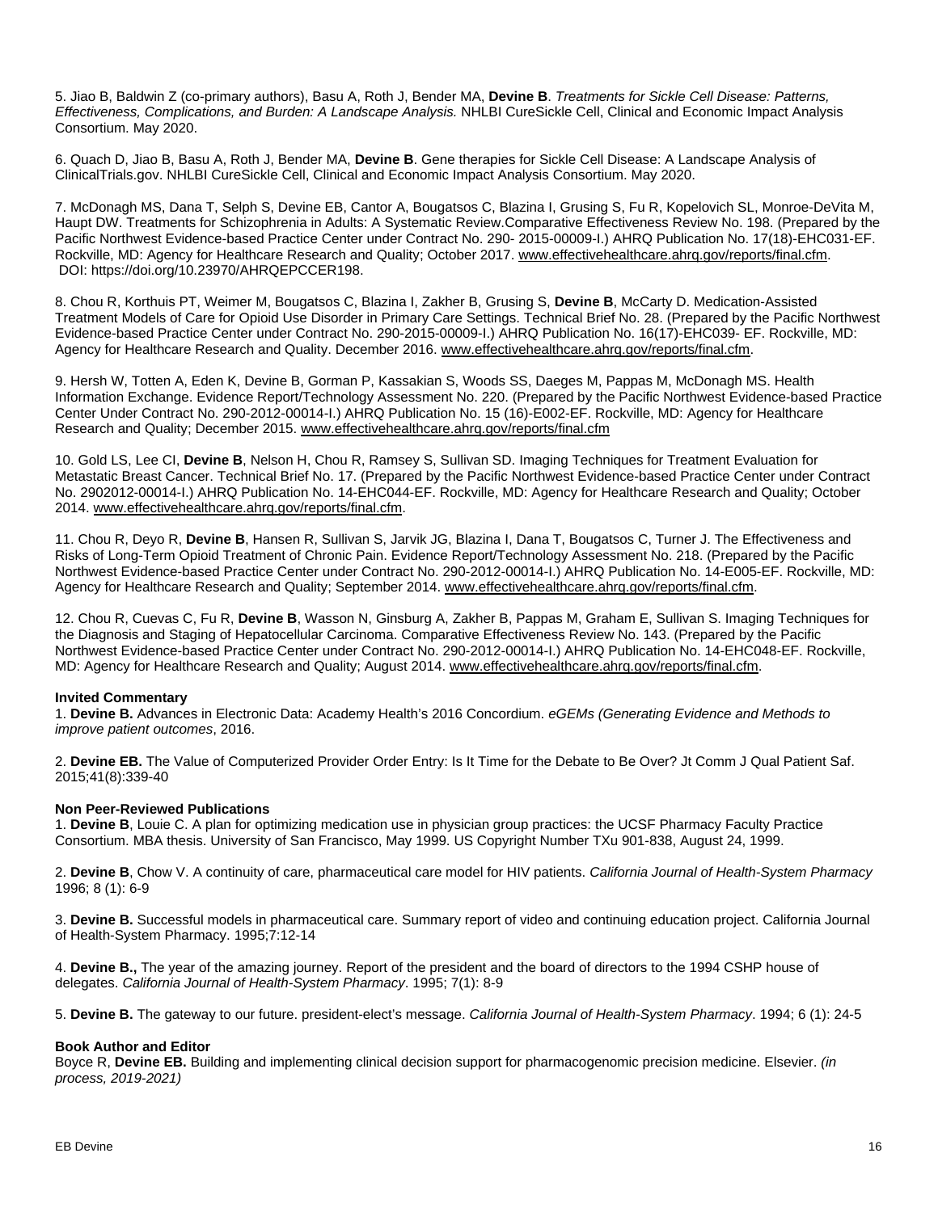5. Jiao B, Baldwin Z (co-primary authors), Basu A, Roth J, Bender MA, **Devine B**. *Treatments for Sickle Cell Disease: Patterns, Effectiveness, Complications, and Burden: A Landscape Analysis.* NHLBI CureSickle Cell, Clinical and Economic Impact Analysis Consortium. May 2020.

6. Quach D, Jiao B, Basu A, Roth J, Bender MA, **Devine B**. Gene therapies for Sickle Cell Disease: A Landscape Analysis of ClinicalTrials.gov. NHLBI CureSickle Cell, Clinical and Economic Impact Analysis Consortium. May 2020.

7. McDonagh MS, Dana T, Selph S, Devine EB, Cantor A, Bougatsos C, Blazina I, Grusing S, Fu R, Kopelovich SL, Monroe-DeVita M, Haupt DW. Treatments for Schizophrenia in Adults: A Systematic Review.Comparative Effectiveness Review No. 198. (Prepared by the Pacific Northwest Evidence-based Practice Center under Contract No. 290- 2015-00009-I.) AHRQ Publication No. 17(18)-EHC031-EF. Rockville, MD: Agency for Healthcare Research and Quality; October 2017. www.effectivehealthcare.ahrq.gov/reports/final.cfm. DOI: https://doi.org/10.23970/AHRQEPCCER198.

8. Chou R, Korthuis PT, Weimer M, Bougatsos C, Blazina I, Zakher B, Grusing S, **Devine B**, McCarty D. Medication-Assisted Treatment Models of Care for Opioid Use Disorder in Primary Care Settings. Technical Brief No. 28. (Prepared by the Pacific Northwest Evidence-based Practice Center under Contract No. 290-2015-00009-I.) AHRQ Publication No. 16(17)-EHC039- EF. Rockville, MD: Agency for Healthcare Research and Quality. December 2016. www.effectivehealthcare.ahrq.gov/reports/final.cfm.

9. Hersh W, Totten A, Eden K, Devine B, Gorman P, Kassakian S, Woods SS, Daeges M, Pappas M, McDonagh MS. Health Information Exchange. Evidence Report/Technology Assessment No. 220. (Prepared by the Pacific Northwest Evidence-based Practice Center Under Contract No. 290-2012-00014-I.) AHRQ Publication No. 15 (16)-E002-EF. Rockville, MD: Agency for Healthcare Research and Quality; December 2015. www.effectivehealthcare.ahrq.gov/reports/final.cfm

10. Gold LS, Lee CI, **Devine B**, Nelson H, Chou R, Ramsey S, Sullivan SD. Imaging Techniques for Treatment Evaluation for Metastatic Breast Cancer. Technical Brief No. 17. (Prepared by the Pacific Northwest Evidence-based Practice Center under Contract No. 2902012-00014-I.) AHRQ Publication No. 14-EHC044-EF. Rockville, MD: Agency for Healthcare Research and Quality; October 2014. www.effectivehealthcare.ahrq.gov/reports/final.cfm.

11. Chou R, Deyo R, **Devine B**, Hansen R, Sullivan S, Jarvik JG, Blazina I, Dana T, Bougatsos C, Turner J. The Effectiveness and Risks of Long-Term Opioid Treatment of Chronic Pain. Evidence Report/Technology Assessment No. 218. (Prepared by the Pacific Northwest Evidence-based Practice Center under Contract No. 290-2012-00014-I.) AHRQ Publication No. 14-E005-EF. Rockville, MD: Agency for Healthcare Research and Quality; September 2014. www.effectivehealthcare.ahrq.gov/reports/final.cfm.

12. Chou R, Cuevas C, Fu R, **Devine B**, Wasson N, Ginsburg A, Zakher B, Pappas M, Graham E, Sullivan S. Imaging Techniques for the Diagnosis and Staging of Hepatocellular Carcinoma. Comparative Effectiveness Review No. 143. (Prepared by the Pacific Northwest Evidence-based Practice Center under Contract No. 290-2012-00014-I.) AHRQ Publication No. 14-EHC048-EF. Rockville, MD: Agency for Healthcare Research and Quality; August 2014. www.effectivehealthcare.ahrq.gov/reports/final.cfm.

**Invited Commentary**

1. **Devine B.** Advances in Electronic Data: Academy Health's 2016 Concordium. *eGEMs (Generating Evidence and Methods to improve patient outcomes*, 2016.

2. **Devine EB.** The Value of Computerized Provider Order Entry: Is It Time for the Debate to Be Over? Jt Comm J Qual Patient Saf. 2015;41(8):339-40

**Non Peer-Reviewed Publications**

1. **Devine B**, Louie C. A plan for optimizing medication use in physician group practices: the UCSF Pharmacy Faculty Practice Consortium. MBA thesis. University of San Francisco, May 1999. US Copyright Number TXu 901-838, August 24, 1999.

2. **Devine B**, Chow V. A continuity of care, pharmaceutical care model for HIV patients. *California Journal of Health-System Pharmacy* 1996; 8 (1): 6-9

3. **Devine B.** Successful models in pharmaceutical care. Summary report of video and continuing education project. California Journal of Health-System Pharmacy. 1995;7:12-14

4. **Devine B.,** The year of the amazing journey. Report of the president and the board of directors to the 1994 CSHP house of delegates. *California Journal of Health-System Pharmacy*. 1995; 7(1): 8-9

5. **Devine B.** The gateway to our future. president-elect's message. *California Journal of Health-System Pharmacy*. 1994; 6 (1): 24-5

**Book Author and Editor**

Boyce R, **Devine EB.** Building and implementing clinical decision support for pharmacogenomic precision medicine. Elsevier. *(in process, 2019-2021)*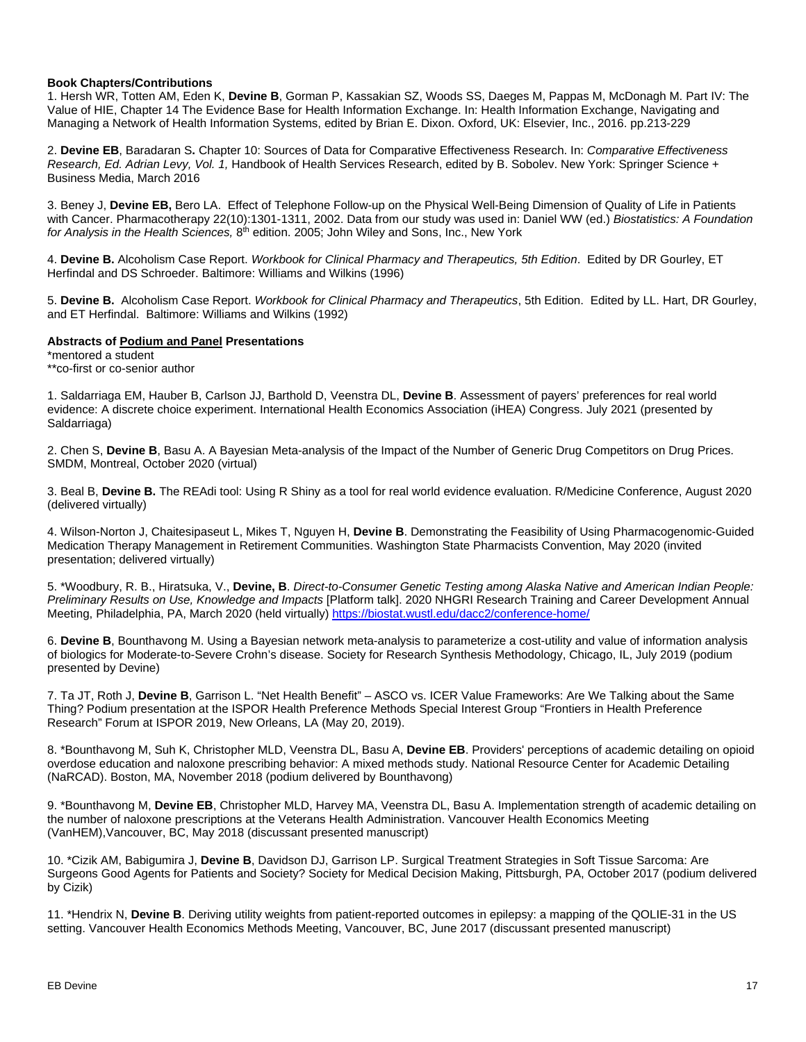**Book Chapters/Contributions**

1. Hersh WR, Totten AM, Eden K, **Devine B**, Gorman P, Kassakian SZ, Woods SS, Daeges M, Pappas M, McDonagh M. Part IV: The Value of HIE, Chapter 14 The Evidence Base for Health Information Exchange. In: Health Information Exchange, Navigating and Managing a Network of Health Information Systems, edited by Brian E. Dixon. Oxford, UK: Elsevier, Inc., 2016. pp.213-229

2. **Devine EB**, Baradaran S**.** Chapter 10: Sources of Data for Comparative Effectiveness Research. In: *Comparative Effectiveness Research, Ed. Adrian Levy, Vol. 1,* Handbook of Health Services Research, edited by B. Sobolev. New York: Springer Science + Business Media, March 2016

3. Beney J, **Devine EB,** Bero LA. Effect of Telephone Follow-up on the Physical Well-Being Dimension of Quality of Life in Patients with Cancer. Pharmacotherapy 22(10):1301-1311, 2002. Data from our study was used in: Daniel WW (ed.) *Biostatistics: A Foundation for Analysis in the Health Sciences,* 8th edition. 2005; John Wiley and Sons, Inc., New York

4. **Devine B.** Alcoholism Case Report. *Workbook for Clinical Pharmacy and Therapeutics, 5th Edition*. Edited by DR Gourley, ET Herfindal and DS Schroeder. Baltimore: Williams and Wilkins (1996)

5. **Devine B.** Alcoholism Case Report. *Workbook for Clinical Pharmacy and Therapeutics*, 5th Edition. Edited by LL. Hart, DR Gourley, and ET Herfindal. Baltimore: Williams and Wilkins (1992)

**Abstracts of Podium and Panel Presentations**

*mentored a student
**co-first or co-senior author

1. Saldarriaga EM, Hauber B, Carlson JJ, Barthold D, Veenstra DL, **Devine B**. Assessment of payers' preferences for real world evidence: A discrete choice experiment. International Health Economics Association (iHEA) Congress. July 2021 (presented by Saldarriaga)

2. Chen S, **Devine B**, Basu A. A Bayesian Meta-analysis of the Impact of the Number of Generic Drug Competitors on Drug Prices. SMDM, Montreal, October 2020 (virtual)

3. Beal B, **Devine B.** The READi tool: Using R Shiny as a tool for real world evidence evaluation. R/Medicine Conference, August 2020 (delivered virtually)

4. Wilson-Norton J, Chaitesipaseut L, Mikes T, Nguyen H, **Devine B**. Demonstrating the Feasibility of Using Pharmacogenomic-Guided Medication Therapy Management in Retirement Communities. Washington State Pharmacists Convention, May 2020 (invited presentation; delivered virtually)

5. *Woodbury, R. B., Hiratsuka, V., **Devine, B**. *Direct-to-Consumer Genetic Testing among Alaska Native and American Indian People: Preliminary Results on Use, Knowledge and Impacts* [Platform talk]. 2020 NHGRI Research Training and Career Development Annual Meeting, Philadelphia, PA, March 2020 (held virtually) https://biostat.wustl.edu/dacc2/conference-home/

6. **Devine B**, Bounthavong M. Using a Bayesian network meta-analysis to parameterize a cost-utility and value of information analysis of biologics for Moderate-to-Severe Crohn's disease. Society for Research Synthesis Methodology, Chicago, IL, July 2019 (podium presented by Devine)

7. Ta JT, Roth J, **Devine B**, Garrison L. "Net Health Benefit" – ASCO vs. ICER Value Frameworks: Are We Talking about the Same Thing? Podium presentation at the ISPOR Health Preference Methods Special Interest Group "Frontiers in Health Preference Research" Forum at ISPOR 2019, New Orleans, LA (May 20, 2019).

8. *Bounthavong M, Suh K, Christopher MLD, Veenstra DL, Basu A, **Devine EB**. Providers' perceptions of academic detailing on opioid overdose education and naloxone prescribing behavior: A mixed methods study. National Resource Center for Academic Detailing (NaRCAD). Boston, MA, November 2018 (podium delivered by Bounthavong)

9. *Bounthavong M, **Devine EB**, Christopher MLD, Harvey MA, Veenstra DL, Basu A. Implementation strength of academic detailing on the number of naloxone prescriptions at the Veterans Health Administration. Vancouver Health Economics Meeting (VanHEM),Vancouver, BC, May 2018 (discussant presented manuscript)

10. *Cizik AM, Babigumira J, **Devine B**, Davidson DJ, Garrison LP. Surgical Treatment Strategies in Soft Tissue Sarcoma: Are Surgeons Good Agents for Patients and Society? Society for Medical Decision Making, Pittsburgh, PA, October 2017 (podium delivered by Cizik)

11. *Hendrix N, **Devine B**. Deriving utility weights from patient-reported outcomes in epilepsy: a mapping of the QOLIE-31 in the US setting. Vancouver Health Economics Methods Meeting, Vancouver, BC, June 2017 (discussant presented manuscript)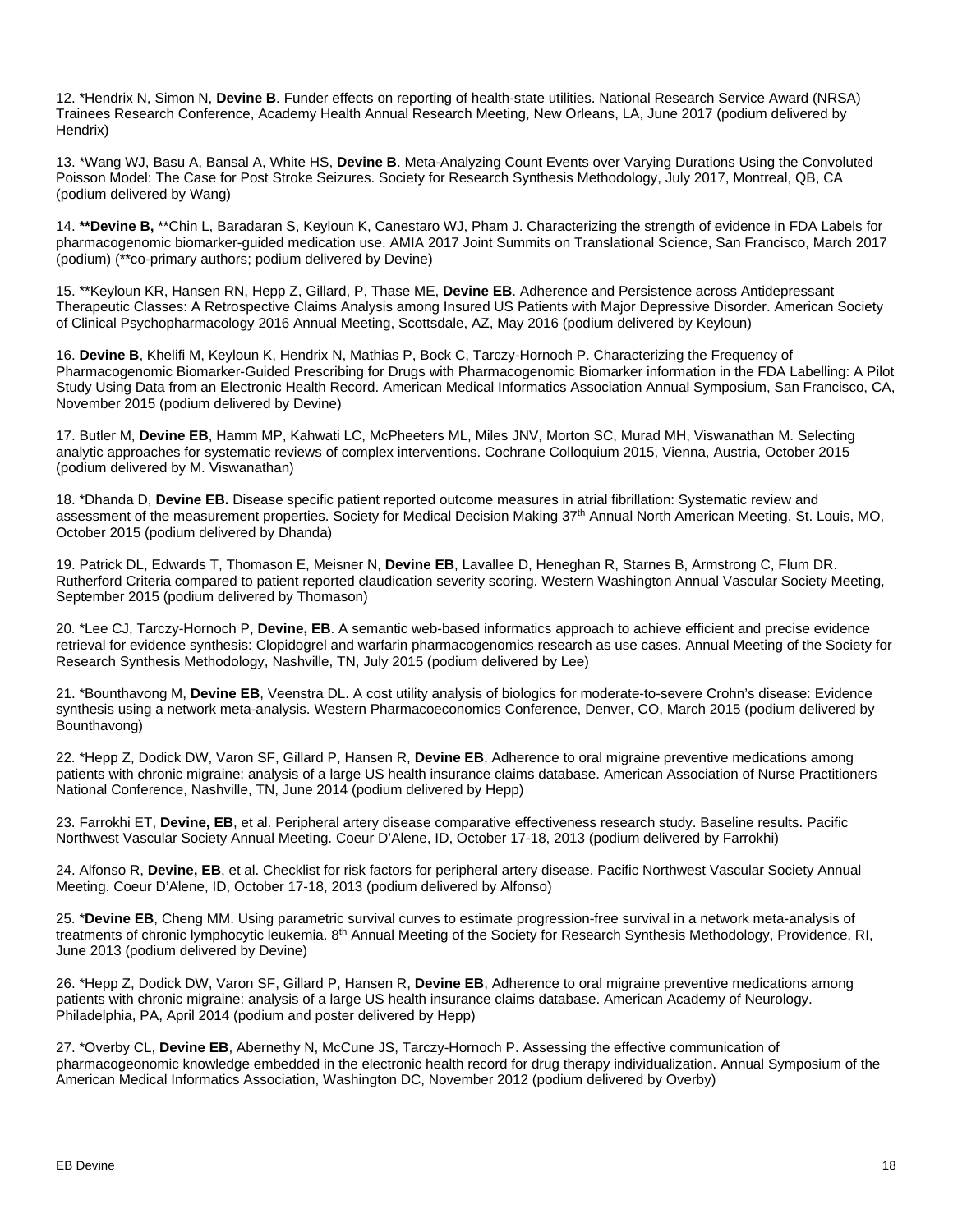12. *Hendrix N, Simon N, **Devine B**. Funder effects on reporting of health-state utilities. National Research Service Award (NRSA) Trainees Research Conference, Academy Health Annual Research Meeting, New Orleans, LA, June 2017 (podium delivered by Hendrix)

13. *Wang WJ, Basu A, Bansal A, White HS, **Devine B**. Meta-Analyzing Count Events over Varying Durations Using the Convoluted Poisson Model: The Case for Post Stroke Seizures. Society for Research Synthesis Methodology, July 2017, Montreal, QB, CA (podium delivered by Wang)

14. ****Devine B,** **Chin L, Baradaran S, Keyloun K, Canestaro WJ, Pham J. Characterizing the strength of evidence in FDA Labels for pharmacogenomic biomarker-guided medication use. AMIA 2017 Joint Summits on Translational Science, San Francisco, March 2017 (podium) (**co-primary authors; podium delivered by Devine)

15. **Keyloun KR, Hansen RN, Hepp Z, Gillard, P, Thase ME, **Devine EB**. Adherence and Persistence across Antidepressant Therapeutic Classes: A Retrospective Claims Analysis among Insured US Patients with Major Depressive Disorder. American Society of Clinical Psychopharmacology 2016 Annual Meeting, Scottsdale, AZ, May 2016 (podium delivered by Keyloun)

16. **Devine B**, Khelifi M, Keyloun K, Hendrix N, Mathias P, Bock C, Tarczy-Hornoch P. Characterizing the Frequency of Pharmacogenomic Biomarker-Guided Prescribing for Drugs with Pharmacogenomic Biomarker information in the FDA Labelling: A Pilot Study Using Data from an Electronic Health Record. American Medical Informatics Association Annual Symposium, San Francisco, CA, November 2015 (podium delivered by Devine)

17. Butler M, **Devine EB**, Hamm MP, Kahwati LC, McPheeters ML, Miles JNV, Morton SC, Murad MH, Viswanathan M. Selecting analytic approaches for systematic reviews of complex interventions. Cochrane Colloquium 2015, Vienna, Austria, October 2015 (podium delivered by M. Viswanathan)

18. *Dhanda D, **Devine EB.** Disease specific patient reported outcome measures in atrial fibrillation: Systematic review and assessment of the measurement properties. Society for Medical Decision Making 37[th] Annual North American Meeting, St. Louis, MO, October 2015 (podium delivered by Dhanda)

19. Patrick DL, Edwards T, Thomason E, Meisner N, **Devine EB**, Lavallee D, Heneghan R, Starnes B, Armstrong C, Flum DR. Rutherford Criteria compared to patient reported claudication severity scoring. Western Washington Annual Vascular Society Meeting, September 2015 (podium delivered by Thomason)

20. *Lee CJ, Tarczy-Hornoch P, **Devine, EB**. A semantic web-based informatics approach to achieve efficient and precise evidence retrieval for evidence synthesis: Clopidogrel and warfarin pharmacogenomics research as use cases. Annual Meeting of the Society for Research Synthesis Methodology, Nashville, TN, July 2015 (podium delivered by Lee)

21. *Bounthavong M, **Devine EB**, Veenstra DL. A cost utility analysis of biologics for moderate-to-severe Crohn's disease: Evidence synthesis using a network meta-analysis. Western Pharmacoeconomics Conference, Denver, CO, March 2015 (podium delivered by Bounthavong)

22. *Hepp Z, Dodick DW, Varon SF, Gillard P, Hansen R, **Devine EB**, Adherence to oral migraine preventive medications among patients with chronic migraine: analysis of a large US health insurance claims database. American Association of Nurse Practitioners National Conference, Nashville, TN, June 2014 (podium delivered by Hepp)

23. Farrokhi ET, **Devine, EB**, et al. Peripheral artery disease comparative effectiveness research study. Baseline results. Pacific Northwest Vascular Society Annual Meeting. Coeur D'Alene, ID, October 17-18, 2013 (podium delivered by Farrokhi)

24. Alfonso R, **Devine, EB**, et al. Checklist for risk factors for peripheral artery disease. Pacific Northwest Vascular Society Annual Meeting. Coeur D'Alene, ID, October 17-18, 2013 (podium delivered by Alfonso)

25. ***Devine EB**, Cheng MM. Using parametric survival curves to estimate progression-free survival in a network meta-analysis of treatments of chronic lymphocytic leukemia. 8[th] Annual Meeting of the Society for Research Synthesis Methodology, Providence, RI, June 2013 (podium delivered by Devine)

26. *Hepp Z, Dodick DW, Varon SF, Gillard P, Hansen R, **Devine EB**, Adherence to oral migraine preventive medications among patients with chronic migraine: analysis of a large US health insurance claims database. American Academy of Neurology. Philadelphia, PA, April 2014 (podium and poster delivered by Hepp)

27. *Overby CL, **Devine EB**, Abernethy N, McCune JS, Tarczy-Hornoch P. Assessing the effective communication of pharmacogeonomic knowledge embedded in the electronic health record for drug therapy individualization. Annual Symposium of the American Medical Informatics Association, Washington DC, November 2012 (podium delivered by Overby)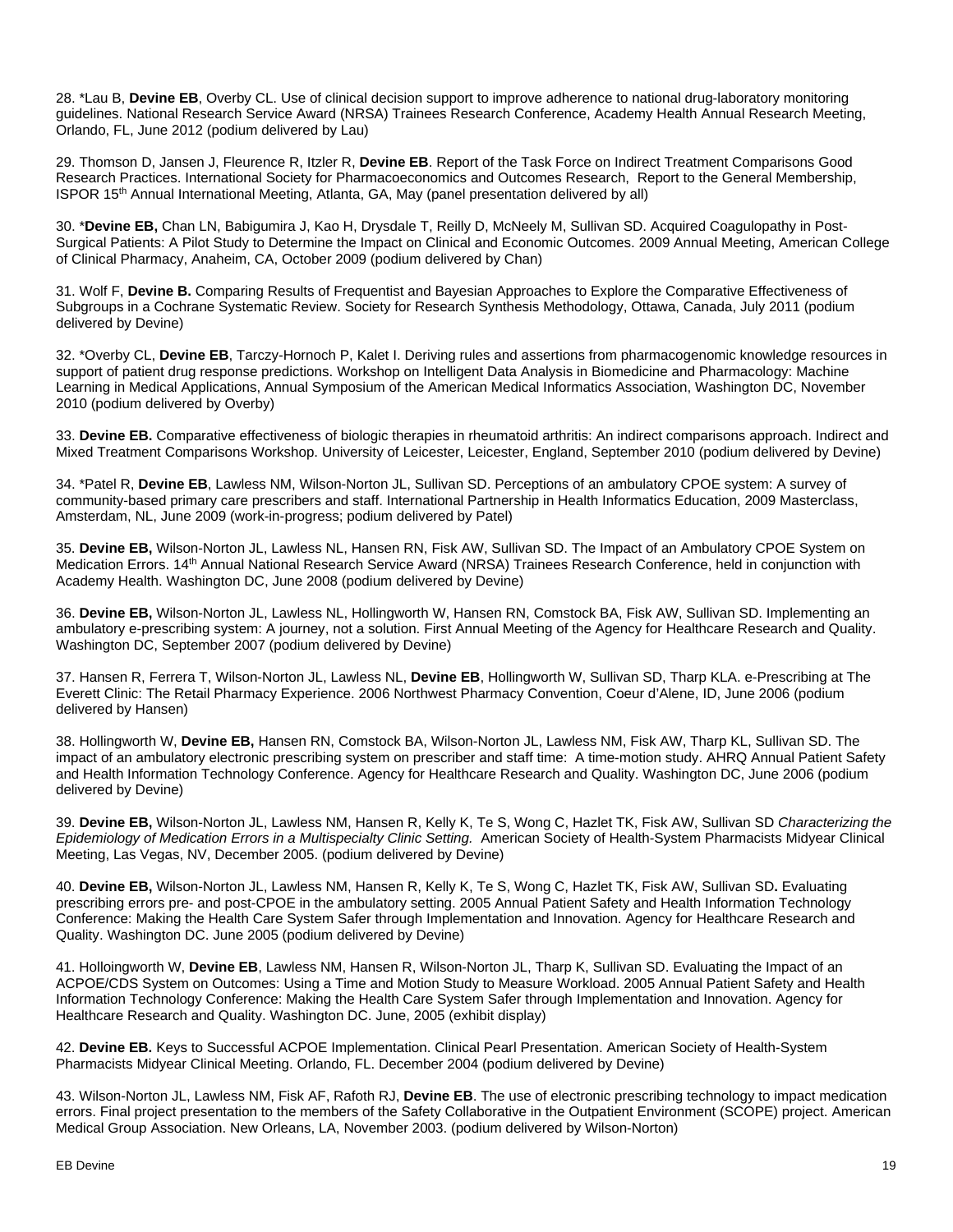28. *Lau B, **Devine EB**, Overby CL. Use of clinical decision support to improve adherence to national drug-laboratory monitoring guidelines. National Research Service Award (NRSA) Trainees Research Conference, Academy Health Annual Research Meeting, Orlando, FL, June 2012 (podium delivered by Lau)

29. Thomson D, Jansen J, Fleurence R, Itzler R, **Devine EB**. Report of the Task Force on Indirect Treatment Comparisons Good Research Practices. International Society for Pharmacoeconomics and Outcomes Research, Report to the General Membership, ISPOR 15th Annual International Meeting, Atlanta, GA, May (panel presentation delivered by all)

30. ***Devine EB,** Chan LN, Babigumira J, Kao H, Drysdale T, Reilly D, McNeely M, Sullivan SD. Acquired Coagulopathy in Post-Surgical Patients: A Pilot Study to Determine the Impact on Clinical and Economic Outcomes. 2009 Annual Meeting, American College of Clinical Pharmacy, Anaheim, CA, October 2009 (podium delivered by Chan)

31. Wolf F, **Devine B.** Comparing Results of Frequentist and Bayesian Approaches to Explore the Comparative Effectiveness of Subgroups in a Cochrane Systematic Review. Society for Research Synthesis Methodology, Ottawa, Canada, July 2011 (podium delivered by Devine)

32. *Overby CL, **Devine EB**, Tarczy-Hornoch P, Kalet I. Deriving rules and assertions from pharmacogenomic knowledge resources in support of patient drug response predictions. Workshop on Intelligent Data Analysis in Biomedicine and Pharmacology: Machine Learning in Medical Applications, Annual Symposium of the American Medical Informatics Association, Washington DC, November 2010 (podium delivered by Overby)

33. **Devine EB.** Comparative effectiveness of biologic therapies in rheumatoid arthritis: An indirect comparisons approach. Indirect and Mixed Treatment Comparisons Workshop. University of Leicester, Leicester, England, September 2010 (podium delivered by Devine)

34. *Patel R, **Devine EB**, Lawless NM, Wilson-Norton JL, Sullivan SD. Perceptions of an ambulatory CPOE system: A survey of community-based primary care prescribers and staff. International Partnership in Health Informatics Education, 2009 Masterclass, Amsterdam, NL, June 2009 (work-in-progress; podium delivered by Patel)

35. **Devine EB,** Wilson-Norton JL, Lawless NL, Hansen RN, Fisk AW, Sullivan SD. The Impact of an Ambulatory CPOE System on Medication Errors. 14th Annual National Research Service Award (NRSA) Trainees Research Conference, held in conjunction with Academy Health. Washington DC, June 2008 (podium delivered by Devine)

36. **Devine EB,** Wilson-Norton JL, Lawless NL, Hollingworth W, Hansen RN, Comstock BA, Fisk AW, Sullivan SD. Implementing an ambulatory e-prescribing system: A journey, not a solution. First Annual Meeting of the Agency for Healthcare Research and Quality. Washington DC, September 2007 (podium delivered by Devine)

37. Hansen R, Ferrera T, Wilson-Norton JL, Lawless NL, **Devine EB**, Hollingworth W, Sullivan SD, Tharp KLA. e-Prescribing at The Everett Clinic: The Retail Pharmacy Experience. 2006 Northwest Pharmacy Convention, Coeur d'Alene, ID, June 2006 (podium delivered by Hansen)

38. Hollingworth W, **Devine EB,** Hansen RN, Comstock BA, Wilson-Norton JL, Lawless NM, Fisk AW, Tharp KL, Sullivan SD. The impact of an ambulatory electronic prescribing system on prescriber and staff time: A time-motion study. AHRQ Annual Patient Safety and Health Information Technology Conference. Agency for Healthcare Research and Quality. Washington DC, June 2006 (podium delivered by Devine)

39. **Devine EB,** Wilson-Norton JL, Lawless NM, Hansen R, Kelly K, Te S, Wong C, Hazlet TK, Fisk AW, Sullivan SD *Characterizing the Epidemiology of Medication Errors in a Multispecialty Clinic Setting.* American Society of Health-System Pharmacists Midyear Clinical Meeting, Las Vegas, NV, December 2005. (podium delivered by Devine)

40. **Devine EB,** Wilson-Norton JL, Lawless NM, Hansen R, Kelly K, Te S, Wong C, Hazlet TK, Fisk AW, Sullivan SD**.** Evaluating prescribing errors pre- and post-CPOE in the ambulatory setting. 2005 Annual Patient Safety and Health Information Technology Conference: Making the Health Care System Safer through Implementation and Innovation. Agency for Healthcare Research and Quality. Washington DC. June 2005 (podium delivered by Devine)

41. Holloingworth W, **Devine EB**, Lawless NM, Hansen R, Wilson-Norton JL, Tharp K, Sullivan SD. Evaluating the Impact of an ACPOE/CDS System on Outcomes: Using a Time and Motion Study to Measure Workload. 2005 Annual Patient Safety and Health Information Technology Conference: Making the Health Care System Safer through Implementation and Innovation. Agency for Healthcare Research and Quality. Washington DC. June, 2005 (exhibit display)

42. **Devine EB.** Keys to Successful ACPOE Implementation. Clinical Pearl Presentation. American Society of Health-System Pharmacists Midyear Clinical Meeting. Orlando, FL. December 2004 (podium delivered by Devine)

43. Wilson-Norton JL, Lawless NM, Fisk AF, Rafoth RJ, **Devine EB**. The use of electronic prescribing technology to impact medication errors. Final project presentation to the members of the Safety Collaborative in the Outpatient Environment (SCOPE) project. American Medical Group Association. New Orleans, LA, November 2003. (podium delivered by Wilson-Norton)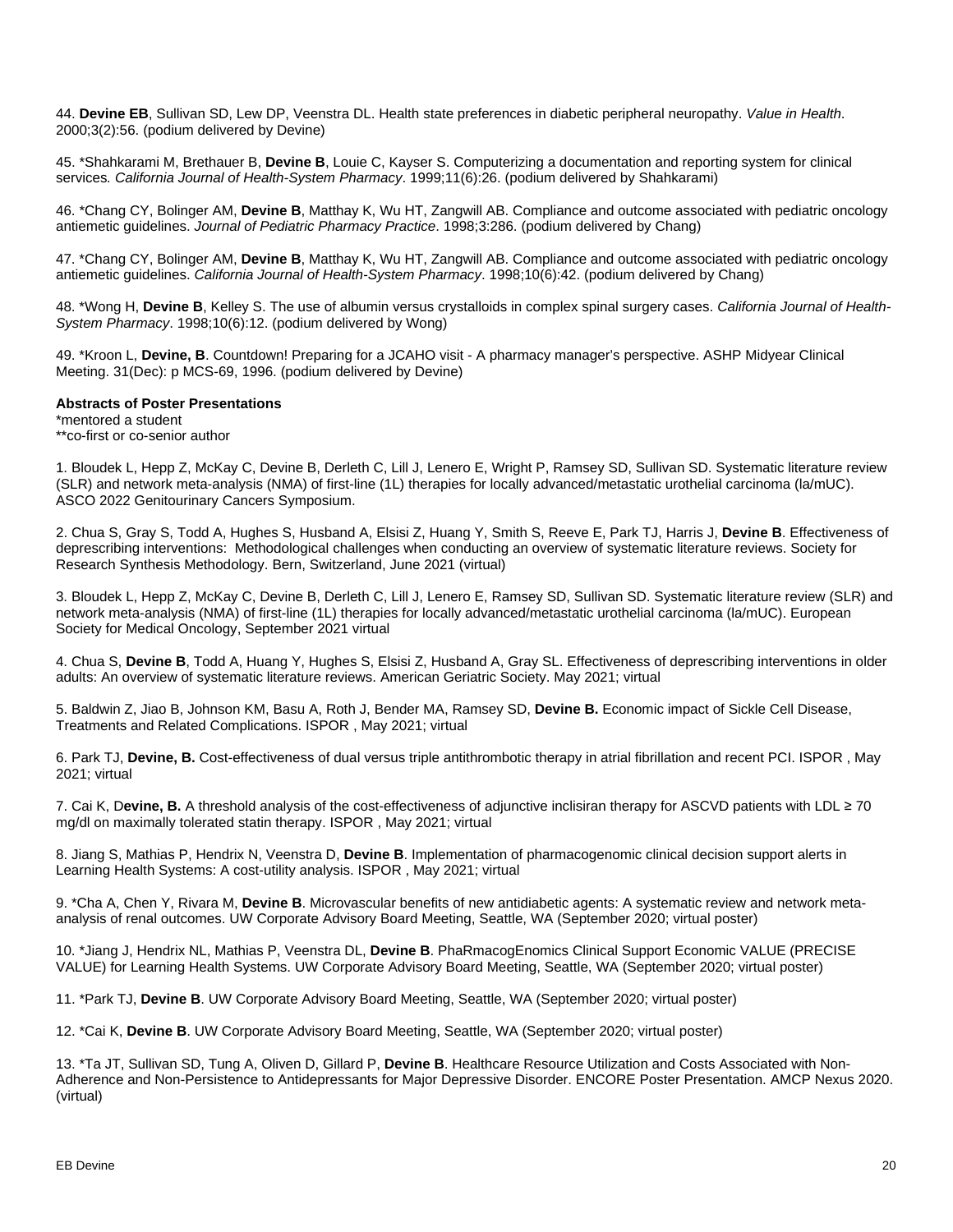44. **Devine EB**, Sullivan SD, Lew DP, Veenstra DL. Health state preferences in diabetic peripheral neuropathy. *Value in Health*. 2000;3(2):56. (podium delivered by Devine)

45. *Shahkarami M, Brethauer B, **Devine B**, Louie C, Kayser S. Computerizing a documentation and reporting system for clinical services*. California Journal of Health-System Pharmacy*. 1999;11(6):26. (podium delivered by Shahkarami)

46. *Chang CY, Bolinger AM, **Devine B**, Matthay K, Wu HT, Zangwill AB. Compliance and outcome associated with pediatric oncology antiemetic guidelines. *Journal of Pediatric Pharmacy Practice*. 1998;3:286. (podium delivered by Chang)

47. *Chang CY, Bolinger AM, **Devine B**, Matthay K, Wu HT, Zangwill AB. Compliance and outcome associated with pediatric oncology antiemetic guidelines. *California Journal of Health-System Pharmacy*. 1998;10(6):42. (podium delivered by Chang)

48. *Wong H, **Devine B**, Kelley S. The use of albumin versus crystalloids in complex spinal surgery cases. *California Journal of Health-System Pharmacy*. 1998;10(6):12. (podium delivered by Wong)

49. *Kroon L, **Devine, B**. Countdown! Preparing for a JCAHO visit - A pharmacy manager's perspective. ASHP Midyear Clinical Meeting. 31(Dec): p MCS-69, 1996. (podium delivered by Devine)

**Abstracts of Poster Presentations**

*mentored a student
**co-first or co-senior author

1. Bloudek L, Hepp Z, McKay C, Devine B, Derleth C, Lill J, Lenero E, Wright P, Ramsey SD, Sullivan SD. Systematic literature review (SLR) and network meta-analysis (NMA) of first-line (1L) therapies for locally advanced/metastatic urothelial carcinoma (la/mUC). ASCO 2022 Genitourinary Cancers Symposium.

2. Chua S, Gray S, Todd A, Hughes S, Husband A, Elsisi Z, Huang Y, Smith S, Reeve E, Park TJ, Harris J, **Devine B**. Effectiveness of deprescribing interventions: Methodological challenges when conducting an overview of systematic literature reviews. Society for Research Synthesis Methodology. Bern, Switzerland, June 2021 (virtual)

3. Bloudek L, Hepp Z, McKay C, Devine B, Derleth C, Lill J, Lenero E, Ramsey SD, Sullivan SD. Systematic literature review (SLR) and network meta-analysis (NMA) of first-line (1L) therapies for locally advanced/metastatic urothelial carcinoma (la/mUC). European Society for Medical Oncology, September 2021 virtual

4. Chua S, **Devine B**, Todd A, Huang Y, Hughes S, Elsisi Z, Husband A, Gray SL. Effectiveness of deprescribing interventions in older adults: An overview of systematic literature reviews. American Geriatric Society. May 2021; virtual

5. Baldwin Z, Jiao B, Johnson KM, Basu A, Roth J, Bender MA, Ramsey SD, **Devine B.** Economic impact of Sickle Cell Disease, Treatments and Related Complications. ISPOR , May 2021; virtual

6. Park TJ, **Devine, B.** Cost-effectiveness of dual versus triple antithrombotic therapy in atrial fibrillation and recent PCI. ISPOR , May 2021; virtual

7. Cai K, D**evine, B.** A threshold analysis of the cost-effectiveness of adjunctive inclisiran therapy for ASCVD patients with LDL ≥ 70 mg/dl on maximally tolerated statin therapy. ISPOR , May 2021; virtual

8. Jiang S, Mathias P, Hendrix N, Veenstra D, **Devine B**. Implementation of pharmacogenomic clinical decision support alerts in Learning Health Systems: A cost-utility analysis. ISPOR , May 2021; virtual

9. *Cha A, Chen Y, Rivara M, **Devine B**. Microvascular benefits of new antidiabetic agents: A systematic review and network meta-analysis of renal outcomes. UW Corporate Advisory Board Meeting, Seattle, WA (September 2020; virtual poster)

10. *Jiang J, Hendrix NL, Mathias P, Veenstra DL, **Devine B**. PhaRmacogEnomics Clinical Support Economic VALUE (PRECISE VALUE) for Learning Health Systems. UW Corporate Advisory Board Meeting, Seattle, WA (September 2020; virtual poster)

11. *Park TJ, **Devine B**. UW Corporate Advisory Board Meeting, Seattle, WA (September 2020; virtual poster)

12. *Cai K, **Devine B**. UW Corporate Advisory Board Meeting, Seattle, WA (September 2020; virtual poster)

13. *Ta JT, Sullivan SD, Tung A, Oliven D, Gillard P, **Devine B**. Healthcare Resource Utilization and Costs Associated with Non-Adherence and Non-Persistence to Antidepressants for Major Depressive Disorder. ENCORE Poster Presentation. AMCP Nexus 2020. (virtual)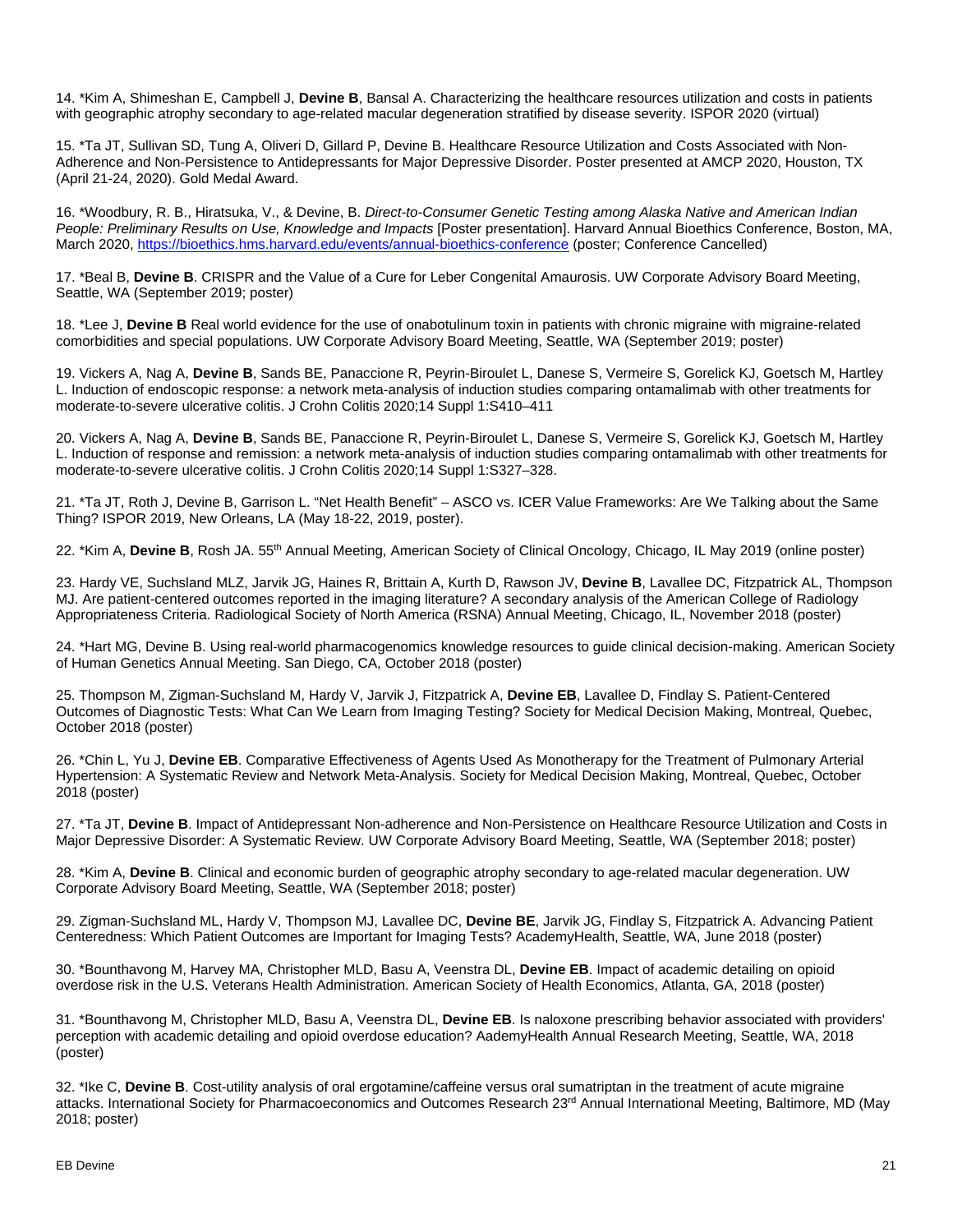14. *Kim A, Shimeshan E, Campbell J, **Devine B**, Bansal A. Characterizing the healthcare resources utilization and costs in patients with geographic atrophy secondary to age-related macular degeneration stratified by disease severity. ISPOR 2020 (virtual)

15. *Ta JT, Sullivan SD, Tung A, Oliveri D, Gillard P, Devine B. Healthcare Resource Utilization and Costs Associated with Non-Adherence and Non-Persistence to Antidepressants for Major Depressive Disorder. Poster presented at AMCP 2020, Houston, TX (April 21-24, 2020). Gold Medal Award.

16. *Woodbury, R. B., Hiratsuka, V., & Devine, B. *Direct-to-Consumer Genetic Testing among Alaska Native and American Indian People: Preliminary Results on Use, Knowledge and Impacts* [Poster presentation]. Harvard Annual Bioethics Conference, Boston, MA, March 2020, https://bioethics.hms.harvard.edu/events/annual-bioethics-conference (poster; Conference Cancelled)

17. *Beal B, **Devine B**. CRISPR and the Value of a Cure for Leber Congenital Amaurosis. UW Corporate Advisory Board Meeting, Seattle, WA (September 2019; poster)

18. *Lee J, **Devine B** Real world evidence for the use of onabotulinum toxin in patients with chronic migraine with migraine-related comorbidities and special populations. UW Corporate Advisory Board Meeting, Seattle, WA (September 2019; poster)

19. Vickers A, Nag A, **Devine B**, Sands BE, Panaccione R, Peyrin-Biroulet L, Danese S, Vermeire S, Gorelick KJ, Goetsch M, Hartley L. Induction of endoscopic response: a network meta-analysis of induction studies comparing ontamalimab with other treatments for moderate-to-severe ulcerative colitis. J Crohn Colitis 2020;14 Suppl 1:S410–411

20. Vickers A, Nag A, **Devine B**, Sands BE, Panaccione R, Peyrin-Biroulet L, Danese S, Vermeire S, Gorelick KJ, Goetsch M, Hartley L. Induction of response and remission: a network meta-analysis of induction studies comparing ontamalimab with other treatments for moderate-to-severe ulcerative colitis. J Crohn Colitis 2020;14 Suppl 1:S327–328.

21. *Ta JT, Roth J, Devine B, Garrison L. "Net Health Benefit" – ASCO vs. ICER Value Frameworks: Are We Talking about the Same Thing? ISPOR 2019, New Orleans, LA (May 18-22, 2019, poster).

22. *Kim A, **Devine B**, Rosh JA. 55th Annual Meeting, American Society of Clinical Oncology, Chicago, IL May 2019 (online poster)

23. Hardy VE, Suchsland MLZ, Jarvik JG, Haines R, Brittain A, Kurth D, Rawson JV, **Devine B**, Lavallee DC, Fitzpatrick AL, Thompson MJ. Are patient-centered outcomes reported in the imaging literature? A secondary analysis of the American College of Radiology Appropriateness Criteria. Radiological Society of North America (RSNA) Annual Meeting, Chicago, IL, November 2018 (poster)

24. *Hart MG, Devine B. Using real-world pharmacogenomics knowledge resources to guide clinical decision-making. American Society of Human Genetics Annual Meeting. San Diego, CA, October 2018 (poster)

25. Thompson M, Zigman-Suchsland M, Hardy V, Jarvik J, Fitzpatrick A, **Devine EB**, Lavallee D, Findlay S. Patient-Centered Outcomes of Diagnostic Tests: What Can We Learn from Imaging Testing? Society for Medical Decision Making, Montreal, Quebec, October 2018 (poster)

26. *Chin L, Yu J, **Devine EB**. Comparative Effectiveness of Agents Used As Monotherapy for the Treatment of Pulmonary Arterial Hypertension: A Systematic Review and Network Meta-Analysis. Society for Medical Decision Making, Montreal, Quebec, October 2018 (poster)

27. *Ta JT, **Devine B**. Impact of Antidepressant Non-adherence and Non-Persistence on Healthcare Resource Utilization and Costs in Major Depressive Disorder: A Systematic Review. UW Corporate Advisory Board Meeting, Seattle, WA (September 2018; poster)

28. *Kim A, **Devine B**. Clinical and economic burden of geographic atrophy secondary to age-related macular degeneration. UW Corporate Advisory Board Meeting, Seattle, WA (September 2018; poster)

29. Zigman-Suchsland ML, Hardy V, Thompson MJ, Lavallee DC, **Devine BE**, Jarvik JG, Findlay S, Fitzpatrick A. Advancing Patient Centeredness: Which Patient Outcomes are Important for Imaging Tests? AcademyHealth, Seattle, WA, June 2018 (poster)

30. *Bounthavong M, Harvey MA, Christopher MLD, Basu A, Veenstra DL, **Devine EB**. Impact of academic detailing on opioid overdose risk in the U.S. Veterans Health Administration. American Society of Health Economics, Atlanta, GA, 2018 (poster)

31. *Bounthavong M, Christopher MLD, Basu A, Veenstra DL, **Devine EB**. Is naloxone prescribing behavior associated with providers' perception with academic detailing and opioid overdose education? AademyHealth Annual Research Meeting, Seattle, WA, 2018 (poster)

32. *Ike C, **Devine B**. Cost-utility analysis of oral ergotamine/caffeine versus oral sumatriptan in the treatment of acute migraine attacks. International Society for Pharmacoeconomics and Outcomes Research 23rd Annual International Meeting, Baltimore, MD (May 2018; poster)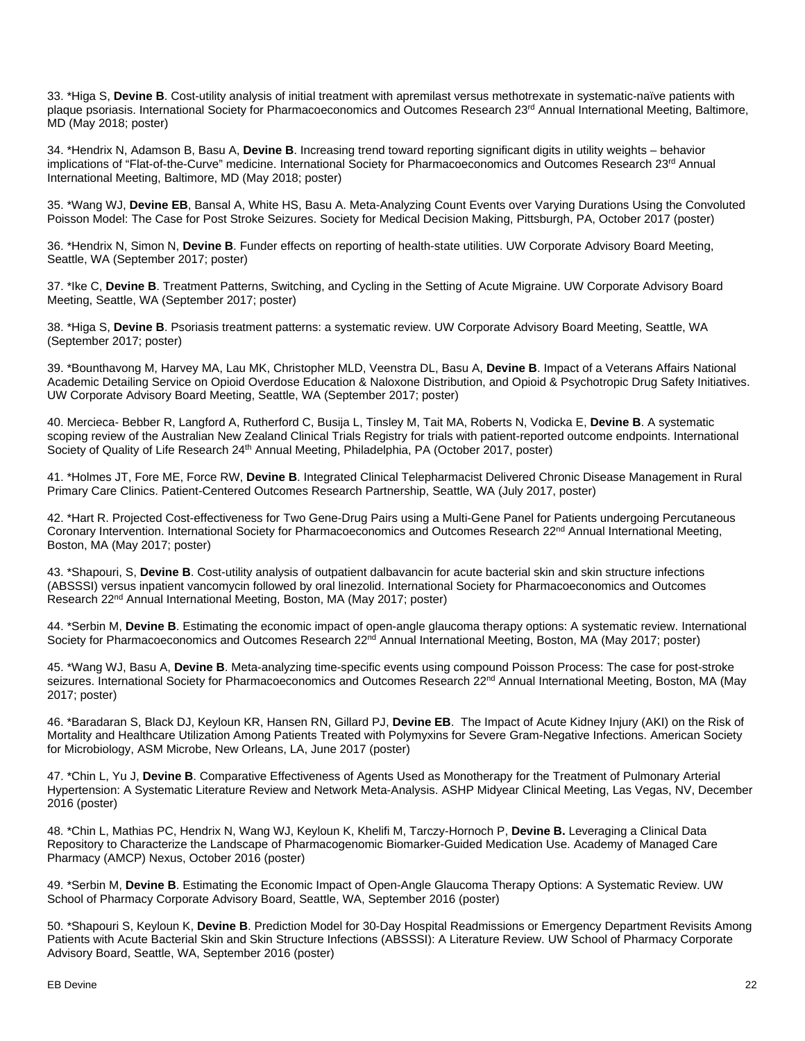33. *Higa S, **Devine B**. Cost-utility analysis of initial treatment with apremilast versus methotrexate in systematic-naïve patients with plaque psoriasis. International Society for Pharmacoeconomics and Outcomes Research 23rd Annual International Meeting, Baltimore, MD (May 2018; poster)

34. *Hendrix N, Adamson B, Basu A, **Devine B**. Increasing trend toward reporting significant digits in utility weights – behavior implications of "Flat-of-the-Curve" medicine. International Society for Pharmacoeconomics and Outcomes Research 23rd Annual International Meeting, Baltimore, MD (May 2018; poster)

35. *Wang WJ, **Devine EB**, Bansal A, White HS, Basu A. Meta-Analyzing Count Events over Varying Durations Using the Convoluted Poisson Model: The Case for Post Stroke Seizures. Society for Medical Decision Making, Pittsburgh, PA, October 2017 (poster)

36. *Hendrix N, Simon N, **Devine B**. Funder effects on reporting of health-state utilities. UW Corporate Advisory Board Meeting, Seattle, WA (September 2017; poster)

37. *Ike C, **Devine B**. Treatment Patterns, Switching, and Cycling in the Setting of Acute Migraine. UW Corporate Advisory Board Meeting, Seattle, WA (September 2017; poster)

38. *Higa S, **Devine B**. Psoriasis treatment patterns: a systematic review. UW Corporate Advisory Board Meeting, Seattle, WA (September 2017; poster)

39. *Bounthavong M, Harvey MA, Lau MK, Christopher MLD, Veenstra DL, Basu A, **Devine B**. Impact of a Veterans Affairs National Academic Detailing Service on Opioid Overdose Education & Naloxone Distribution, and Opioid & Psychotropic Drug Safety Initiatives. UW Corporate Advisory Board Meeting, Seattle, WA (September 2017; poster)

40. Mercieca- Bebber R, Langford A, Rutherford C, Busija L, Tinsley M, Tait MA, Roberts N, Vodicka E, **Devine B**. A systematic scoping review of the Australian New Zealand Clinical Trials Registry for trials with patient-reported outcome endpoints. International Society of Quality of Life Research 24th Annual Meeting, Philadelphia, PA (October 2017, poster)

41. *Holmes JT, Fore ME, Force RW, **Devine B**. Integrated Clinical Telepharmacist Delivered Chronic Disease Management in Rural Primary Care Clinics. Patient-Centered Outcomes Research Partnership, Seattle, WA (July 2017, poster)

42. *Hart R. Projected Cost-effectiveness for Two Gene-Drug Pairs using a Multi-Gene Panel for Patients undergoing Percutaneous Coronary Intervention. International Society for Pharmacoeconomics and Outcomes Research 22nd Annual International Meeting, Boston, MA (May 2017; poster)

43. *Shapouri, S, **Devine B**. Cost-utility analysis of outpatient dalbavancin for acute bacterial skin and skin structure infections (ABSSSI) versus inpatient vancomycin followed by oral linezolid. International Society for Pharmacoeconomics and Outcomes Research 22nd Annual International Meeting, Boston, MA (May 2017; poster)

44. *Serbin M, **Devine B**. Estimating the economic impact of open-angle glaucoma therapy options: A systematic review. International Society for Pharmacoeconomics and Outcomes Research 22nd Annual International Meeting, Boston, MA (May 2017; poster)

45. *Wang WJ, Basu A, **Devine B**. Meta-analyzing time-specific events using compound Poisson Process: The case for post-stroke seizures. International Society for Pharmacoeconomics and Outcomes Research 22nd Annual International Meeting, Boston, MA (May 2017; poster)

46. *Baradaran S, Black DJ, Keyloun KR, Hansen RN, Gillard PJ, **Devine EB**. The Impact of Acute Kidney Injury (AKI) on the Risk of Mortality and Healthcare Utilization Among Patients Treated with Polymyxins for Severe Gram-Negative Infections. American Society for Microbiology, ASM Microbe, New Orleans, LA, June 2017 (poster)

47. *Chin L, Yu J, **Devine B**. Comparative Effectiveness of Agents Used as Monotherapy for the Treatment of Pulmonary Arterial Hypertension: A Systematic Literature Review and Network Meta-Analysis. ASHP Midyear Clinical Meeting, Las Vegas, NV, December 2016 (poster)

48. *Chin L, Mathias PC, Hendrix N, Wang WJ, Keyloun K, Khelifi M, Tarczy-Hornoch P, **Devine B.** Leveraging a Clinical Data Repository to Characterize the Landscape of Pharmacogenomic Biomarker-Guided Medication Use. Academy of Managed Care Pharmacy (AMCP) Nexus, October 2016 (poster)

49. *Serbin M, **Devine B**. Estimating the Economic Impact of Open-Angle Glaucoma Therapy Options: A Systematic Review. UW School of Pharmacy Corporate Advisory Board, Seattle, WA, September 2016 (poster)

50. *Shapouri S, Keyloun K, **Devine B**. Prediction Model for 30-Day Hospital Readmissions or Emergency Department Revisits Among Patients with Acute Bacterial Skin and Skin Structure Infections (ABSSSI): A Literature Review. UW School of Pharmacy Corporate Advisory Board, Seattle, WA, September 2016 (poster)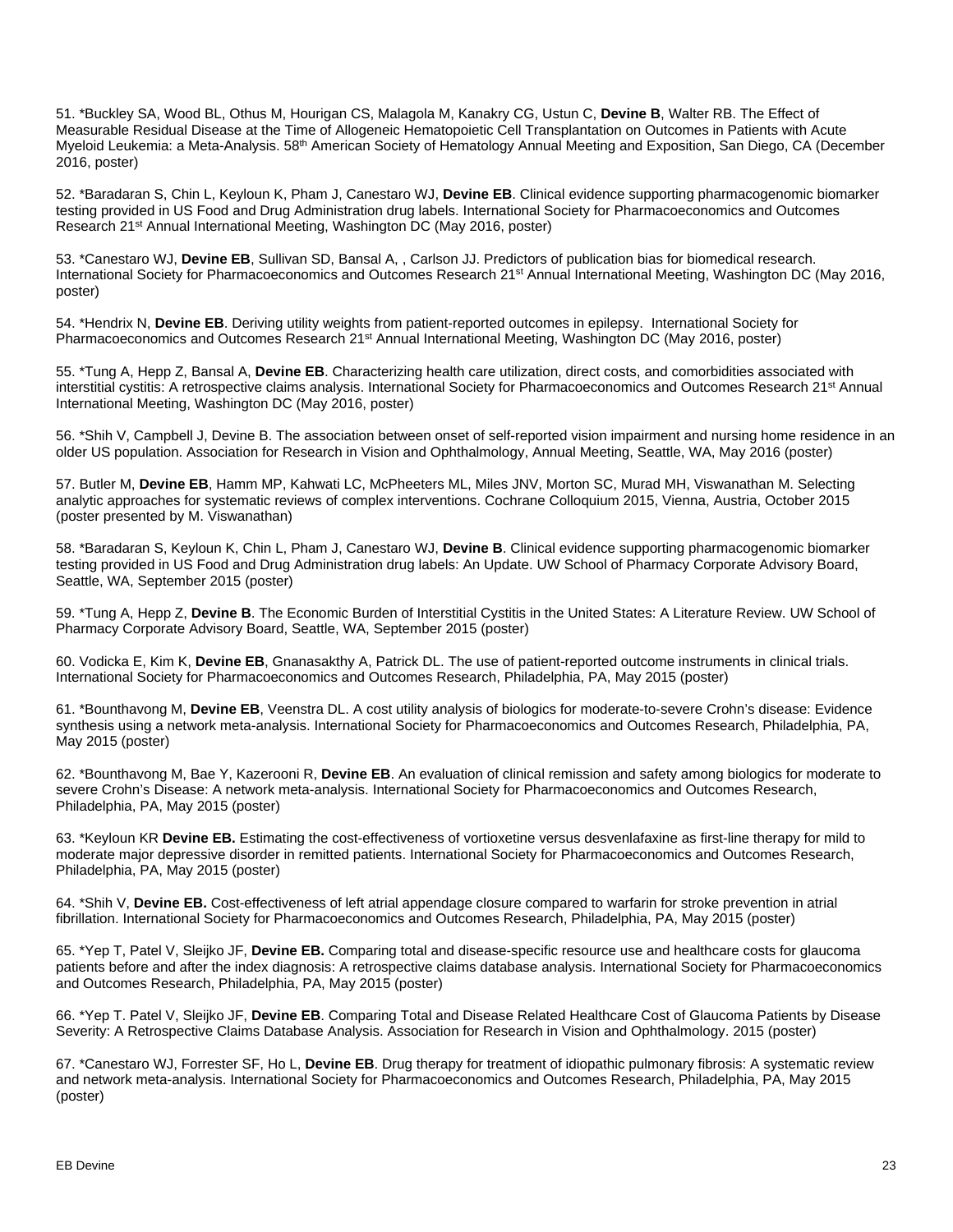51. *Buckley SA, Wood BL, Othus M, Hourigan CS, Malagola M, Kanakry CG, Ustun C, **Devine B**, Walter RB. The Effect of Measurable Residual Disease at the Time of Allogeneic Hematopoietic Cell Transplantation on Outcomes in Patients with Acute Myeloid Leukemia: a Meta-Analysis. 58th American Society of Hematology Annual Meeting and Exposition, San Diego, CA (December 2016, poster)

52. *Baradaran S, Chin L, Keyloun K, Pham J, Canestaro WJ, **Devine EB**. Clinical evidence supporting pharmacogenomic biomarker testing provided in US Food and Drug Administration drug labels. International Society for Pharmacoeconomics and Outcomes Research 21st Annual International Meeting, Washington DC (May 2016, poster)

53. *Canestaro WJ, **Devine EB**, Sullivan SD, Bansal A, , Carlson JJ. Predictors of publication bias for biomedical research. International Society for Pharmacoeconomics and Outcomes Research 21st Annual International Meeting, Washington DC (May 2016, poster)

54. *Hendrix N, **Devine EB**. Deriving utility weights from patient-reported outcomes in epilepsy. International Society for Pharmacoeconomics and Outcomes Research 21st Annual International Meeting, Washington DC (May 2016, poster)

55. *Tung A, Hepp Z, Bansal A, **Devine EB**. Characterizing health care utilization, direct costs, and comorbidities associated with interstitial cystitis: A retrospective claims analysis. International Society for Pharmacoeconomics and Outcomes Research 21st Annual International Meeting, Washington DC (May 2016, poster)

56. *Shih V, Campbell J, Devine B. The association between onset of self-reported vision impairment and nursing home residence in an older US population. Association for Research in Vision and Ophthalmology, Annual Meeting, Seattle, WA, May 2016 (poster)

57. Butler M, **Devine EB**, Hamm MP, Kahwati LC, McPheeters ML, Miles JNV, Morton SC, Murad MH, Viswanathan M. Selecting analytic approaches for systematic reviews of complex interventions. Cochrane Colloquium 2015, Vienna, Austria, October 2015 (poster presented by M. Viswanathan)

58. *Baradaran S, Keyloun K, Chin L, Pham J, Canestaro WJ, **Devine B**. Clinical evidence supporting pharmacogenomic biomarker testing provided in US Food and Drug Administration drug labels: An Update. UW School of Pharmacy Corporate Advisory Board, Seattle, WA, September 2015 (poster)

59. *Tung A, Hepp Z, **Devine B**. The Economic Burden of Interstitial Cystitis in the United States: A Literature Review. UW School of Pharmacy Corporate Advisory Board, Seattle, WA, September 2015 (poster)

60. Vodicka E, Kim K, **Devine EB**, Gnanasakthy A, Patrick DL. The use of patient-reported outcome instruments in clinical trials. International Society for Pharmacoeconomics and Outcomes Research, Philadelphia, PA, May 2015 (poster)

61. *Bounthavong M, **Devine EB**, Veenstra DL. A cost utility analysis of biologics for moderate-to-severe Crohn's disease: Evidence synthesis using a network meta-analysis. International Society for Pharmacoeconomics and Outcomes Research, Philadelphia, PA, May 2015 (poster)

62. *Bounthavong M, Bae Y, Kazerooni R, **Devine EB**. An evaluation of clinical remission and safety among biologics for moderate to severe Crohn's Disease: A network meta-analysis. International Society for Pharmacoeconomics and Outcomes Research, Philadelphia, PA, May 2015 (poster)

63. *Keyloun KR **Devine EB.** Estimating the cost-effectiveness of vortioxetine versus desvenlafaxine as first-line therapy for mild to moderate major depressive disorder in remitted patients. International Society for Pharmacoeconomics and Outcomes Research, Philadelphia, PA, May 2015 (poster)

64. *Shih V, **Devine EB.** Cost-effectiveness of left atrial appendage closure compared to warfarin for stroke prevention in atrial fibrillation. International Society for Pharmacoeconomics and Outcomes Research, Philadelphia, PA, May 2015 (poster)

65. *Yep T, Patel V, Sleijko JF, **Devine EB.** Comparing total and disease-specific resource use and healthcare costs for glaucoma patients before and after the index diagnosis: A retrospective claims database analysis. International Society for Pharmacoeconomics and Outcomes Research, Philadelphia, PA, May 2015 (poster)

66. *Yep T. Patel V, Sleijko JF, **Devine EB**. Comparing Total and Disease Related Healthcare Cost of Glaucoma Patients by Disease Severity: A Retrospective Claims Database Analysis. Association for Research in Vision and Ophthalmology. 2015 (poster)

67. *Canestaro WJ, Forrester SF, Ho L, **Devine EB**. Drug therapy for treatment of idiopathic pulmonary fibrosis: A systematic review and network meta-analysis. International Society for Pharmacoeconomics and Outcomes Research, Philadelphia, PA, May 2015 (poster)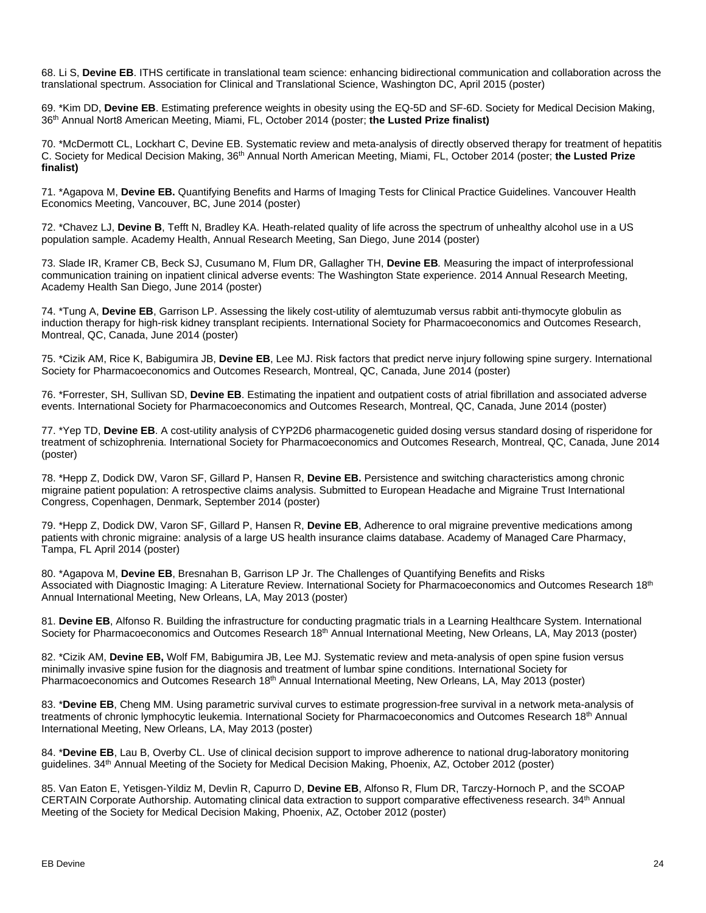68. Li S, **Devine EB**. ITHS certificate in translational team science: enhancing bidirectional communication and collaboration across the translational spectrum. Association for Clinical and Translational Science, Washington DC, April 2015 (poster)

69. *Kim DD, **Devine EB**. Estimating preference weights in obesity using the EQ-5D and SF-6D. Society for Medical Decision Making, 36th Annual Nort8 American Meeting, Miami, FL, October 2014 (poster; **the Lusted Prize finalist)**

70. *McDermott CL, Lockhart C, Devine EB. Systematic review and meta-analysis of directly observed therapy for treatment of hepatitis C. Society for Medical Decision Making, 36th Annual North American Meeting, Miami, FL, October 2014 (poster; **the Lusted Prize finalist)**

71. *Agapova M, **Devine EB.** Quantifying Benefits and Harms of Imaging Tests for Clinical Practice Guidelines. Vancouver Health Economics Meeting, Vancouver, BC, June 2014 (poster)

72. *Chavez LJ, **Devine B**, Tefft N, Bradley KA. Heath-related quality of life across the spectrum of unhealthy alcohol use in a US population sample. Academy Health, Annual Research Meeting, San Diego, June 2014 (poster)

73. Slade IR, Kramer CB, Beck SJ, Cusumano M, Flum DR, Gallagher TH, **Devine EB***.* Measuring the impact of interprofessional communication training on inpatient clinical adverse events: The Washington State experience. 2014 Annual Research Meeting, Academy Health San Diego, June 2014 (poster)

74. *Tung A, **Devine EB**, Garrison LP. Assessing the likely cost-utility of alemtuzumab versus rabbit anti-thymocyte globulin as induction therapy for high-risk kidney transplant recipients. International Society for Pharmacoeconomics and Outcomes Research, Montreal, QC, Canada, June 2014 (poster)

75. *Cizik AM, Rice K, Babigumira JB, **Devine EB**, Lee MJ. Risk factors that predict nerve injury following spine surgery. International Society for Pharmacoeconomics and Outcomes Research, Montreal, QC, Canada, June 2014 (poster)

76. *Forrester, SH, Sullivan SD, **Devine EB**. Estimating the inpatient and outpatient costs of atrial fibrillation and associated adverse events. International Society for Pharmacoeconomics and Outcomes Research, Montreal, QC, Canada, June 2014 (poster)

77. *Yep TD, **Devine EB**. A cost-utility analysis of CYP2D6 pharmacogenetic guided dosing versus standard dosing of risperidone for treatment of schizophrenia. International Society for Pharmacoeconomics and Outcomes Research, Montreal, QC, Canada, June 2014 (poster)

78. *Hepp Z, Dodick DW, Varon SF, Gillard P, Hansen R, **Devine EB.** Persistence and switching characteristics among chronic migraine patient population: A retrospective claims analysis. Submitted to European Headache and Migraine Trust International Congress, Copenhagen, Denmark, September 2014 (poster)

79. *Hepp Z, Dodick DW, Varon SF, Gillard P, Hansen R, **Devine EB**, Adherence to oral migraine preventive medications among patients with chronic migraine: analysis of a large US health insurance claims database. Academy of Managed Care Pharmacy, Tampa, FL April 2014 (poster)

80. *Agapova M, **Devine EB**, Bresnahan B, Garrison LP Jr. The Challenges of Quantifying Benefits and Risks Associated with Diagnostic Imaging: A Literature Review. International Society for Pharmacoeconomics and Outcomes Research 18th Annual International Meeting, New Orleans, LA, May 2013 (poster)

81. **Devine EB**, Alfonso R. Building the infrastructure for conducting pragmatic trials in a Learning Healthcare System. International Society for Pharmacoeconomics and Outcomes Research 18th Annual International Meeting, New Orleans, LA, May 2013 (poster)

82. *Cizik AM, **Devine EB,** Wolf FM, Babigumira JB, Lee MJ. Systematic review and meta-analysis of open spine fusion versus minimally invasive spine fusion for the diagnosis and treatment of lumbar spine conditions. International Society for Pharmacoeconomics and Outcomes Research 18th Annual International Meeting, New Orleans, LA, May 2013 (poster)

83. ***Devine EB**, Cheng MM. Using parametric survival curves to estimate progression-free survival in a network meta-analysis of treatments of chronic lymphocytic leukemia. International Society for Pharmacoeconomics and Outcomes Research 18th Annual International Meeting, New Orleans, LA, May 2013 (poster)

84. ***Devine EB**, Lau B, Overby CL. Use of clinical decision support to improve adherence to national drug-laboratory monitoring guidelines. 34th Annual Meeting of the Society for Medical Decision Making, Phoenix, AZ, October 2012 (poster)

85. Van Eaton E, Yetisgen-Yildiz M, Devlin R, Capurro D, **Devine EB**, Alfonso R, Flum DR, Tarczy-Hornoch P, and the SCOAP CERTAIN Corporate Authorship. Automating clinical data extraction to support comparative effectiveness research. 34th Annual Meeting of the Society for Medical Decision Making, Phoenix, AZ, October 2012 (poster)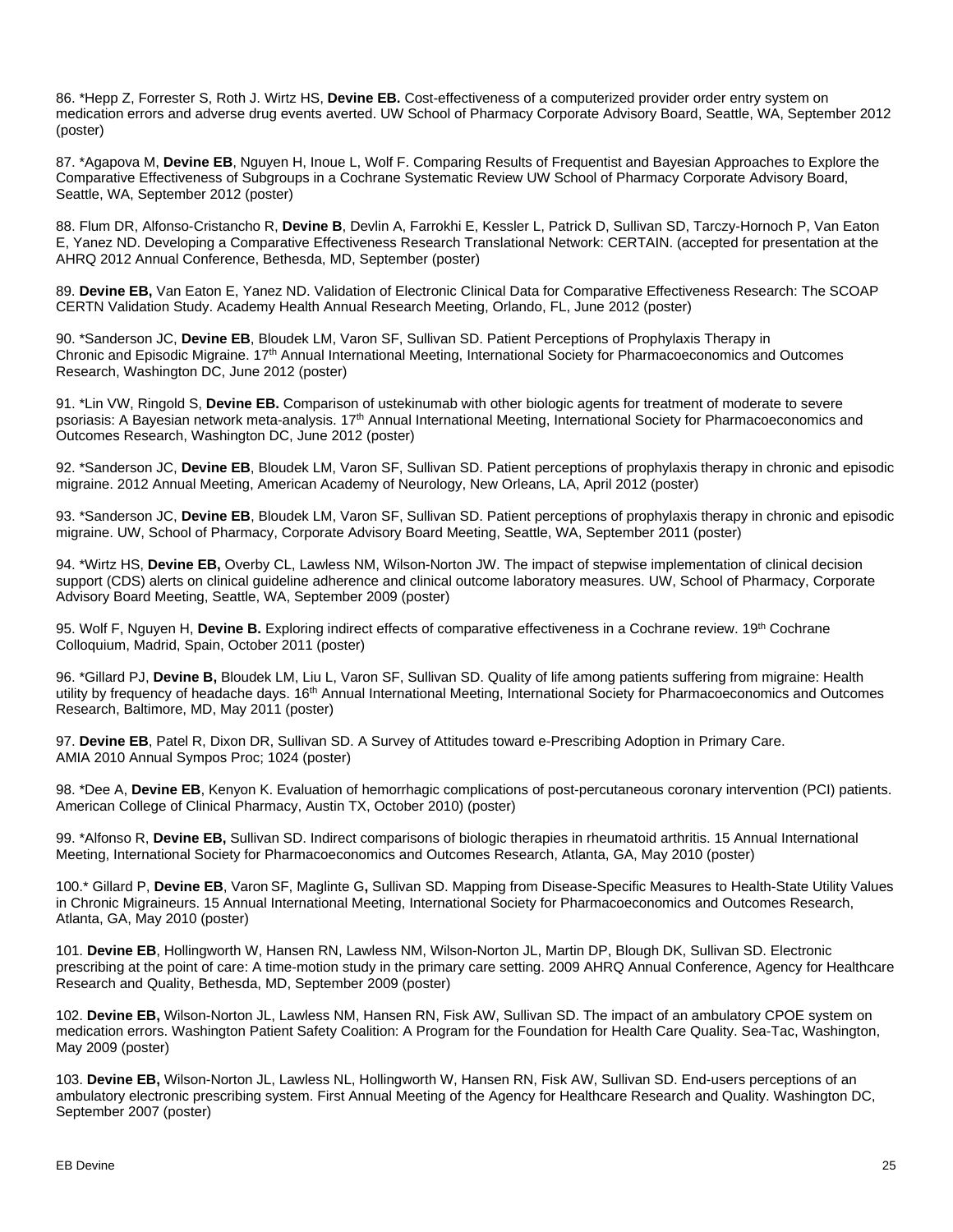86. *Hepp Z, Forrester S, Roth J. Wirtz HS, **Devine EB.** Cost-effectiveness of a computerized provider order entry system on medication errors and adverse drug events averted. UW School of Pharmacy Corporate Advisory Board, Seattle, WA, September 2012 (poster)

87. *Agapova M, **Devine EB**, Nguyen H, Inoue L, Wolf F. Comparing Results of Frequentist and Bayesian Approaches to Explore the Comparative Effectiveness of Subgroups in a Cochrane Systematic Review UW School of Pharmacy Corporate Advisory Board, Seattle, WA, September 2012 (poster)

88. Flum DR, Alfonso-Cristancho R, **Devine B**, Devlin A, Farrokhi E, Kessler L, Patrick D, Sullivan SD, Tarczy-Hornoch P, Van Eaton E, Yanez ND. Developing a Comparative Effectiveness Research Translational Network: CERTAIN. (accepted for presentation at the AHRQ 2012 Annual Conference, Bethesda, MD, September (poster)

89. **Devine EB,** Van Eaton E, Yanez ND. Validation of Electronic Clinical Data for Comparative Effectiveness Research: The SCOAP CERTN Validation Study. Academy Health Annual Research Meeting, Orlando, FL, June 2012 (poster)

90. *Sanderson JC, **Devine EB**, Bloudek LM, Varon SF, Sullivan SD. Patient Perceptions of Prophylaxis Therapy in Chronic and Episodic Migraine. 17th Annual International Meeting, International Society for Pharmacoeconomics and Outcomes Research, Washington DC, June 2012 (poster)

91. *Lin VW, Ringold S, **Devine EB.** Comparison of ustekinumab with other biologic agents for treatment of moderate to severe psoriasis: A Bayesian network meta-analysis. 17th Annual International Meeting, International Society for Pharmacoeconomics and Outcomes Research, Washington DC, June 2012 (poster)

92. *Sanderson JC, **Devine EB**, Bloudek LM, Varon SF, Sullivan SD. Patient perceptions of prophylaxis therapy in chronic and episodic migraine. 2012 Annual Meeting, American Academy of Neurology, New Orleans, LA, April 2012 (poster)

93. *Sanderson JC, **Devine EB**, Bloudek LM, Varon SF, Sullivan SD. Patient perceptions of prophylaxis therapy in chronic and episodic migraine. UW, School of Pharmacy, Corporate Advisory Board Meeting, Seattle, WA, September 2011 (poster)

94. *Wirtz HS, **Devine EB,** Overby CL, Lawless NM, Wilson-Norton JW. The impact of stepwise implementation of clinical decision support (CDS) alerts on clinical guideline adherence and clinical outcome laboratory measures. UW, School of Pharmacy, Corporate Advisory Board Meeting, Seattle, WA, September 2009 (poster)

95. Wolf F, Nguyen H, **Devine B.** Exploring indirect effects of comparative effectiveness in a Cochrane review. 19th Cochrane Colloquium, Madrid, Spain, October 2011 (poster)

96. *Gillard PJ, **Devine B,** Bloudek LM, Liu L, Varon SF, Sullivan SD. Quality of life among patients suffering from migraine: Health utility by frequency of headache days. 16th Annual International Meeting, International Society for Pharmacoeconomics and Outcomes Research, Baltimore, MD, May 2011 (poster)

97. **Devine EB**, Patel R, Dixon DR, Sullivan SD. A Survey of Attitudes toward e-Prescribing Adoption in Primary Care. AMIA 2010 Annual Sympos Proc; 1024 (poster)

98. *Dee A, **Devine EB**, Kenyon K. Evaluation of hemorrhagic complications of post-percutaneous coronary intervention (PCI) patients. American College of Clinical Pharmacy, Austin TX, October 2010) (poster)

99. *Alfonso R, **Devine EB,** Sullivan SD. Indirect comparisons of biologic therapies in rheumatoid arthritis. 15 Annual International Meeting, International Society for Pharmacoeconomics and Outcomes Research, Atlanta, GA, May 2010 (poster)

100.* Gillard P, **Devine EB**, Varon SF, Maglinte G**,** Sullivan SD. Mapping from Disease-Specific Measures to Health-State Utility Values in Chronic Migraineurs. 15 Annual International Meeting, International Society for Pharmacoeconomics and Outcomes Research, Atlanta, GA, May 2010 (poster)

101. **Devine EB**, Hollingworth W, Hansen RN, Lawless NM, Wilson-Norton JL, Martin DP, Blough DK, Sullivan SD. Electronic prescribing at the point of care: A time-motion study in the primary care setting. 2009 AHRQ Annual Conference, Agency for Healthcare Research and Quality, Bethesda, MD, September 2009 (poster)

102. **Devine EB,** Wilson-Norton JL, Lawless NM, Hansen RN, Fisk AW, Sullivan SD. The impact of an ambulatory CPOE system on medication errors. Washington Patient Safety Coalition: A Program for the Foundation for Health Care Quality. Sea-Tac, Washington, May 2009 (poster)

103. **Devine EB,** Wilson-Norton JL, Lawless NL, Hollingworth W, Hansen RN, Fisk AW, Sullivan SD. End-users perceptions of an ambulatory electronic prescribing system. First Annual Meeting of the Agency for Healthcare Research and Quality. Washington DC, September 2007 (poster)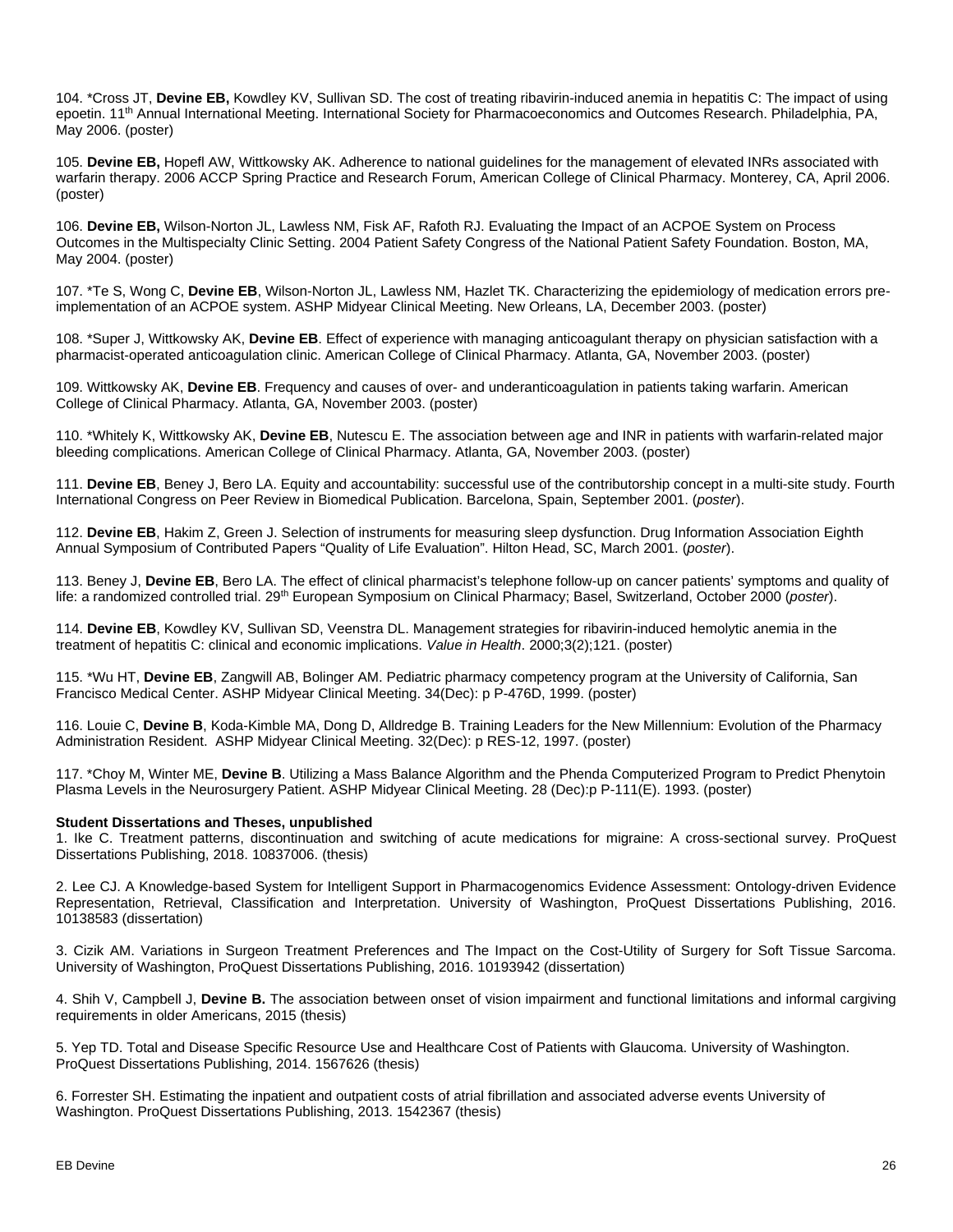104. *Cross JT, **Devine EB,** Kowdley KV, Sullivan SD. The cost of treating ribavirin-induced anemia in hepatitis C: The impact of using epoetin. 11th Annual International Meeting. International Society for Pharmacoeconomics and Outcomes Research. Philadelphia, PA, May 2006. (poster)

105. **Devine EB,** Hopefl AW, Wittkowsky AK. Adherence to national guidelines for the management of elevated INRs associated with warfarin therapy. 2006 ACCP Spring Practice and Research Forum, American College of Clinical Pharmacy. Monterey, CA, April 2006. (poster)

106. **Devine EB,** Wilson-Norton JL, Lawless NM, Fisk AF, Rafoth RJ. Evaluating the Impact of an ACPOE System on Process Outcomes in the Multispecialty Clinic Setting. 2004 Patient Safety Congress of the National Patient Safety Foundation. Boston, MA, May 2004. (poster)

107. *Te S, Wong C, **Devine EB**, Wilson-Norton JL, Lawless NM, Hazlet TK. Characterizing the epidemiology of medication errors pre-implementation of an ACPOE system. ASHP Midyear Clinical Meeting. New Orleans, LA, December 2003. (poster)

108. *Super J, Wittkowsky AK, **Devine EB**. Effect of experience with managing anticoagulant therapy on physician satisfaction with a pharmacist-operated anticoagulation clinic. American College of Clinical Pharmacy. Atlanta, GA, November 2003. (poster)

109. Wittkowsky AK, **Devine EB**. Frequency and causes of over- and underanticoagulation in patients taking warfarin. American College of Clinical Pharmacy. Atlanta, GA, November 2003. (poster)

110. *Whitely K, Wittkowsky AK, **Devine EB**, Nutescu E. The association between age and INR in patients with warfarin-related major bleeding complications. American College of Clinical Pharmacy. Atlanta, GA, November 2003. (poster)

111. **Devine EB**, Beney J, Bero LA. Equity and accountability: successful use of the contributorship concept in a multi-site study. Fourth International Congress on Peer Review in Biomedical Publication. Barcelona, Spain, September 2001. (*poster*).

112. **Devine EB**, Hakim Z, Green J. Selection of instruments for measuring sleep dysfunction. Drug Information Association Eighth Annual Symposium of Contributed Papers "Quality of Life Evaluation". Hilton Head, SC, March 2001. (*poster*).

113. Beney J, **Devine EB**, Bero LA. The effect of clinical pharmacist's telephone follow-up on cancer patients' symptoms and quality of life: a randomized controlled trial. 29th European Symposium on Clinical Pharmacy; Basel, Switzerland, October 2000 (*poster*).

114. **Devine EB**, Kowdley KV, Sullivan SD, Veenstra DL. Management strategies for ribavirin-induced hemolytic anemia in the treatment of hepatitis C: clinical and economic implications. *Value in Health*. 2000;3(2);121. (poster)

115. *Wu HT, **Devine EB**, Zangwill AB, Bolinger AM. Pediatric pharmacy competency program at the University of California, San Francisco Medical Center. ASHP Midyear Clinical Meeting. 34(Dec): p P-476D, 1999. (poster)

116. Louie C, **Devine B**, Koda-Kimble MA, Dong D, Alldredge B. Training Leaders for the New Millennium: Evolution of the Pharmacy Administration Resident. ASHP Midyear Clinical Meeting. 32(Dec): p RES-12, 1997. (poster)

117. *Choy M, Winter ME, **Devine B**. Utilizing a Mass Balance Algorithm and the Phenda Computerized Program to Predict Phenytoin Plasma Levels in the Neurosurgery Patient. ASHP Midyear Clinical Meeting. 28 (Dec):p P-111(E). 1993. (poster)

**Student Dissertations and Theses, unpublished**

1. Ike C. Treatment patterns, discontinuation and switching of acute medications for migraine: A cross-sectional survey. ProQuest Dissertations Publishing, 2018. 10837006. (thesis)

2. Lee CJ. A Knowledge-based System for Intelligent Support in Pharmacogenomics Evidence Assessment: Ontology-driven Evidence Representation, Retrieval, Classification and Interpretation. University of Washington, ProQuest Dissertations Publishing, 2016. 10138583 (dissertation)

3. Cizik AM. Variations in Surgeon Treatment Preferences and The Impact on the Cost-Utility of Surgery for Soft Tissue Sarcoma. University of Washington, ProQuest Dissertations Publishing, 2016. 10193942 (dissertation)

4. Shih V, Campbell J, **Devine B.** The association between onset of vision impairment and functional limitations and informal cargiving requirements in older Americans, 2015 (thesis)

5. Yep TD. Total and Disease Specific Resource Use and Healthcare Cost of Patients with Glaucoma. University of Washington. ProQuest Dissertations Publishing, 2014. 1567626 (thesis)

6. Forrester SH. Estimating the inpatient and outpatient costs of atrial fibrillation and associated adverse events University of Washington. ProQuest Dissertations Publishing, 2013. 1542367 (thesis)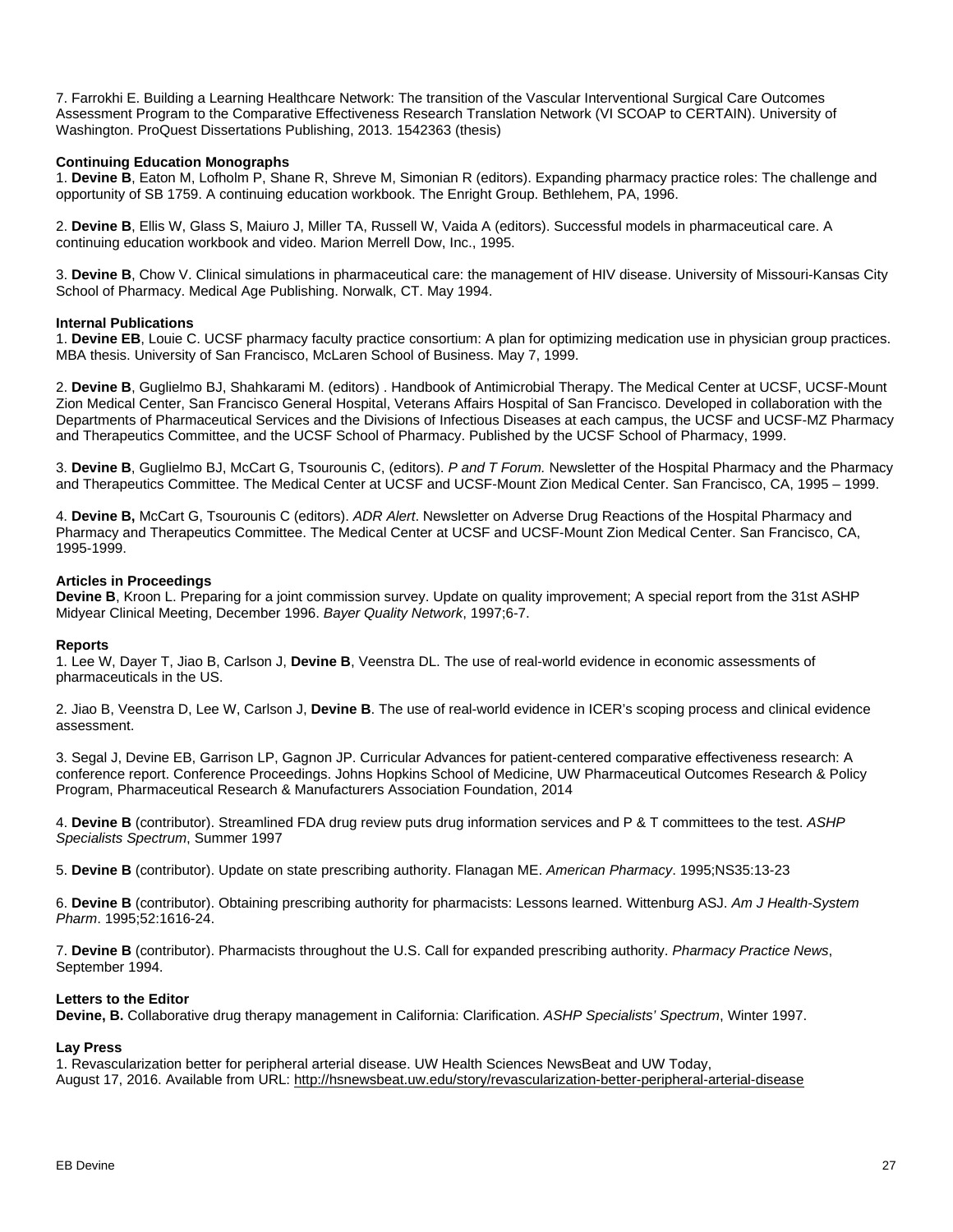7. Farrokhi E. Building a Learning Healthcare Network: The transition of the Vascular Interventional Surgical Care Outcomes Assessment Program to the Comparative Effectiveness Research Translation Network (VI SCOAP to CERTAIN). University of Washington. ProQuest Dissertations Publishing, 2013. 1542363 (thesis)

**Continuing Education Monographs**

1. **Devine B**, Eaton M, Lofholm P, Shane R, Shreve M, Simonian R (editors). Expanding pharmacy practice roles: The challenge and opportunity of SB 1759. A continuing education workbook. The Enright Group. Bethlehem, PA, 1996.

2. **Devine B**, Ellis W, Glass S, Maiuro J, Miller TA, Russell W, Vaida A (editors). Successful models in pharmaceutical care. A continuing education workbook and video. Marion Merrell Dow, Inc., 1995.

3. **Devine B**, Chow V. Clinical simulations in pharmaceutical care: the management of HIV disease. University of Missouri-Kansas City School of Pharmacy. Medical Age Publishing. Norwalk, CT. May 1994.

**Internal Publications**

1. **Devine EB**, Louie C. UCSF pharmacy faculty practice consortium: A plan for optimizing medication use in physician group practices. MBA thesis. University of San Francisco, McLaren School of Business. May 7, 1999.

2. **Devine B**, Guglielmo BJ, Shahkarami M. (editors) . Handbook of Antimicrobial Therapy. The Medical Center at UCSF, UCSF-Mount Zion Medical Center, San Francisco General Hospital, Veterans Affairs Hospital of San Francisco. Developed in collaboration with the Departments of Pharmaceutical Services and the Divisions of Infectious Diseases at each campus, the UCSF and UCSF-MZ Pharmacy and Therapeutics Committee, and the UCSF School of Pharmacy. Published by the UCSF School of Pharmacy, 1999.

3. **Devine B**, Guglielmo BJ, McCart G, Tsourounis C, (editors). *P and T Forum.* Newsletter of the Hospital Pharmacy and the Pharmacy and Therapeutics Committee. The Medical Center at UCSF and UCSF-Mount Zion Medical Center. San Francisco, CA, 1995 – 1999.

4. **Devine B,** McCart G, Tsourounis C (editors). *ADR Alert*. Newsletter on Adverse Drug Reactions of the Hospital Pharmacy and Pharmacy and Therapeutics Committee. The Medical Center at UCSF and UCSF-Mount Zion Medical Center. San Francisco, CA, 1995-1999.

**Articles in Proceedings**

**Devine B**, Kroon L. Preparing for a joint commission survey. Update on quality improvement; A special report from the 31st ASHP Midyear Clinical Meeting, December 1996. *Bayer Quality Network*, 1997;6-7.

**Reports**

1. Lee W, Dayer T, Jiao B, Carlson J, **Devine B**, Veenstra DL. The use of real-world evidence in economic assessments of pharmaceuticals in the US.

2. Jiao B, Veenstra D, Lee W, Carlson J, **Devine B**. The use of real-world evidence in ICER's scoping process and clinical evidence assessment.

3. Segal J, Devine EB, Garrison LP, Gagnon JP. Curricular Advances for patient-centered comparative effectiveness research: A conference report. Conference Proceedings. Johns Hopkins School of Medicine, UW Pharmaceutical Outcomes Research & Policy Program, Pharmaceutical Research & Manufacturers Association Foundation, 2014

4. **Devine B** (contributor). Streamlined FDA drug review puts drug information services and P & T committees to the test. *ASHP Specialists Spectrum*, Summer 1997

5. **Devine B** (contributor). Update on state prescribing authority. Flanagan ME. *American Pharmacy*. 1995;NS35:13-23

6. **Devine B** (contributor). Obtaining prescribing authority for pharmacists: Lessons learned. Wittenburg ASJ. *Am J Health-System Pharm*. 1995;52:1616-24.

7. **Devine B** (contributor). Pharmacists throughout the U.S. Call for expanded prescribing authority. *Pharmacy Practice News*, September 1994.

**Letters to the Editor**

**Devine, B.** Collaborative drug therapy management in California: Clarification. *ASHP Specialists' Spectrum*, Winter 1997.

**Lay Press**

1. Revascularization better for peripheral arterial disease. UW Health Sciences NewsBeat and UW Today, August 17, 2016. Available from URL: http://hsnewsbeat.uw.edu/story/revascularization-better-peripheral-arterial-disease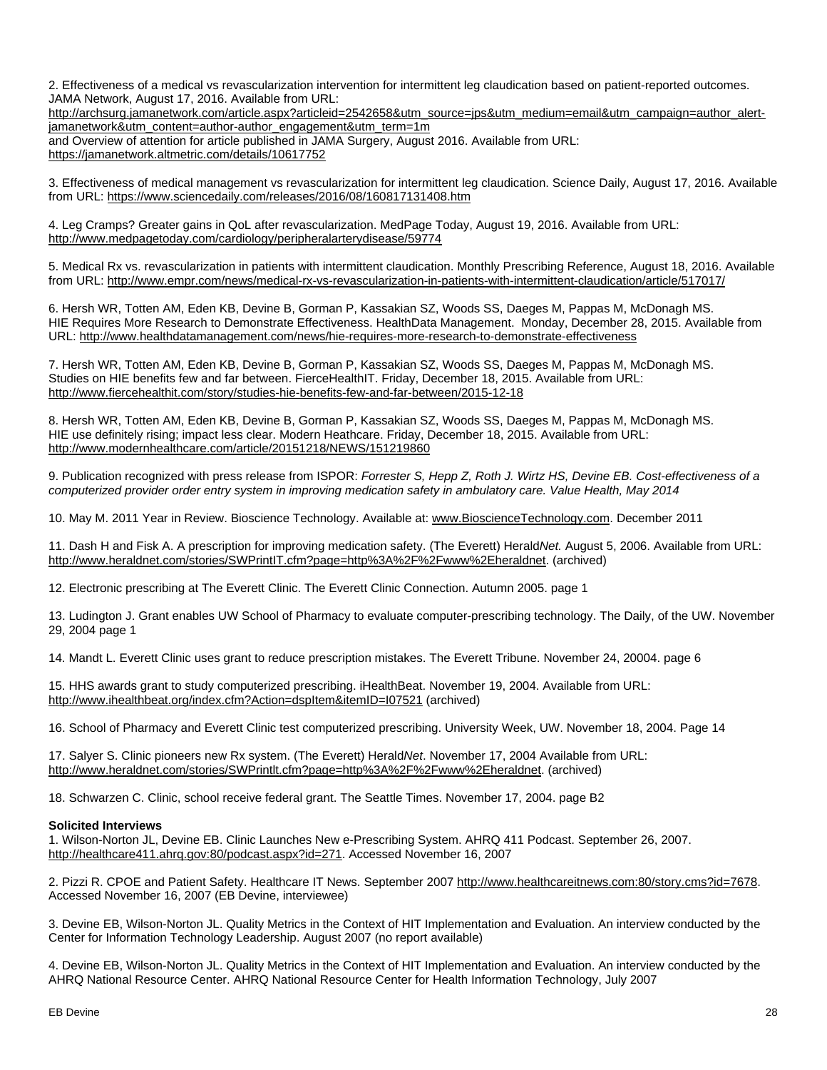2. Effectiveness of a medical vs revascularization intervention for intermittent leg claudication based on patient-reported outcomes. JAMA Network, August 17, 2016. Available from URL: http://archsurg.jamanetwork.com/article.aspx?articleid=2542658&utm_source=jps&utm_medium=email&utm_campaign=author_alert-jamanetwork&utm_content=author-author_engagement&utm_term=1m
and Overview of attention for article published in JAMA Surgery, August 2016. Available from URL: https://jamanetwork.altmetric.com/details/10617752

3. Effectiveness of medical management vs revascularization for intermittent leg claudication. Science Daily, August 17, 2016. Available from URL: https://www.sciencedaily.com/releases/2016/08/160817131408.htm

4. Leg Cramps? Greater gains in QoL after revascularization. MedPage Today, August 19, 2016. Available from URL: http://www.medpagetoday.com/cardiology/peripheralarterydisease/59774

5. Medical Rx vs. revascularization in patients with intermittent claudication. Monthly Prescribing Reference, August 18, 2016. Available from URL: http://www.empr.com/news/medical-rx-vs-revascularization-in-patients-with-intermittent-claudication/article/517017/

6. Hersh WR, Totten AM, Eden KB, Devine B, Gorman P, Kassakian SZ, Woods SS, Daeges M, Pappas M, McDonagh MS. HIE Requires More Research to Demonstrate Effectiveness. HealthData Management. Monday, December 28, 2015. Available from URL: http://www.healthdatamanagement.com/news/hie-requires-more-research-to-demonstrate-effectiveness

7. Hersh WR, Totten AM, Eden KB, Devine B, Gorman P, Kassakian SZ, Woods SS, Daeges M, Pappas M, McDonagh MS. Studies on HIE benefits few and far between. FierceHealthIT. Friday, December 18, 2015. Available from URL: http://www.fiercehealthit.com/story/studies-hie-benefits-few-and-far-between/2015-12-18

8. Hersh WR, Totten AM, Eden KB, Devine B, Gorman P, Kassakian SZ, Woods SS, Daeges M, Pappas M, McDonagh MS. HIE use definitely rising; impact less clear. Modern Heathcare. Friday, December 18, 2015. Available from URL: http://www.modernhealthcare.com/article/20151218/NEWS/151219860

9. Publication recognized with press release from ISPOR: *Forrester S, Hepp Z, Roth J. Wirtz HS, Devine EB. Cost-effectiveness of a computerized provider order entry system in improving medication safety in ambulatory care. Value Health, May 2014*

10. May M. 2011 Year in Review. Bioscience Technology. Available at: www.BioscienceTechnology.com. December 2011

11. Dash H and Fisk A. A prescription for improving medication safety. (The Everett) Herald*Net.* August 5, 2006. Available from URL: http://www.heraldnet.com/stories/SWPrintIT.cfm?page=http%3A%2F%2Fwww%2Eheraldnet. (archived)

12. Electronic prescribing at The Everett Clinic. The Everett Clinic Connection. Autumn 2005. page 1

13. Ludington J. Grant enables UW School of Pharmacy to evaluate computer-prescribing technology. The Daily, of the UW. November 29, 2004 page 1

14. Mandt L. Everett Clinic uses grant to reduce prescription mistakes. The Everett Tribune. November 24, 20004. page 6

15. HHS awards grant to study computerized prescribing. iHealthBeat. November 19, 2004. Available from URL: http://www.ihealthbeat.org/index.cfm?Action=dspItem&itemID=I07521 (archived)

16. School of Pharmacy and Everett Clinic test computerized prescribing. University Week, UW. November 18, 2004. Page 14

17. Salyer S. Clinic pioneers new Rx system. (The Everett) Herald*Net*. November 17, 2004 Available from URL: http://www.heraldnet.com/stories/SWPrintlt.cfm?page=http%3A%2F%2Fwww%2Eheraldnet. (archived)

18. Schwarzen C. Clinic, school receive federal grant. The Seattle Times. November 17, 2004. page B2

**Solicited Interviews**

1. Wilson-Norton JL, Devine EB. Clinic Launches New e-Prescribing System. AHRQ 411 Podcast. September 26, 2007. http://healthcare411.ahrq.gov:80/podcast.aspx?id=271. Accessed November 16, 2007

2. Pizzi R. CPOE and Patient Safety. Healthcare IT News. September 2007 http://www.healthcareitnews.com:80/story.cms?id=7678. Accessed November 16, 2007 (EB Devine, interviewee)

3. Devine EB, Wilson-Norton JL. Quality Metrics in the Context of HIT Implementation and Evaluation. An interview conducted by the Center for Information Technology Leadership. August 2007 (no report available)

4. Devine EB, Wilson-Norton JL. Quality Metrics in the Context of HIT Implementation and Evaluation. An interview conducted by the AHRQ National Resource Center. AHRQ National Resource Center for Health Information Technology, July 2007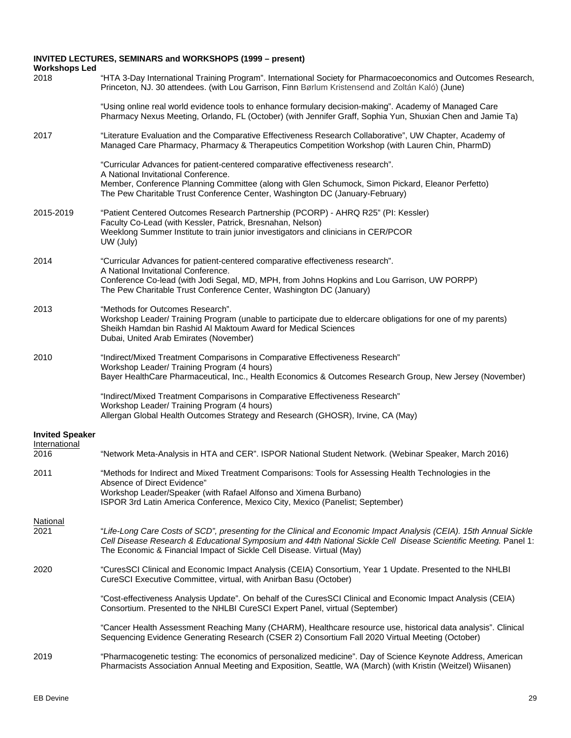## INVITED LECTURES, SEMINARS and WORKSHOPS (1999 – present)

### Workshops Led

**2018**

"HTA 3-Day International Training Program". International Society for Pharmacoeconomics and Outcomes Research, Princeton, NJ. 30 attendees. (with Lou Garrison, Finn Børlum Kristensend and Zoltán Kaló) (June)

"Using online real world evidence tools to enhance formulary decision-making". Academy of Managed Care Pharmacy Nexus Meeting, Orlando, FL (October) (with Jennifer Graff, Sophia Yun, Shuxian Chen and Jamie Ta)

**2017**

"Literature Evaluation and the Comparative Effectiveness Research Collaborative", UW Chapter, Academy of Managed Care Pharmacy, Pharmacy & Therapeutics Competition Workshop (with Lauren Chin, PharmD)

"Curricular Advances for patient-centered comparative effectiveness research".
A National Invitational Conference.
Member, Conference Planning Committee (along with Glen Schumock, Simon Pickard, Eleanor Perfetto)
The Pew Charitable Trust Conference Center, Washington DC (January-February)

**2015-2019**

"Patient Centered Outcomes Research Partnership (PCORP) - AHRQ R25" (PI: Kessler)
Faculty Co-Lead (with Kessler, Patrick, Bresnahan, Nelson)
Weeklong Summer Institute to train junior investigators and clinicians in CER/PCOR
UW (July)

**2014**

"Curricular Advances for patient-centered comparative effectiveness research".
A National Invitational Conference.
Conference Co-lead (with Jodi Segal, MD, MPH, from Johns Hopkins and Lou Garrison, UW PORPP)
The Pew Charitable Trust Conference Center, Washington DC (January)

**2013**

"Methods for Outcomes Research".
Workshop Leader/ Training Program (unable to participate due to eldercare obligations for one of my parents)
Sheikh Hamdan bin Rashid Al Maktoum Award for Medical Sciences
Dubai, United Arab Emirates (November)

**2010**

"Indirect/Mixed Treatment Comparisons in Comparative Effectiveness Research"
Workshop Leader/ Training Program (4 hours)
Bayer HealthCare Pharmaceutical, Inc., Health Economics & Outcomes Research Group, New Jersey (November)

"Indirect/Mixed Treatment Comparisons in Comparative Effectiveness Research"
Workshop Leader/ Training Program (4 hours)
Allergan Global Health Outcomes Strategy and Research (GHOSR), Irvine, CA (May)

### Invited Speaker

International

**2016**

"Network Meta-Analysis in HTA and CER". ISPOR National Student Network. (Webinar Speaker, March 2016)

**2011**

"Methods for Indirect and Mixed Treatment Comparisons: Tools for Assessing Health Technologies in the Absence of Direct Evidence"
Workshop Leader/Speaker (with Rafael Alfonso and Ximena Burbano)
ISPOR 3rd Latin America Conference, Mexico City, Mexico (Panelist; September)

National

**2021**

"*Life-Long Care Costs of SCD", presenting for the Clinical and Economic Impact Analysis (CEIA). 15th Annual Sickle Cell Disease Research & Educational Symposium and 44th National Sickle Cell Disease Scientific Meeting.* Panel 1: The Economic & Financial Impact of Sickle Cell Disease. Virtual (May)

**2020**

"CuresSCI Clinical and Economic Impact Analysis (CEIA) Consortium, Year 1 Update. Presented to the NHLBI CureSCI Executive Committee, virtual, with Anirban Basu (October)

"Cost-effectiveness Analysis Update". On behalf of the CuresSCI Clinical and Economic Impact Analysis (CEIA) Consortium. Presented to the NHLBI CureSCI Expert Panel, virtual (September)

"Cancer Health Assessment Reaching Many (CHARM), Healthcare resource use, historical data analysis". Clinical Sequencing Evidence Generating Research (CSER 2) Consortium Fall 2020 Virtual Meeting (October)

**2019**

"Pharmacogenetic testing: The economics of personalized medicine". Day of Science Keynote Address, American Pharmacists Association Annual Meeting and Exposition, Seattle, WA (March) (with Kristin (Weitzel) Wiisanen)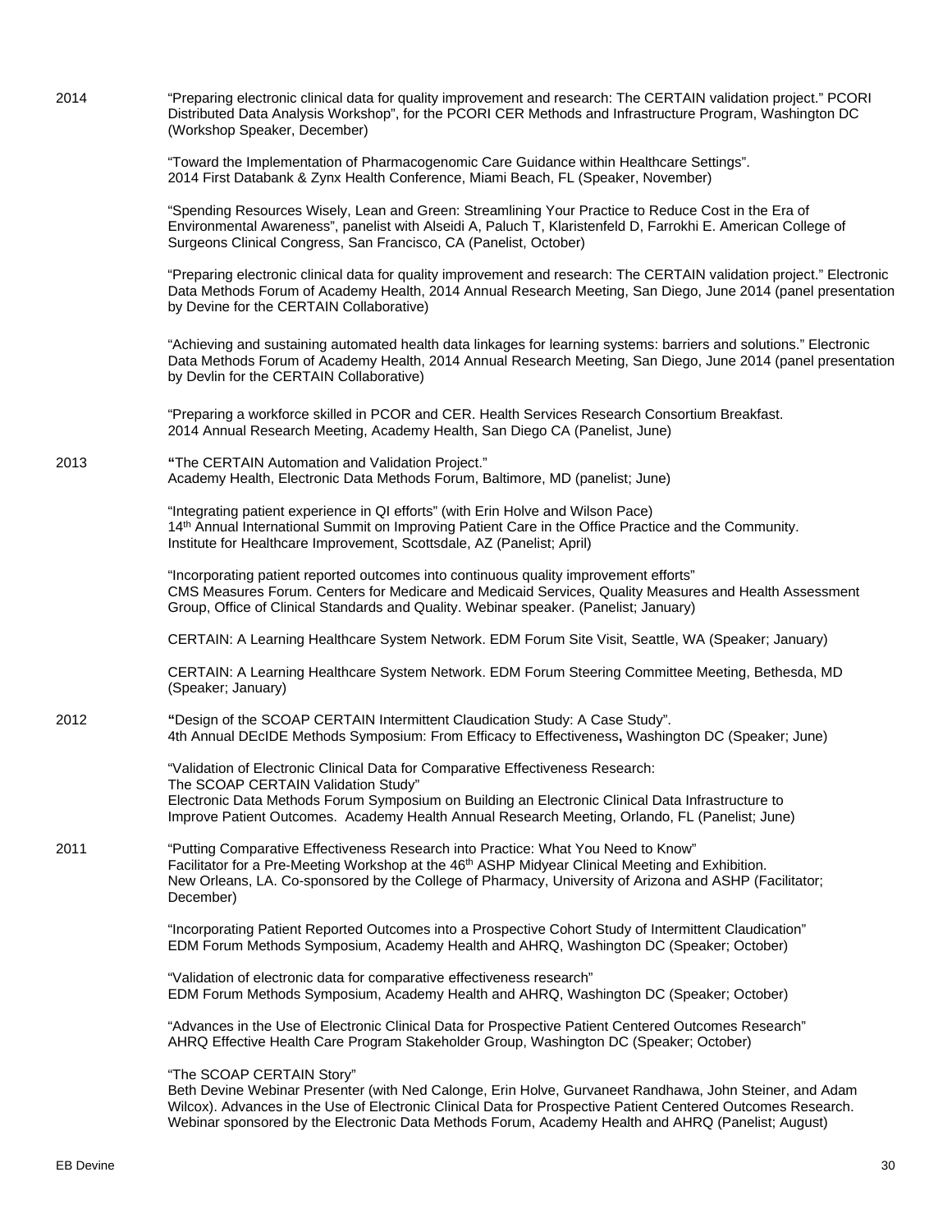2014 "Preparing electronic clinical data for quality improvement and research: The CERTAIN validation project." PCORI Distributed Data Analysis Workshop", for the PCORI CER Methods and Infrastructure Program, Washington DC (Workshop Speaker, December)

"Toward the Implementation of Pharmacogenomic Care Guidance within Healthcare Settings". 2014 First Databank & Zynx Health Conference, Miami Beach, FL (Speaker, November)

"Spending Resources Wisely, Lean and Green: Streamlining Your Practice to Reduce Cost in the Era of Environmental Awareness", panelist with Alseidi A, Paluch T, Klaristenfeld D, Farrokhi E. American College of Surgeons Clinical Congress, San Francisco, CA (Panelist, October)

"Preparing electronic clinical data for quality improvement and research: The CERTAIN validation project." Electronic Data Methods Forum of Academy Health, 2014 Annual Research Meeting, San Diego, June 2014 (panel presentation by Devine for the CERTAIN Collaborative)

"Achieving and sustaining automated health data linkages for learning systems: barriers and solutions." Electronic Data Methods Forum of Academy Health, 2014 Annual Research Meeting, San Diego, June 2014 (panel presentation by Devlin for the CERTAIN Collaborative)

"Preparing a workforce skilled in PCOR and CER. Health Services Research Consortium Breakfast. 2014 Annual Research Meeting, Academy Health, San Diego CA (Panelist, June)

2013 **"**The CERTAIN Automation and Validation Project." Academy Health, Electronic Data Methods Forum, Baltimore, MD (panelist; June)

"Integrating patient experience in QI efforts" (with Erin Holve and Wilson Pace) 14th Annual International Summit on Improving Patient Care in the Office Practice and the Community. Institute for Healthcare Improvement, Scottsdale, AZ (Panelist; April)

"Incorporating patient reported outcomes into continuous quality improvement efforts" CMS Measures Forum. Centers for Medicare and Medicaid Services, Quality Measures and Health Assessment Group, Office of Clinical Standards and Quality. Webinar speaker. (Panelist; January)

CERTAIN: A Learning Healthcare System Network. EDM Forum Site Visit, Seattle, WA (Speaker; January)

CERTAIN: A Learning Healthcare System Network. EDM Forum Steering Committee Meeting, Bethesda, MD (Speaker; January)

2012 **"**Design of the SCOAP CERTAIN Intermittent Claudication Study: A Case Study". 4th Annual DEcIDE Methods Symposium: From Efficacy to Effectiveness**,** Washington DC (Speaker; June)

"Validation of Electronic Clinical Data for Comparative Effectiveness Research: The SCOAP CERTAIN Validation Study" Electronic Data Methods Forum Symposium on Building an Electronic Clinical Data Infrastructure to Improve Patient Outcomes. Academy Health Annual Research Meeting, Orlando, FL (Panelist; June)

2011 "Putting Comparative Effectiveness Research into Practice: What You Need to Know" Facilitator for a Pre-Meeting Workshop at the 46th ASHP Midyear Clinical Meeting and Exhibition. New Orleans, LA. Co-sponsored by the College of Pharmacy, University of Arizona and ASHP (Facilitator; December)

"Incorporating Patient Reported Outcomes into a Prospective Cohort Study of Intermittent Claudication" EDM Forum Methods Symposium, Academy Health and AHRQ, Washington DC (Speaker; October)

"Validation of electronic data for comparative effectiveness research" EDM Forum Methods Symposium, Academy Health and AHRQ, Washington DC (Speaker; October)

"Advances in the Use of Electronic Clinical Data for Prospective Patient Centered Outcomes Research" AHRQ Effective Health Care Program Stakeholder Group, Washington DC (Speaker; October)

"The SCOAP CERTAIN Story" Beth Devine Webinar Presenter (with Ned Calonge, Erin Holve, Gurvaneet Randhawa, John Steiner, and Adam Wilcox). Advances in the Use of Electronic Clinical Data for Prospective Patient Centered Outcomes Research. Webinar sponsored by the Electronic Data Methods Forum, Academy Health and AHRQ (Panelist; August)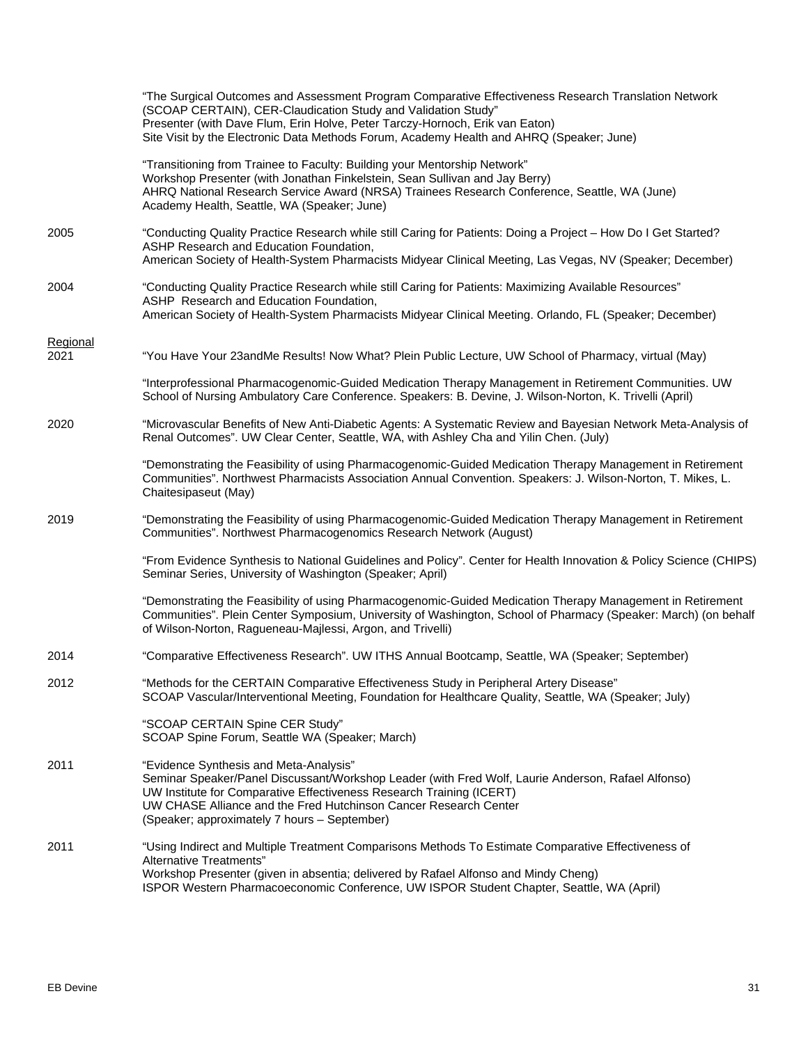"The Surgical Outcomes and Assessment Program Comparative Effectiveness Research Translation Network (SCOAP CERTAIN), CER-Claudication Study and Validation Study"
Presenter (with Dave Flum, Erin Holve, Peter Tarczy-Hornoch, Erik van Eaton)
Site Visit by the Electronic Data Methods Forum, Academy Health and AHRQ (Speaker; June)

"Transitioning from Trainee to Faculty: Building your Mentorship Network"
Workshop Presenter (with Jonathan Finkelstein, Sean Sullivan and Jay Berry)
AHRQ National Research Service Award (NRSA) Trainees Research Conference, Seattle, WA (June)
Academy Health, Seattle, WA (Speaker; June)

2005 "Conducting Quality Practice Research while still Caring for Patients: Doing a Project – How Do I Get Started?
ASHP Research and Education Foundation,
American Society of Health-System Pharmacists Midyear Clinical Meeting, Las Vegas, NV (Speaker; December)

2004 "Conducting Quality Practice Research while still Caring for Patients: Maximizing Available Resources"
ASHP Research and Education Foundation,
American Society of Health-System Pharmacists Midyear Clinical Meeting. Orlando, FL (Speaker; December)

Regional

2021 "You Have Your 23andMe Results! Now What? Plein Public Lecture, UW School of Pharmacy, virtual (May)

"Interprofessional Pharmacogenomic-Guided Medication Therapy Management in Retirement Communities. UW School of Nursing Ambulatory Care Conference. Speakers: B. Devine, J. Wilson-Norton, K. Trivelli (April)

2020 "Microvascular Benefits of New Anti-Diabetic Agents: A Systematic Review and Bayesian Network Meta-Analysis of Renal Outcomes". UW Clear Center, Seattle, WA, with Ashley Cha and Yilin Chen. (July)

"Demonstrating the Feasibility of using Pharmacogenomic-Guided Medication Therapy Management in Retirement Communities". Northwest Pharmacists Association Annual Convention. Speakers: J. Wilson-Norton, T. Mikes, L. Chaitesipaseut (May)

2019 "Demonstrating the Feasibility of using Pharmacogenomic-Guided Medication Therapy Management in Retirement Communities". Northwest Pharmacogenomics Research Network (August)

"From Evidence Synthesis to National Guidelines and Policy". Center for Health Innovation & Policy Science (CHIPS) Seminar Series, University of Washington (Speaker; April)

"Demonstrating the Feasibility of using Pharmacogenomic-Guided Medication Therapy Management in Retirement Communities". Plein Center Symposium, University of Washington, School of Pharmacy (Speaker: March) (on behalf of Wilson-Norton, Ragueneau-Majlessi, Argon, and Trivelli)

2014 "Comparative Effectiveness Research". UW ITHS Annual Bootcamp, Seattle, WA (Speaker; September)

2012 "Methods for the CERTAIN Comparative Effectiveness Study in Peripheral Artery Disease"
SCOAP Vascular/Interventional Meeting, Foundation for Healthcare Quality, Seattle, WA (Speaker; July)

"SCOAP CERTAIN Spine CER Study"
SCOAP Spine Forum, Seattle WA (Speaker; March)

2011 "Evidence Synthesis and Meta-Analysis"
Seminar Speaker/Panel Discussant/Workshop Leader (with Fred Wolf, Laurie Anderson, Rafael Alfonso)
UW Institute for Comparative Effectiveness Research Training (ICERT)
UW CHASE Alliance and the Fred Hutchinson Cancer Research Center
(Speaker; approximately 7 hours – September)

2011 "Using Indirect and Multiple Treatment Comparisons Methods To Estimate Comparative Effectiveness of Alternative Treatments"
Workshop Presenter (given in absentia; delivered by Rafael Alfonso and Mindy Cheng)
ISPOR Western Pharmacoeconomic Conference, UW ISPOR Student Chapter, Seattle, WA (April)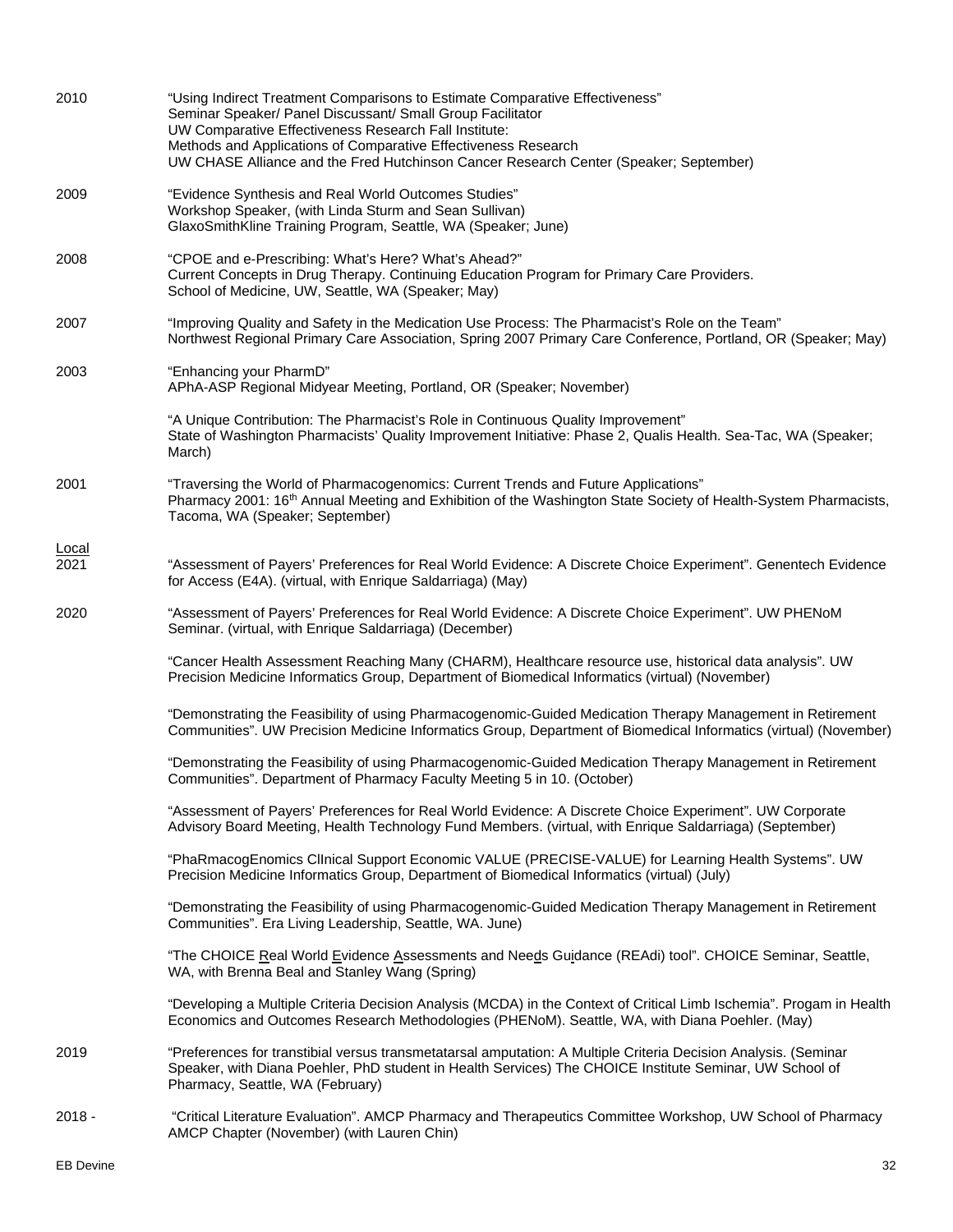2010 "Using Indirect Treatment Comparisons to Estimate Comparative Effectiveness"
Seminar Speaker/ Panel Discussant/ Small Group Facilitator
UW Comparative Effectiveness Research Fall Institute:
Methods and Applications of Comparative Effectiveness Research
UW CHASE Alliance and the Fred Hutchinson Cancer Research Center (Speaker; September)

2009 "Evidence Synthesis and Real World Outcomes Studies"
Workshop Speaker, (with Linda Sturm and Sean Sullivan)
GlaxoSmithKline Training Program, Seattle, WA (Speaker; June)

2008 "CPOE and e-Prescribing: What's Here? What's Ahead?"
Current Concepts in Drug Therapy. Continuing Education Program for Primary Care Providers.
School of Medicine, UW, Seattle, WA (Speaker; May)

2007 "Improving Quality and Safety in the Medication Use Process: The Pharmacist's Role on the Team"
Northwest Regional Primary Care Association, Spring 2007 Primary Care Conference, Portland, OR (Speaker; May)

2003 "Enhancing your PharmD"
APhA-ASP Regional Midyear Meeting, Portland, OR (Speaker; November)

"A Unique Contribution: The Pharmacist's Role in Continuous Quality Improvement"
State of Washington Pharmacists' Quality Improvement Initiative: Phase 2, Qualis Health. Sea-Tac, WA (Speaker; March)

2001 "Traversing the World of Pharmacogenomics: Current Trends and Future Applications"
Pharmacy 2001: 16th Annual Meeting and Exhibition of the Washington State Society of Health-System Pharmacists, Tacoma, WA (Speaker; September)

Local

2021 "Assessment of Payers' Preferences for Real World Evidence: A Discrete Choice Experiment". Genentech Evidence for Access (E4A). (virtual, with Enrique Saldarriaga) (May)

2020 "Assessment of Payers' Preferences for Real World Evidence: A Discrete Choice Experiment". UW PHENoM Seminar. (virtual, with Enrique Saldarriaga) (December)

"Cancer Health Assessment Reaching Many (CHARM), Healthcare resource use, historical data analysis". UW Precision Medicine Informatics Group, Department of Biomedical Informatics (virtual) (November)

"Demonstrating the Feasibility of using Pharmacogenomic-Guided Medication Therapy Management in Retirement Communities". UW Precision Medicine Informatics Group, Department of Biomedical Informatics (virtual) (November)

"Demonstrating the Feasibility of using Pharmacogenomic-Guided Medication Therapy Management in Retirement Communities". Department of Pharmacy Faculty Meeting 5 in 10. (October)

"Assessment of Payers' Preferences for Real World Evidence: A Discrete Choice Experiment". UW Corporate Advisory Board Meeting, Health Technology Fund Members. (virtual, with Enrique Saldarriaga) (September)

"PhaRmacogEnomics ClInical Support Economic VALUE (PRECISE-VALUE) for Learning Health Systems". UW Precision Medicine Informatics Group, Department of Biomedical Informatics (virtual) (July)

"Demonstrating the Feasibility of using Pharmacogenomic-Guided Medication Therapy Management in Retirement Communities". Era Living Leadership, Seattle, WA. June)

"The CHOICE Real World Evidence Assessments and Needs Guidance (READi) tool". CHOICE Seminar, Seattle, WA, with Brenna Beal and Stanley Wang (Spring)

"Developing a Multiple Criteria Decision Analysis (MCDA) in the Context of Critical Limb Ischemia". Progam in Health Economics and Outcomes Research Methodologies (PHENoM). Seattle, WA, with Diana Poehler. (May)

2019 "Preferences for transtibial versus transmetatarsal amputation: A Multiple Criteria Decision Analysis. (Seminar Speaker, with Diana Poehler, PhD student in Health Services) The CHOICE Institute Seminar, UW School of Pharmacy, Seattle, WA (February)

2018 - "Critical Literature Evaluation". AMCP Pharmacy and Therapeutics Committee Workshop, UW School of Pharmacy AMCP Chapter (November) (with Lauren Chin)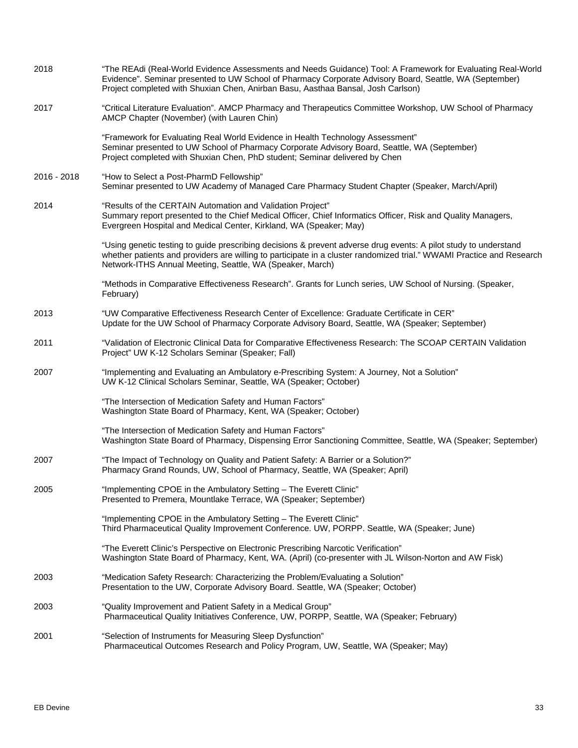2018 "The REAdi (Real-World Evidence Assessments and Needs Guidance) Tool: A Framework for Evaluating Real-World Evidence". Seminar presented to UW School of Pharmacy Corporate Advisory Board, Seattle, WA (September) Project completed with Shuxian Chen, Anirban Basu, Aasthaa Bansal, Josh Carlson)

2017 "Critical Literature Evaluation". AMCP Pharmacy and Therapeutics Committee Workshop, UW School of Pharmacy AMCP Chapter (November) (with Lauren Chin)

"Framework for Evaluating Real World Evidence in Health Technology Assessment"
Seminar presented to UW School of Pharmacy Corporate Advisory Board, Seattle, WA (September)
Project completed with Shuxian Chen, PhD student; Seminar delivered by Chen

2016 - 2018 "How to Select a Post-PharmD Fellowship"
Seminar presented to UW Academy of Managed Care Pharmacy Student Chapter (Speaker, March/April)

2014 "Results of the CERTAIN Automation and Validation Project"
Summary report presented to the Chief Medical Officer, Chief Informatics Officer, Risk and Quality Managers, Evergreen Hospital and Medical Center, Kirkland, WA (Speaker; May)

"Using genetic testing to guide prescribing decisions & prevent adverse drug events: A pilot study to understand whether patients and providers are willing to participate in a cluster randomized trial." WWAMI Practice and Research Network-ITHS Annual Meeting, Seattle, WA (Speaker, March)

"Methods in Comparative Effectiveness Research". Grants for Lunch series, UW School of Nursing. (Speaker, February)

2013 "UW Comparative Effectiveness Research Center of Excellence: Graduate Certificate in CER"
Update for the UW School of Pharmacy Corporate Advisory Board, Seattle, WA (Speaker; September)

2011 "Validation of Electronic Clinical Data for Comparative Effectiveness Research: The SCOAP CERTAIN Validation Project" UW K-12 Scholars Seminar (Speaker; Fall)

2007 "Implementing and Evaluating an Ambulatory e-Prescribing System: A Journey, Not a Solution"
UW K-12 Clinical Scholars Seminar, Seattle, WA (Speaker; October)

"The Intersection of Medication Safety and Human Factors"
Washington State Board of Pharmacy, Kent, WA (Speaker; October)

"The Intersection of Medication Safety and Human Factors"
Washington State Board of Pharmacy, Dispensing Error Sanctioning Committee, Seattle, WA (Speaker; September)

2007 "The Impact of Technology on Quality and Patient Safety: A Barrier or a Solution?"
Pharmacy Grand Rounds, UW, School of Pharmacy, Seattle, WA (Speaker; April)

2005 "Implementing CPOE in the Ambulatory Setting – The Everett Clinic"
Presented to Premera, Mountlake Terrace, WA (Speaker; September)

"Implementing CPOE in the Ambulatory Setting – The Everett Clinic"
Third Pharmaceutical Quality Improvement Conference. UW, PORPP. Seattle, WA (Speaker; June)

"The Everett Clinic's Perspective on Electronic Prescribing Narcotic Verification"
Washington State Board of Pharmacy, Kent, WA. (April) (co-presenter with JL Wilson-Norton and AW Fisk)

2003 "Medication Safety Research: Characterizing the Problem/Evaluating a Solution"
Presentation to the UW, Corporate Advisory Board. Seattle, WA (Speaker; October)

2003 "Quality Improvement and Patient Safety in a Medical Group"
Pharmaceutical Quality Initiatives Conference, UW, PORPP, Seattle, WA (Speaker; February)

2001 "Selection of Instruments for Measuring Sleep Dysfunction"
Pharmaceutical Outcomes Research and Policy Program, UW, Seattle, WA (Speaker; May)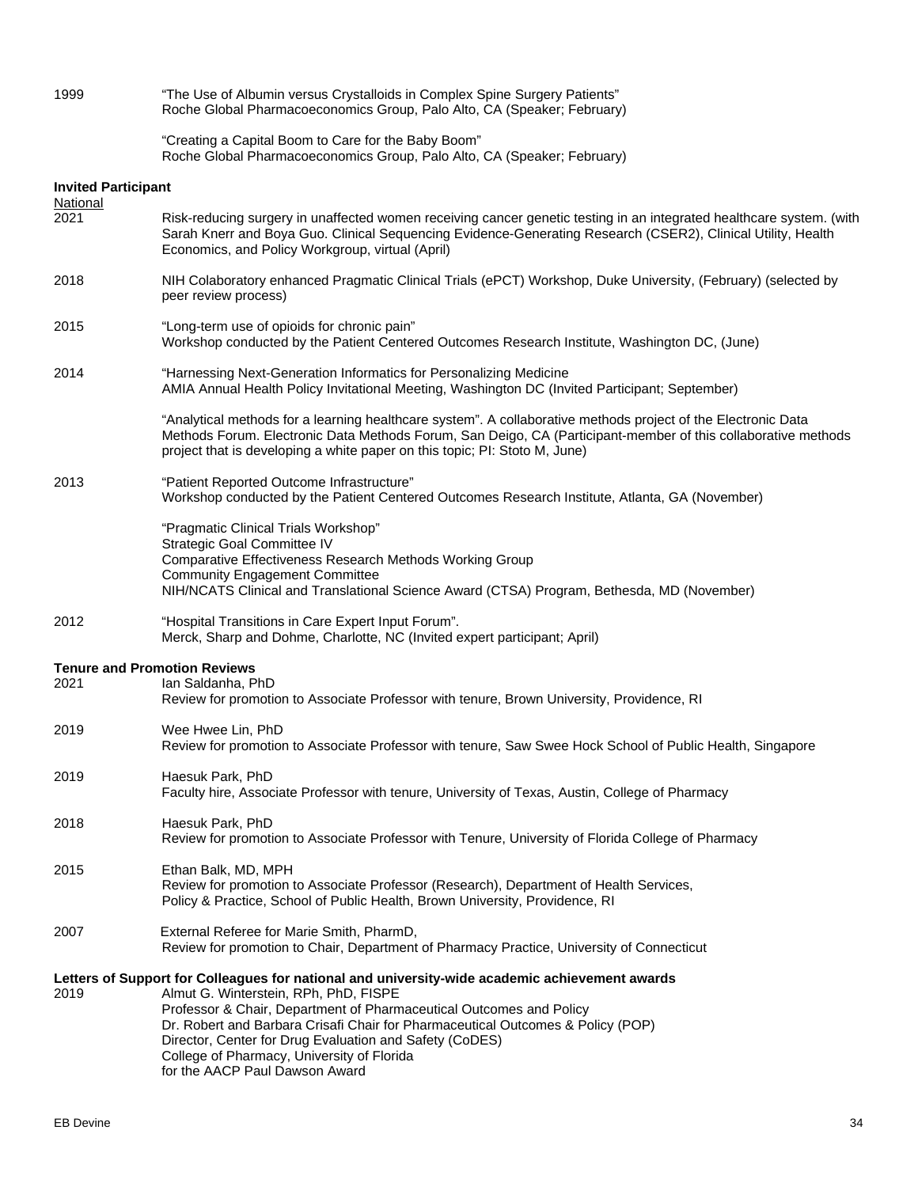1999 "The Use of Albumin versus Crystalloids in Complex Spine Surgery Patients"
Roche Global Pharmacoeconomics Group, Palo Alto, CA (Speaker; February)

"Creating a Capital Boom to Care for the Baby Boom"
Roche Global Pharmacoeconomics Group, Palo Alto, CA (Speaker; February)

**Invited Participant**

National

2021 Risk-reducing surgery in unaffected women receiving cancer genetic testing in an integrated healthcare system. (with Sarah Knerr and Boya Guo. Clinical Sequencing Evidence-Generating Research (CSER2), Clinical Utility, Health Economics, and Policy Workgroup, virtual (April)

2018 NIH Colaboratory enhanced Pragmatic Clinical Trials (ePCT) Workshop, Duke University, (February) (selected by peer review process)

2015 "Long-term use of opioids for chronic pain"
Workshop conducted by the Patient Centered Outcomes Research Institute, Washington DC, (June)

2014 "Harnessing Next-Generation Informatics for Personalizing Medicine
AMIA Annual Health Policy Invitational Meeting, Washington DC (Invited Participant; September)

"Analytical methods for a learning healthcare system". A collaborative methods project of the Electronic Data Methods Forum. Electronic Data Methods Forum, San Deigo, CA (Participant-member of this collaborative methods project that is developing a white paper on this topic; PI: Stoto M, June)

2013 "Patient Reported Outcome Infrastructure"
Workshop conducted by the Patient Centered Outcomes Research Institute, Atlanta, GA (November)

"Pragmatic Clinical Trials Workshop"
Strategic Goal Committee IV
Comparative Effectiveness Research Methods Working Group
Community Engagement Committee
NIH/NCATS Clinical and Translational Science Award (CTSA) Program, Bethesda, MD (November)

2012 "Hospital Transitions in Care Expert Input Forum".
Merck, Sharp and Dohme, Charlotte, NC (Invited expert participant; April)

**Tenure and Promotion Reviews**

2021 Ian Saldanha, PhD
Review for promotion to Associate Professor with tenure, Brown University, Providence, RI

2019 Wee Hwee Lin, PhD
Review for promotion to Associate Professor with tenure, Saw Swee Hock School of Public Health, Singapore

2019 Haesuk Park, PhD
Faculty hire, Associate Professor with tenure, University of Texas, Austin, College of Pharmacy

2018 Haesuk Park, PhD
Review for promotion to Associate Professor with Tenure, University of Florida College of Pharmacy

2015 Ethan Balk, MD, MPH
Review for promotion to Associate Professor (Research), Department of Health Services, Policy & Practice, School of Public Health, Brown University, Providence, RI

2007 External Referee for Marie Smith, PharmD,
Review for promotion to Chair, Department of Pharmacy Practice, University of Connecticut

**Letters of Support for Colleagues for national and university-wide academic achievement awards**

2019 Almut G. Winterstein, RPh, PhD, FISPE
Professor & Chair, Department of Pharmaceutical Outcomes and Policy
Dr. Robert and Barbara Crisafi Chair for Pharmaceutical Outcomes & Policy (POP)
Director, Center for Drug Evaluation and Safety (CoDES)
College of Pharmacy, University of Florida
for the AACP Paul Dawson Award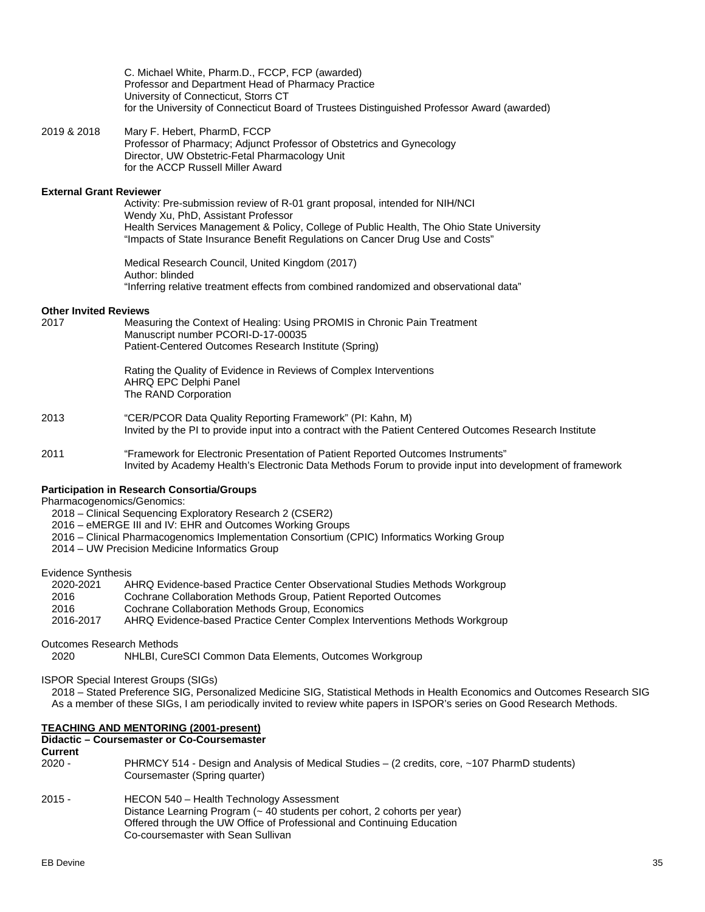C. Michael White, Pharm.D., FCCP, FCP (awarded)
Professor and Department Head of Pharmacy Practice
University of Connecticut, Storrs CT
for the University of Connecticut Board of Trustees Distinguished Professor Award (awarded)

2019 & 2018 Mary F. Hebert, PharmD, FCCP
Professor of Pharmacy; Adjunct Professor of Obstetrics and Gynecology
Director, UW Obstetric-Fetal Pharmacology Unit
for the ACCP Russell Miller Award

**External Grant Reviewer**

Activity: Pre-submission review of R-01 grant proposal, intended for NIH/NCI
Wendy Xu, PhD, Assistant Professor
Health Services Management & Policy, College of Public Health, The Ohio State University
"Impacts of State Insurance Benefit Regulations on Cancer Drug Use and Costs"

Medical Research Council, United Kingdom (2017)
Author: blinded
"Inferring relative treatment effects from combined randomized and observational data"

**Other Invited Reviews**

2017 Measuring the Context of Healing: Using PROMIS in Chronic Pain Treatment
Manuscript number PCORI-D-17-00035
Patient-Centered Outcomes Research Institute (Spring)

Rating the Quality of Evidence in Reviews of Complex Interventions
AHRQ EPC Delphi Panel
The RAND Corporation

2013 "CER/PCOR Data Quality Reporting Framework" (PI: Kahn, M)
Invited by the PI to provide input into a contract with the Patient Centered Outcomes Research Institute

2011 "Framework for Electronic Presentation of Patient Reported Outcomes Instruments"
Invited by Academy Health's Electronic Data Methods Forum to provide input into development of framework

**Participation in Research Consortia/Groups**

Pharmacogenomics/Genomics:

- 2018 – Clinical Sequencing Exploratory Research 2 (CSER2)
- 2016 – eMERGE III and IV: EHR and Outcomes Working Groups
- 2016 – Clinical Pharmacogenomics Implementation Consortium (CPIC) Informatics Working Group
- 2014 – UW Precision Medicine Informatics Group

Evidence Synthesis

- 2020-2021 AHRQ Evidence-based Practice Center Observational Studies Methods Workgroup
- 2016 Cochrane Collaboration Methods Group, Patient Reported Outcomes
- 2016 Cochrane Collaboration Methods Group, Economics
- 2016-2017 AHRQ Evidence-based Practice Center Complex Interventions Methods Workgroup

Outcomes Research Methods

- 2020 NHLBI, CureSCI Common Data Elements, Outcomes Workgroup

ISPOR Special Interest Groups (SIGs)

2018 – Stated Preference SIG, Personalized Medicine SIG, Statistical Methods in Health Economics and Outcomes Research SIG
As a member of these SIGs, I am periodically invited to review white papers in ISPOR's series on Good Research Methods.

## TEACHING AND MENTORING (2001-present)

**Didactic – Coursemaster or Co-Coursemaster**

**Current**

2020 - PHRMCY 514 - Design and Analysis of Medical Studies – (2 credits, core, ~107 PharmD students)
Coursemaster (Spring quarter)

2015 - HECON 540 – Health Technology Assessment
Distance Learning Program (~ 40 students per cohort, 2 cohorts per year)
Offered through the UW Office of Professional and Continuing Education
Co-coursemaster with Sean Sullivan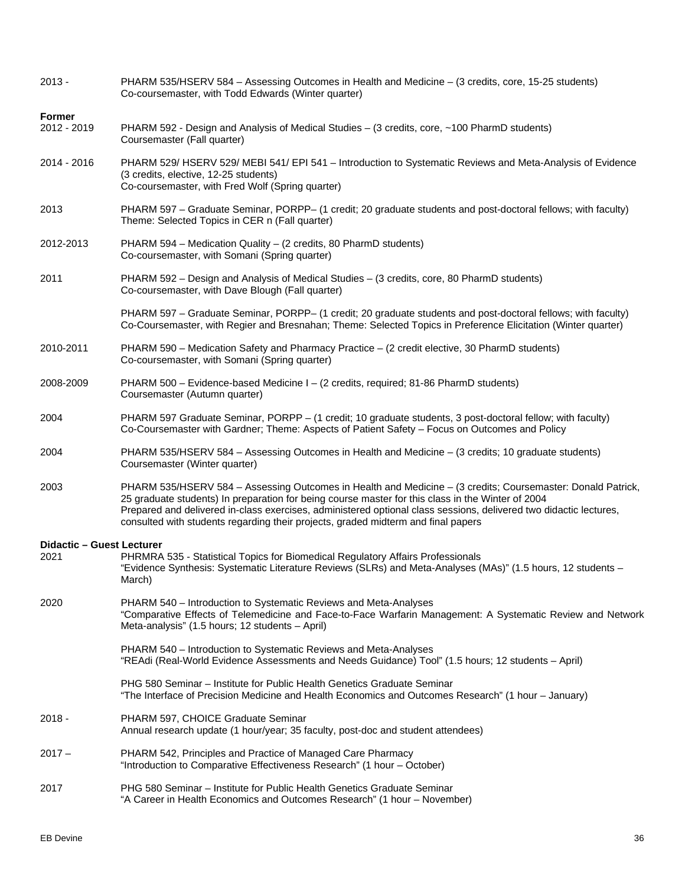2013 - PHARM 535/HSERV 584 – Assessing Outcomes in Health and Medicine – (3 credits, core, 15-25 students)
Co-coursemaster, with Todd Edwards (Winter quarter)

**Former**

2012 - 2019 PHARM 592 - Design and Analysis of Medical Studies – (3 credits, core, ~100 PharmD students)
Coursemaster (Fall quarter)

2014 - 2016 PHARM 529/ HSERV 529/ MEBI 541/ EPI 541 – Introduction to Systematic Reviews and Meta-Analysis of Evidence (3 credits, elective, 12-25 students)
Co-coursemaster, with Fred Wolf (Spring quarter)

2013 PHARM 597 – Graduate Seminar, PORPP– (1 credit; 20 graduate students and post-doctoral fellows; with faculty)
Theme: Selected Topics in CER n (Fall quarter)

2012-2013 PHARM 594 – Medication Quality – (2 credits, 80 PharmD students)
Co-coursemaster, with Somani (Spring quarter)

2011 PHARM 592 – Design and Analysis of Medical Studies – (3 credits, core, 80 PharmD students)
Co-coursemaster, with Dave Blough (Fall quarter)

PHARM 597 – Graduate Seminar, PORPP– (1 credit; 20 graduate students and post-doctoral fellows; with faculty)
Co-Coursemaster, with Regier and Bresnahan; Theme: Selected Topics in Preference Elicitation (Winter quarter)

2010-2011 PHARM 590 – Medication Safety and Pharmacy Practice – (2 credit elective, 30 PharmD students)
Co-coursemaster, with Somani (Spring quarter)

2008-2009 PHARM 500 – Evidence-based Medicine I – (2 credits, required; 81-86 PharmD students)
Coursemaster (Autumn quarter)

2004 PHARM 597 Graduate Seminar, PORPP – (1 credit; 10 graduate students, 3 post-doctoral fellow; with faculty)
Co-Coursemaster with Gardner; Theme: Aspects of Patient Safety – Focus on Outcomes and Policy

2004 PHARM 535/HSERV 584 – Assessing Outcomes in Health and Medicine – (3 credits; 10 graduate students)
Coursemaster (Winter quarter)

2003 PHARM 535/HSERV 584 – Assessing Outcomes in Health and Medicine – (3 credits; Coursemaster: Donald Patrick, 25 graduate students) In preparation for being course master for this class in the Winter of 2004
Prepared and delivered in-class exercises, administered optional class sessions, delivered two didactic lectures, consulted with students regarding their projects, graded midterm and final papers

**Didactic – Guest Lecturer**

2021 PHRMRA 535 - Statistical Topics for Biomedical Regulatory Affairs Professionals
"Evidence Synthesis: Systematic Literature Reviews (SLRs) and Meta-Analyses (MAs)" (1.5 hours, 12 students – March)

2020 PHARM 540 – Introduction to Systematic Reviews and Meta-Analyses
"Comparative Effects of Telemedicine and Face-to-Face Warfarin Management: A Systematic Review and Network Meta-analysis" (1.5 hours; 12 students – April)

PHARM 540 – Introduction to Systematic Reviews and Meta-Analyses
"REAdi (Real-World Evidence Assessments and Needs Guidance) Tool" (1.5 hours; 12 students – April)

PHG 580 Seminar – Institute for Public Health Genetics Graduate Seminar
"The Interface of Precision Medicine and Health Economics and Outcomes Research" (1 hour – January)

2018 - PHARM 597, CHOICE Graduate Seminar
Annual research update (1 hour/year; 35 faculty, post-doc and student attendees)

2017 – PHARM 542, Principles and Practice of Managed Care Pharmacy
"Introduction to Comparative Effectiveness Research" (1 hour – October)

2017 PHG 580 Seminar – Institute for Public Health Genetics Graduate Seminar
"A Career in Health Economics and Outcomes Research" (1 hour – November)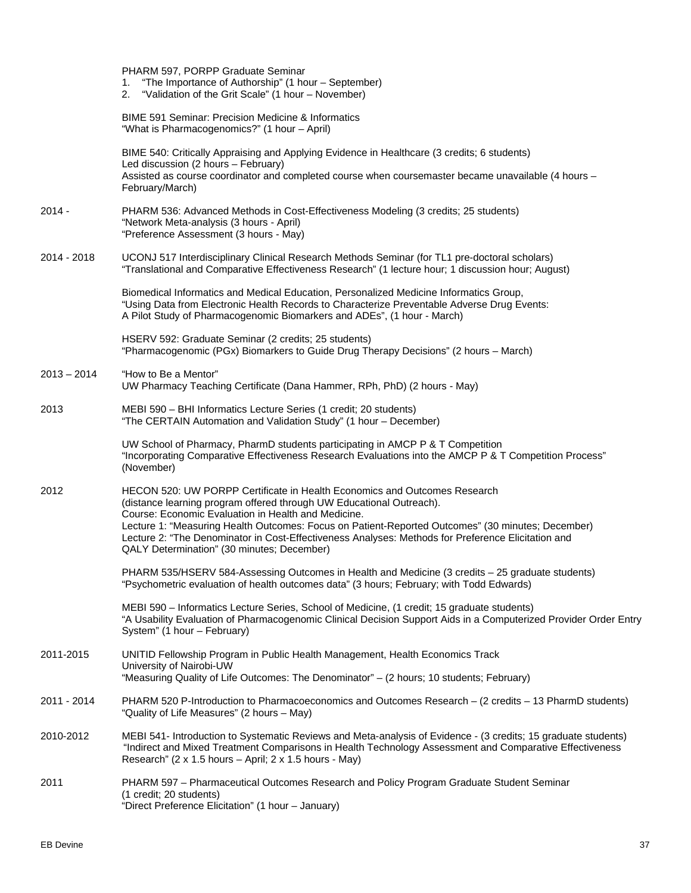PHARM 597, PORPP Graduate Seminar

1. "The Importance of Authorship" (1 hour – September)
2. "Validation of the Grit Scale" (1 hour – November)

BIME 591 Seminar: Precision Medicine & Informatics
"What is Pharmacogenomics?" (1 hour – April)

BIME 540: Critically Appraising and Applying Evidence in Healthcare (3 credits; 6 students)
Led discussion (2 hours – February)
Assisted as course coordinator and completed course when coursemaster became unavailable (4 hours – February/March)

2014 - PHARM 536: Advanced Methods in Cost-Effectiveness Modeling (3 credits; 25 students)
"Network Meta-analysis (3 hours - April)
"Preference Assessment (3 hours - May)

2014 - 2018 UCONJ 517 Interdisciplinary Clinical Research Methods Seminar (for TL1 pre-doctoral scholars)
"Translational and Comparative Effectiveness Research" (1 lecture hour; 1 discussion hour; August)

Biomedical Informatics and Medical Education, Personalized Medicine Informatics Group,
"Using Data from Electronic Health Records to Characterize Preventable Adverse Drug Events: A Pilot Study of Pharmacogenomic Biomarkers and ADEs", (1 hour - March)

HSERV 592: Graduate Seminar (2 credits; 25 students)
"Pharmacogenomic (PGx) Biomarkers to Guide Drug Therapy Decisions" (2 hours – March)

2013 – 2014 "How to Be a Mentor"
UW Pharmacy Teaching Certificate (Dana Hammer, RPh, PhD) (2 hours - May)

2013 MEBI 590 – BHI Informatics Lecture Series (1 credit; 20 students)
"The CERTAIN Automation and Validation Study" (1 hour – December)

UW School of Pharmacy, PharmD students participating in AMCP P & T Competition
"Incorporating Comparative Effectiveness Research Evaluations into the AMCP P & T Competition Process" (November)

2012 HECON 520: UW PORPP Certificate in Health Economics and Outcomes Research
(distance learning program offered through UW Educational Outreach).
Course: Economic Evaluation in Health and Medicine.
Lecture 1: "Measuring Health Outcomes: Focus on Patient-Reported Outcomes" (30 minutes; December)
Lecture 2: "The Denominator in Cost-Effectiveness Analyses: Methods for Preference Elicitation and QALY Determination" (30 minutes; December)

PHARM 535/HSERV 584-Assessing Outcomes in Health and Medicine (3 credits – 25 graduate students)
"Psychometric evaluation of health outcomes data" (3 hours; February; with Todd Edwards)

MEBI 590 – Informatics Lecture Series, School of Medicine, (1 credit; 15 graduate students)
"A Usability Evaluation of Pharmacogenomic Clinical Decision Support Aids in a Computerized Provider Order Entry System" (1 hour – February)

2011-2015 UNITID Fellowship Program in Public Health Management, Health Economics Track
University of Nairobi-UW
"Measuring Quality of Life Outcomes: The Denominator" – (2 hours; 10 students; February)

2011 - 2014 PHARM 520 P-Introduction to Pharmacoeconomics and Outcomes Research – (2 credits – 13 PharmD students)
"Quality of Life Measures" (2 hours – May)

2010-2012 MEBI 541- Introduction to Systematic Reviews and Meta-analysis of Evidence - (3 credits; 15 graduate students)
"Indirect and Mixed Treatment Comparisons in Health Technology Assessment and Comparative Effectiveness Research" (2 x 1.5 hours – April; 2 x 1.5 hours - May)

2011 PHARM 597 – Pharmaceutical Outcomes Research and Policy Program Graduate Student Seminar
(1 credit; 20 students)
"Direct Preference Elicitation" (1 hour – January)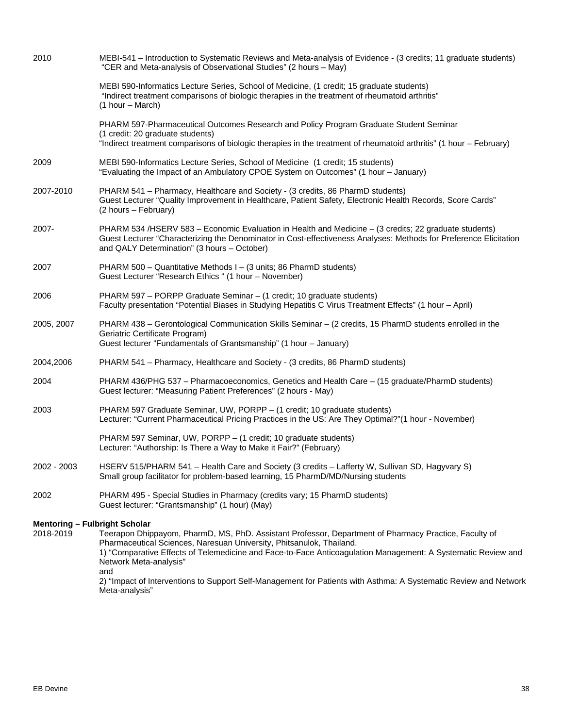| | |
|---|---|
| 2010 | MEBI-541 – Introduction to Systematic Reviews and Meta-analysis of Evidence - (3 credits; 11 graduate students)<br>"CER and Meta-analysis of Observational Studies" (2 hours – May) |
| | MEBI 590-Informatics Lecture Series, School of Medicine, (1 credit; 15 graduate students)<br>"Indirect treatment comparisons of biologic therapies in the treatment of rheumatoid arthritis"<br>(1 hour – March) |
| | PHARM 597-Pharmaceutical Outcomes Research and Policy Program Graduate Student Seminar<br>(1 credit: 20 graduate students)<br>"Indirect treatment comparisons of biologic therapies in the treatment of rheumatoid arthritis" (1 hour – February) |
| 2009 | MEBI 590-Informatics Lecture Series, School of Medicine (1 credit; 15 students)<br>"Evaluating the Impact of an Ambulatory CPOE System on Outcomes" (1 hour – January) |
| 2007-2010 | PHARM 541 – Pharmacy, Healthcare and Society - (3 credits, 86 PharmD students)<br>Guest Lecturer "Quality Improvement in Healthcare, Patient Safety, Electronic Health Records, Score Cards"<br>(2 hours – February) |
| 2007- | PHARM 534 /HSERV 583 – Economic Evaluation in Health and Medicine – (3 credits; 22 graduate students)<br>Guest Lecturer "Characterizing the Denominator in Cost-effectiveness Analyses: Methods for Preference Elicitation and QALY Determination" (3 hours – October) |
| 2007 | PHARM 500 – Quantitative Methods I – (3 units; 86 PharmD students)<br>Guest Lecturer "Research Ethics " (1 hour – November) |
| 2006 | PHARM 597 – PORPP Graduate Seminar – (1 credit; 10 graduate students)<br>Faculty presentation "Potential Biases in Studying Hepatitis C Virus Treatment Effects" (1 hour – April) |
| 2005, 2007 | PHARM 438 – Gerontological Communication Skills Seminar – (2 credits, 15 PharmD students enrolled in the Geriatric Certificate Program)<br>Guest lecturer "Fundamentals of Grantsmanship" (1 hour – January) |
| 2004,2006 | PHARM 541 – Pharmacy, Healthcare and Society - (3 credits, 86 PharmD students) |
| 2004 | PHARM 436/PHG 537 – Pharmacoeconomics, Genetics and Health Care – (15 graduate/PharmD students)<br>Guest lecturer: "Measuring Patient Preferences" (2 hours - May) |
| 2003 | PHARM 597 Graduate Seminar, UW, PORPP – (1 credit; 10 graduate students)<br>Lecturer: "Current Pharmaceutical Pricing Practices in the US: Are They Optimal?"(1 hour - November) |
| | PHARM 597 Seminar, UW, PORPP – (1 credit; 10 graduate students)<br>Lecturer: "Authorship: Is There a Way to Make it Fair?" (February) |
| 2002 - 2003 | HSERV 515/PHARM 541 – Health Care and Society (3 credits – Lafferty W, Sullivan SD, Hagyvary S)<br>Small group facilitator for problem-based learning, 15 PharmD/MD/Nursing students |
| 2002 | PHARM 495 - Special Studies in Pharmacy (credits vary; 15 PharmD students)<br>Guest lecturer: "Grantsmanship" (1 hour) (May) |

**Mentoring – Fulbright Scholar**

| | |
|---|---|
| 2018-2019 | Teerapon Dhippayom, PharmD, MS, PhD. Assistant Professor, Department of Pharmacy Practice, Faculty of Pharmaceutical Sciences, Naresuan University, Phitsanulok, Thailand.<br>1) "Comparative Effects of Telemedicine and Face-to-Face Anticoagulation Management: A Systematic Review and Network Meta-analysis"<br>and<br>2) "Impact of Interventions to Support Self-Management for Patients with Asthma: A Systematic Review and Network Meta-analysis" |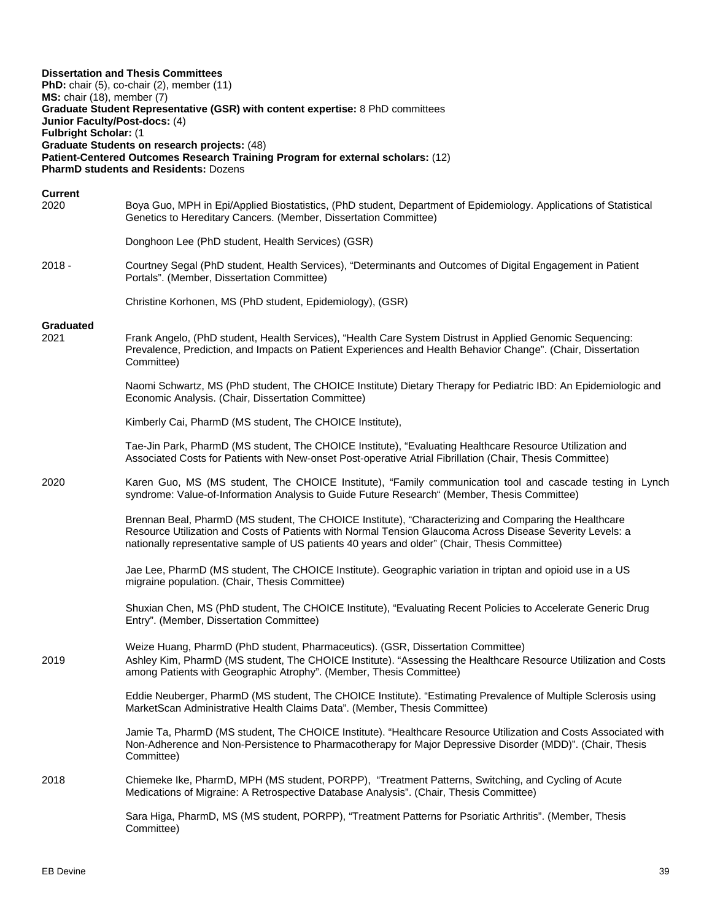**Dissertation and Thesis Committees**
**PhD:** chair (5), co-chair (2), member (11)
**MS:** chair (18), member (7)
**Graduate Student Representative (GSR) with content expertise:** 8 PhD committees
**Junior Faculty/Post-docs:** (4)
**Fulbright Scholar:** (1
**Graduate Students on research projects:** (48)
**Patient-Centered Outcomes Research Training Program for external scholars:** (12)
**PharmD students and Residents:** Dozens

**Current**

2020 — Boya Guo, MPH in Epi/Applied Biostatistics, (PhD student, Department of Epidemiology. Applications of Statistical Genetics to Hereditary Cancers. (Member, Dissertation Committee)

Donghoon Lee (PhD student, Health Services) (GSR)

2018 - — Courtney Segal (PhD student, Health Services), "Determinants and Outcomes of Digital Engagement in Patient Portals". (Member, Dissertation Committee)

Christine Korhonen, MS (PhD student, Epidemiology), (GSR)

**Graduated**

2021 — Frank Angelo, (PhD student, Health Services), "Health Care System Distrust in Applied Genomic Sequencing: Prevalence, Prediction, and Impacts on Patient Experiences and Health Behavior Change". (Chair, Dissertation Committee)

Naomi Schwartz, MS (PhD student, The CHOICE Institute) Dietary Therapy for Pediatric IBD: An Epidemiologic and Economic Analysis. (Chair, Dissertation Committee)

Kimberly Cai, PharmD (MS student, The CHOICE Institute),

Tae-Jin Park, PharmD (MS student, The CHOICE Institute), "Evaluating Healthcare Resource Utilization and Associated Costs for Patients with New-onset Post-operative Atrial Fibrillation (Chair, Thesis Committee)

2020 — Karen Guo, MS (MS student, The CHOICE Institute), "Family communication tool and cascade testing in Lynch syndrome: Value-of-Information Analysis to Guide Future Research" (Member, Thesis Committee)

Brennan Beal, PharmD (MS student, The CHOICE Institute), "Characterizing and Comparing the Healthcare Resource Utilization and Costs of Patients with Normal Tension Glaucoma Across Disease Severity Levels: a nationally representative sample of US patients 40 years and older" (Chair, Thesis Committee)

Jae Lee, PharmD (MS student, The CHOICE Institute). Geographic variation in triptan and opioid use in a US migraine population. (Chair, Thesis Committee)

Shuxian Chen, MS (PhD student, The CHOICE Institute), "Evaluating Recent Policies to Accelerate Generic Drug Entry". (Member, Dissertation Committee)

Weize Huang, PharmD (PhD student, Pharmaceutics). (GSR, Dissertation Committee)

2019 — Ashley Kim, PharmD (MS student, The CHOICE Institute). "Assessing the Healthcare Resource Utilization and Costs among Patients with Geographic Atrophy". (Member, Thesis Committee)

Eddie Neuberger, PharmD (MS student, The CHOICE Institute). "Estimating Prevalence of Multiple Sclerosis using MarketScan Administrative Health Claims Data". (Member, Thesis Committee)

Jamie Ta, PharmD (MS student, The CHOICE Institute). "Healthcare Resource Utilization and Costs Associated with Non-Adherence and Non-Persistence to Pharmacotherapy for Major Depressive Disorder (MDD)". (Chair, Thesis Committee)

2018 — Chiemeke Ike, PharmD, MPH (MS student, PORPP), "Treatment Patterns, Switching, and Cycling of Acute Medications of Migraine: A Retrospective Database Analysis". (Chair, Thesis Committee)

Sara Higa, PharmD, MS (MS student, PORPP), "Treatment Patterns for Psoriatic Arthritis". (Member, Thesis Committee)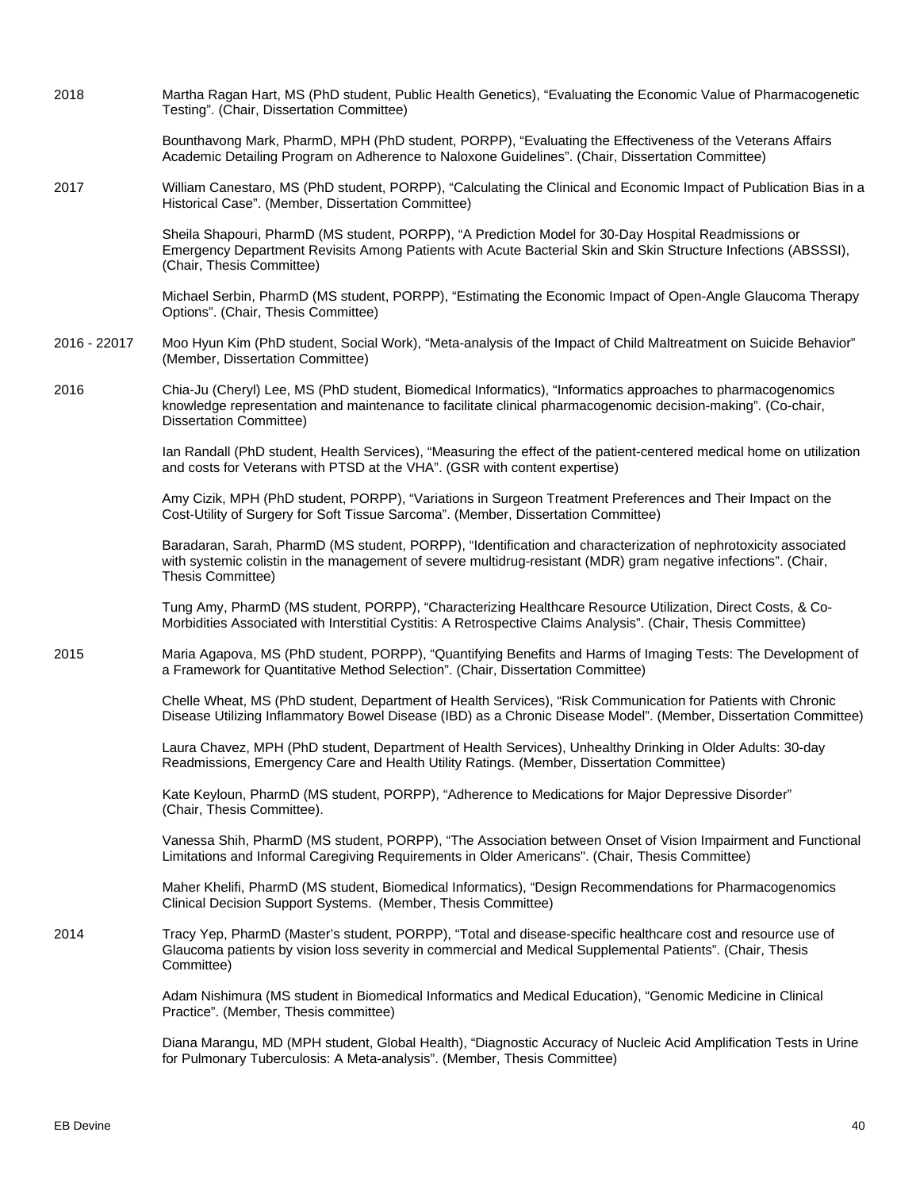2018 Martha Ragan Hart, MS (PhD student, Public Health Genetics), "Evaluating the Economic Value of Pharmacogenetic Testing". (Chair, Dissertation Committee)

Bounthavong Mark, PharmD, MPH (PhD student, PORPP), "Evaluating the Effectiveness of the Veterans Affairs Academic Detailing Program on Adherence to Naloxone Guidelines". (Chair, Dissertation Committee)

2017 William Canestaro, MS (PhD student, PORPP), "Calculating the Clinical and Economic Impact of Publication Bias in a Historical Case". (Member, Dissertation Committee)

Sheila Shapouri, PharmD (MS student, PORPP), "A Prediction Model for 30-Day Hospital Readmissions or Emergency Department Revisits Among Patients with Acute Bacterial Skin and Skin Structure Infections (ABSSSI), (Chair, Thesis Committee)

Michael Serbin, PharmD (MS student, PORPP), "Estimating the Economic Impact of Open-Angle Glaucoma Therapy Options". (Chair, Thesis Committee)

2016 - 22017 Moo Hyun Kim (PhD student, Social Work), "Meta-analysis of the Impact of Child Maltreatment on Suicide Behavior" (Member, Dissertation Committee)

2016 Chia-Ju (Cheryl) Lee, MS (PhD student, Biomedical Informatics), "Informatics approaches to pharmacogenomics knowledge representation and maintenance to facilitate clinical pharmacogenomic decision-making". (Co-chair, Dissertation Committee)

Ian Randall (PhD student, Health Services), "Measuring the effect of the patient-centered medical home on utilization and costs for Veterans with PTSD at the VHA". (GSR with content expertise)

Amy Cizik, MPH (PhD student, PORPP), "Variations in Surgeon Treatment Preferences and Their Impact on the Cost-Utility of Surgery for Soft Tissue Sarcoma". (Member, Dissertation Committee)

Baradaran, Sarah, PharmD (MS student, PORPP), "Identification and characterization of nephrotoxicity associated with systemic colistin in the management of severe multidrug-resistant (MDR) gram negative infections". (Chair, Thesis Committee)

Tung Amy, PharmD (MS student, PORPP), "Characterizing Healthcare Resource Utilization, Direct Costs, & Co-Morbidities Associated with Interstitial Cystitis: A Retrospective Claims Analysis". (Chair, Thesis Committee)

2015 Maria Agapova, MS (PhD student, PORPP), "Quantifying Benefits and Harms of Imaging Tests: The Development of a Framework for Quantitative Method Selection". (Chair, Dissertation Committee)

Chelle Wheat, MS (PhD student, Department of Health Services), "Risk Communication for Patients with Chronic Disease Utilizing Inflammatory Bowel Disease (IBD) as a Chronic Disease Model". (Member, Dissertation Committee)

Laura Chavez, MPH (PhD student, Department of Health Services), Unhealthy Drinking in Older Adults: 30-day Readmissions, Emergency Care and Health Utility Ratings. (Member, Dissertation Committee)

Kate Keyloun, PharmD (MS student, PORPP), "Adherence to Medications for Major Depressive Disorder" (Chair, Thesis Committee).

Vanessa Shih, PharmD (MS student, PORPP), "The Association between Onset of Vision Impairment and Functional Limitations and Informal Caregiving Requirements in Older Americans". (Chair, Thesis Committee)

Maher Khelifi, PharmD (MS student, Biomedical Informatics), "Design Recommendations for Pharmacogenomics Clinical Decision Support Systems. (Member, Thesis Committee)

2014 Tracy Yep, PharmD (Master's student, PORPP), "Total and disease-specific healthcare cost and resource use of Glaucoma patients by vision loss severity in commercial and Medical Supplemental Patients". (Chair, Thesis Committee)

Adam Nishimura (MS student in Biomedical Informatics and Medical Education), "Genomic Medicine in Clinical Practice". (Member, Thesis committee)

Diana Marangu, MD (MPH student, Global Health), "Diagnostic Accuracy of Nucleic Acid Amplification Tests in Urine for Pulmonary Tuberculosis: A Meta-analysis". (Member, Thesis Committee)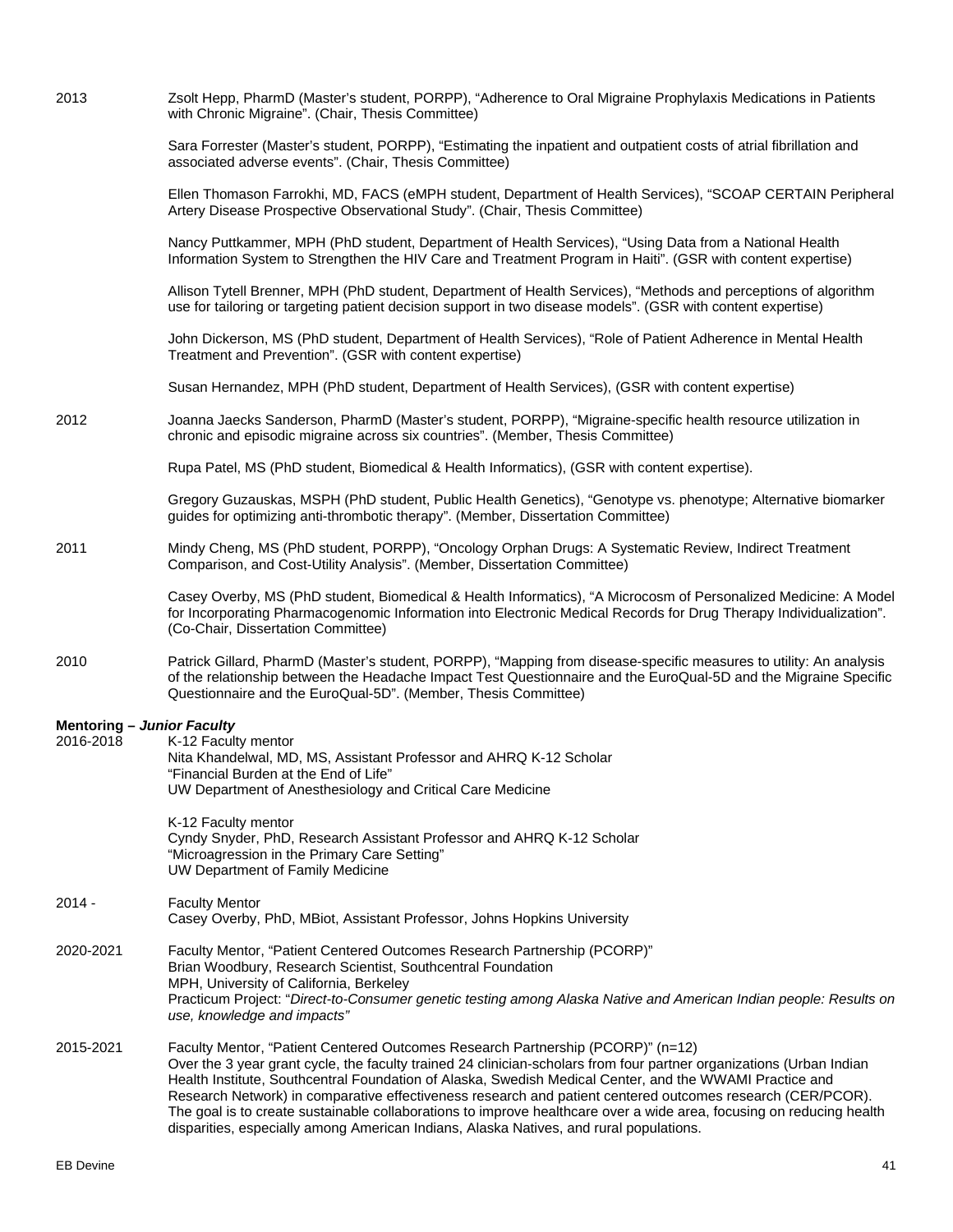2013 Zsolt Hepp, PharmD (Master's student, PORPP), "Adherence to Oral Migraine Prophylaxis Medications in Patients with Chronic Migraine". (Chair, Thesis Committee)

Sara Forrester (Master's student, PORPP), "Estimating the inpatient and outpatient costs of atrial fibrillation and associated adverse events". (Chair, Thesis Committee)

Ellen Thomason Farrokhi, MD, FACS (eMPH student, Department of Health Services), "SCOAP CERTAIN Peripheral Artery Disease Prospective Observational Study". (Chair, Thesis Committee)

Nancy Puttkammer, MPH (PhD student, Department of Health Services), "Using Data from a National Health Information System to Strengthen the HIV Care and Treatment Program in Haiti". (GSR with content expertise)

Allison Tytell Brenner, MPH (PhD student, Department of Health Services), "Methods and perceptions of algorithm use for tailoring or targeting patient decision support in two disease models". (GSR with content expertise)

John Dickerson, MS (PhD student, Department of Health Services), "Role of Patient Adherence in Mental Health Treatment and Prevention". (GSR with content expertise)

Susan Hernandez, MPH (PhD student, Department of Health Services), (GSR with content expertise)

2012 Joanna Jaecks Sanderson, PharmD (Master's student, PORPP), "Migraine-specific health resource utilization in chronic and episodic migraine across six countries". (Member, Thesis Committee)

Rupa Patel, MS (PhD student, Biomedical & Health Informatics), (GSR with content expertise).

Gregory Guzauskas, MSPH (PhD student, Public Health Genetics), "Genotype vs. phenotype; Alternative biomarker guides for optimizing anti-thrombotic therapy". (Member, Dissertation Committee)

2011 Mindy Cheng, MS (PhD student, PORPP), "Oncology Orphan Drugs: A Systematic Review, Indirect Treatment Comparison, and Cost-Utility Analysis". (Member, Dissertation Committee)

Casey Overby, MS (PhD student, Biomedical & Health Informatics), "A Microcosm of Personalized Medicine: A Model for Incorporating Pharmacogenomic Information into Electronic Medical Records for Drug Therapy Individualization". (Co-Chair, Dissertation Committee)

2010 Patrick Gillard, PharmD (Master's student, PORPP), "Mapping from disease-specific measures to utility: An analysis of the relationship between the Headache Impact Test Questionnaire and the EuroQual-5D and the Migraine Specific Questionnaire and the EuroQual-5D". (Member, Thesis Committee)

**Mentoring – *Junior Faculty***

2016-2018 K-12 Faculty mentor
Nita Khandelwal, MD, MS, Assistant Professor and AHRQ K-12 Scholar
"Financial Burden at the End of Life"
UW Department of Anesthesiology and Critical Care Medicine

K-12 Faculty mentor
Cyndy Snyder, PhD, Research Assistant Professor and AHRQ K-12 Scholar
"Microagression in the Primary Care Setting"
UW Department of Family Medicine

2014 - Faculty Mentor
Casey Overby, PhD, MBiot, Assistant Professor, Johns Hopkins University

2020-2021 Faculty Mentor, "Patient Centered Outcomes Research Partnership (PCORP)"
Brian Woodbury, Research Scientist, Southcentral Foundation
MPH, University of California, Berkeley
Practicum Project: "*Direct-to-Consumer genetic testing among Alaska Native and American Indian people: Results on use, knowledge and impacts"*

2015-2021 Faculty Mentor, "Patient Centered Outcomes Research Partnership (PCORP)" (n=12)
Over the 3 year grant cycle, the faculty trained 24 clinician-scholars from four partner organizations (Urban Indian Health Institute, Southcentral Foundation of Alaska, Swedish Medical Center, and the WWAMI Practice and Research Network) in comparative effectiveness research and patient centered outcomes research (CER/PCOR). The goal is to create sustainable collaborations to improve healthcare over a wide area, focusing on reducing health disparities, especially among American Indians, Alaska Natives, and rural populations.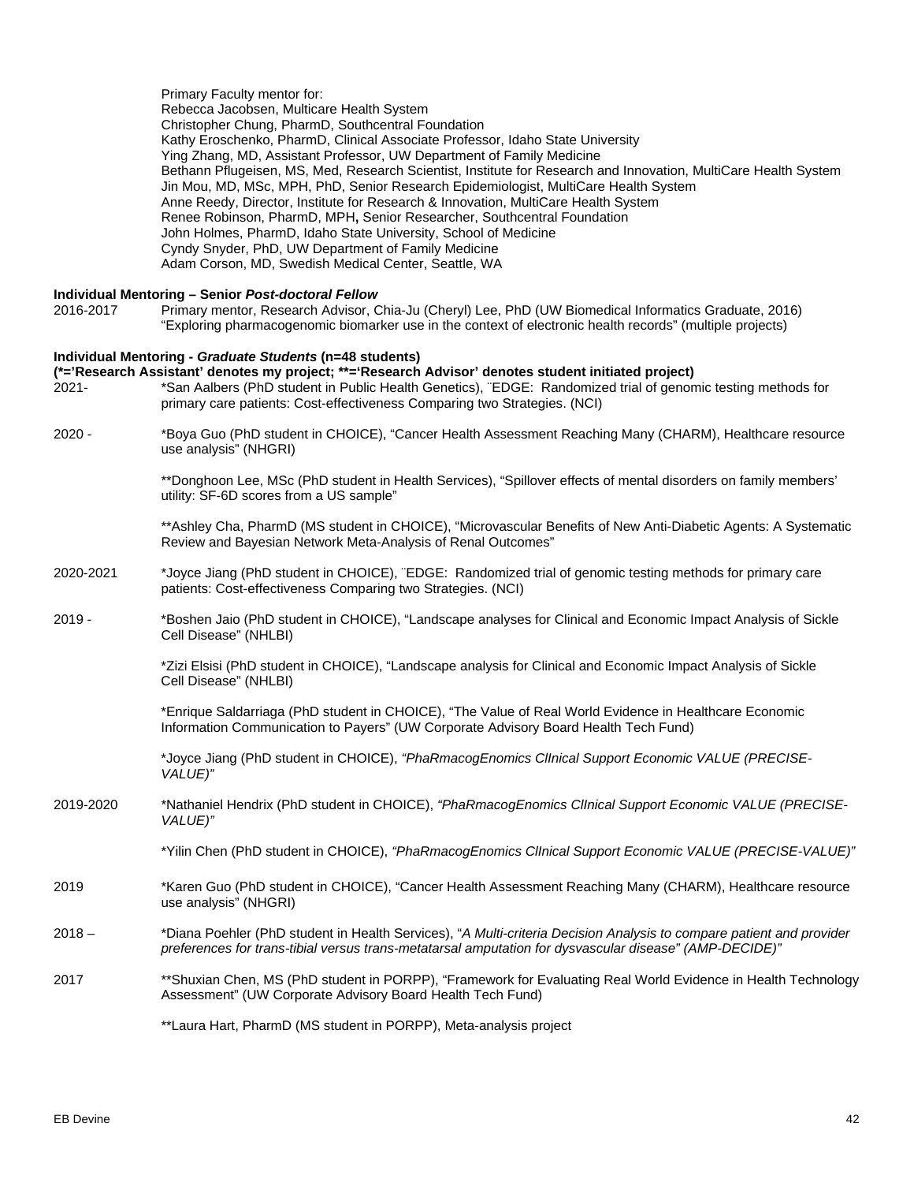Primary Faculty mentor for:
Rebecca Jacobsen, Multicare Health System
Christopher Chung, PharmD, Southcentral Foundation
Kathy Eroschenko, PharmD, Clinical Associate Professor, Idaho State University
Ying Zhang, MD, Assistant Professor, UW Department of Family Medicine
Bethann Pflugeisen, MS, Med, Research Scientist, Institute for Research and Innovation, MultiCare Health System
Jin Mou, MD, MSc, MPH, PhD, Senior Research Epidemiologist, MultiCare Health System
Anne Reedy, Director, Institute for Research & Innovation, MultiCare Health System
Renee Robinson, PharmD, MPH**,** Senior Researcher, Southcentral Foundation
John Holmes, PharmD, Idaho State University, School of Medicine
Cyndy Snyder, PhD, UW Department of Family Medicine
Adam Corson, MD, Swedish Medical Center, Seattle, WA

**Individual Mentoring – Senior *Post-doctoral Fellow***

2016-2017 Primary mentor, Research Advisor, Chia-Ju (Cheryl) Lee, PhD (UW Biomedical Informatics Graduate, 2016) "Exploring pharmacogenomic biomarker use in the context of electronic health records" (multiple projects)

**Individual Mentoring - *Graduate Students* (n=48 students)**
**(*='Research Assistant' denotes my project; **='Research Advisor' denotes student initiated project)**

2021- *San Aalbers (PhD student in Public Health Genetics), ¨EDGE: Randomized trial of genomic testing methods for primary care patients: Cost-effectiveness Comparing two Strategies. (NCI)

2020 - *Boya Guo (PhD student in CHOICE), "Cancer Health Assessment Reaching Many (CHARM), Healthcare resource use analysis" (NHGRI)

**Donghoon Lee, MSc (PhD student in Health Services), "Spillover effects of mental disorders on family members' utility: SF-6D scores from a US sample"

**Ashley Cha, PharmD (MS student in CHOICE), "Microvascular Benefits of New Anti-Diabetic Agents: A Systematic Review and Bayesian Network Meta-Analysis of Renal Outcomes"

2020-2021 *Joyce Jiang (PhD student in CHOICE), ¨EDGE: Randomized trial of genomic testing methods for primary care patients: Cost-effectiveness Comparing two Strategies. (NCI)

2019 - *Boshen Jaio (PhD student in CHOICE), "Landscape analyses for Clinical and Economic Impact Analysis of Sickle Cell Disease" (NHLBI)

*Zizi Elsisi (PhD student in CHOICE), "Landscape analysis for Clinical and Economic Impact Analysis of Sickle Cell Disease" (NHLBI)

*Enrique Saldarriaga (PhD student in CHOICE), "The Value of Real World Evidence in Healthcare Economic Information Communication to Payers" (UW Corporate Advisory Board Health Tech Fund)

*Joyce Jiang (PhD student in CHOICE), *"PhaRmacogEnomics ClInical Support Economic VALUE (PRECISE-VALUE)"*

2019-2020 *Nathaniel Hendrix (PhD student in CHOICE), *"PhaRmacogEnomics ClInical Support Economic VALUE (PRECISE-VALUE)"*

*Yilin Chen (PhD student in CHOICE), *"PhaRmacogEnomics ClInical Support Economic VALUE (PRECISE-VALUE)"*

2019 *Karen Guo (PhD student in CHOICE), "Cancer Health Assessment Reaching Many (CHARM), Healthcare resource use analysis" (NHGRI)

2018 – *Diana Poehler (PhD student in Health Services), "*A Multi-criteria Decision Analysis to compare patient and provider preferences for trans-tibial versus trans-metatarsal amputation for dysvascular disease" (AMP-DECIDE)"*

2017 **Shuxian Chen, MS (PhD student in PORPP), "Framework for Evaluating Real World Evidence in Health Technology Assessment" (UW Corporate Advisory Board Health Tech Fund)

**Laura Hart, PharmD (MS student in PORPP), Meta-analysis project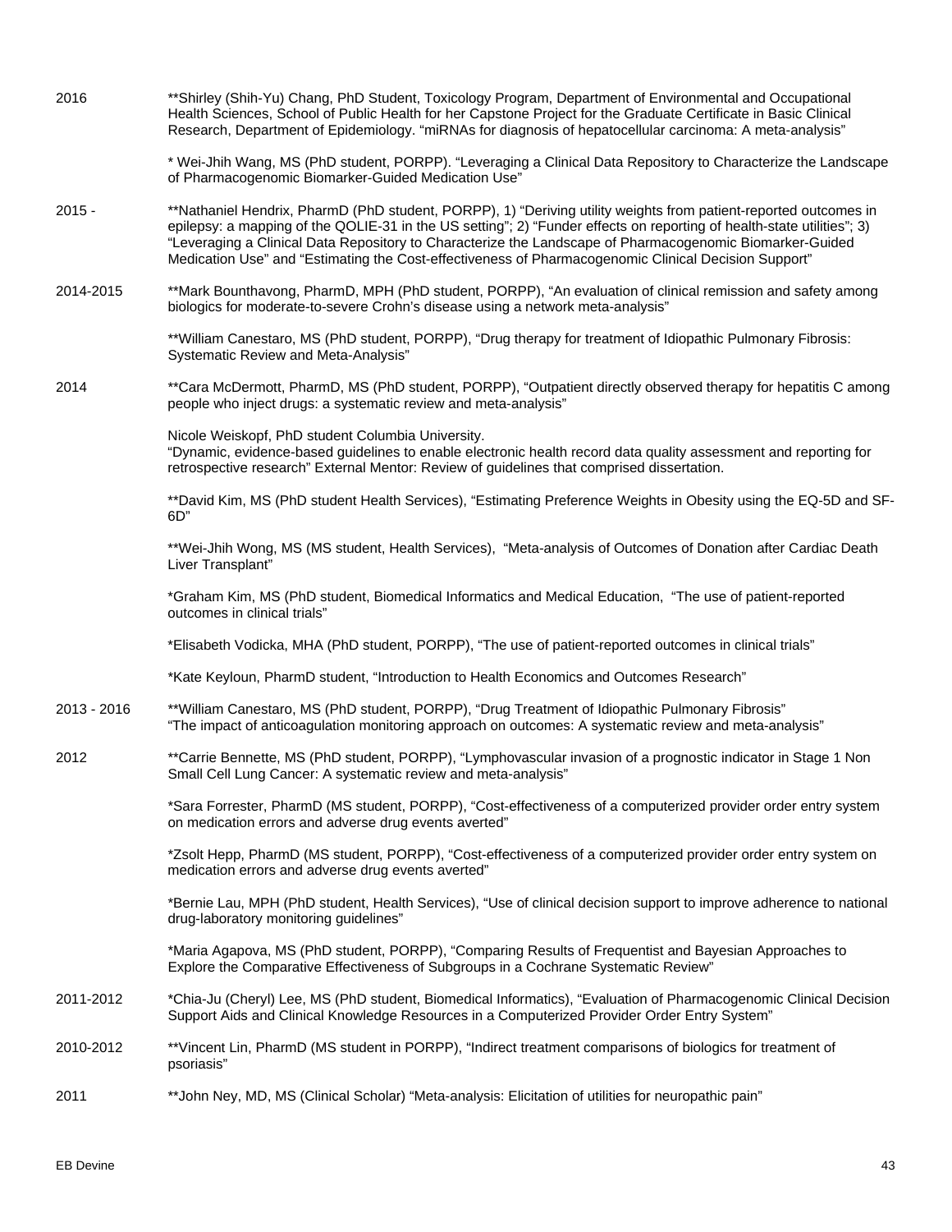2016 **Shirley (Shih-Yu) Chang, PhD Student, Toxicology Program, Department of Environmental and Occupational Health Sciences, School of Public Health for her Capstone Project for the Graduate Certificate in Basic Clinical Research, Department of Epidemiology. "miRNAs for diagnosis of hepatocellular carcinoma: A meta-analysis"

* Wei-Jhih Wang, MS (PhD student, PORPP). "Leveraging a Clinical Data Repository to Characterize the Landscape of Pharmacogenomic Biomarker-Guided Medication Use"

2015 - **Nathaniel Hendrix, PharmD (PhD student, PORPP), 1) "Deriving utility weights from patient-reported outcomes in epilepsy: a mapping of the QOLIE-31 in the US setting"; 2) "Funder effects on reporting of health-state utilities"; 3) "Leveraging a Clinical Data Repository to Characterize the Landscape of Pharmacogenomic Biomarker-Guided Medication Use" and "Estimating the Cost-effectiveness of Pharmacogenomic Clinical Decision Support"

2014-2015 **Mark Bounthavong, PharmD, MPH (PhD student, PORPP), "An evaluation of clinical remission and safety among biologics for moderate-to-severe Crohn's disease using a network meta-analysis"

**William Canestaro, MS (PhD student, PORPP), "Drug therapy for treatment of Idiopathic Pulmonary Fibrosis: Systematic Review and Meta-Analysis"

2014 **Cara McDermott, PharmD, MS (PhD student, PORPP), "Outpatient directly observed therapy for hepatitis C among people who inject drugs: a systematic review and meta-analysis"

Nicole Weiskopf, PhD student Columbia University.
"Dynamic, evidence-based guidelines to enable electronic health record data quality assessment and reporting for retrospective research" External Mentor: Review of guidelines that comprised dissertation.

**David Kim, MS (PhD student Health Services), "Estimating Preference Weights in Obesity using the EQ-5D and SF-6D"

**Wei-Jhih Wong, MS (MS student, Health Services), "Meta-analysis of Outcomes of Donation after Cardiac Death Liver Transplant"

*Graham Kim, MS (PhD student, Biomedical Informatics and Medical Education, "The use of patient-reported outcomes in clinical trials"

*Elisabeth Vodicka, MHA (PhD student, PORPP), "The use of patient-reported outcomes in clinical trials"

*Kate Keyloun, PharmD student, "Introduction to Health Economics and Outcomes Research"

2013 - 2016 **William Canestaro, MS (PhD student, PORPP), "Drug Treatment of Idiopathic Pulmonary Fibrosis"
"The impact of anticoagulation monitoring approach on outcomes: A systematic review and meta-analysis"

2012 **Carrie Bennette, MS (PhD student, PORPP), "Lymphovascular invasion of a prognostic indicator in Stage 1 Non Small Cell Lung Cancer: A systematic review and meta-analysis"

*Sara Forrester, PharmD (MS student, PORPP), "Cost-effectiveness of a computerized provider order entry system on medication errors and adverse drug events averted"

*Zsolt Hepp, PharmD (MS student, PORPP), "Cost-effectiveness of a computerized provider order entry system on medication errors and adverse drug events averted"

*Bernie Lau, MPH (PhD student, Health Services), "Use of clinical decision support to improve adherence to national drug-laboratory monitoring guidelines"

*Maria Agapova, MS (PhD student, PORPP), "Comparing Results of Frequentist and Bayesian Approaches to Explore the Comparative Effectiveness of Subgroups in a Cochrane Systematic Review"

2011-2012 *Chia-Ju (Cheryl) Lee, MS (PhD student, Biomedical Informatics), "Evaluation of Pharmacogenomic Clinical Decision Support Aids and Clinical Knowledge Resources in a Computerized Provider Order Entry System"

2010-2012 **Vincent Lin, PharmD (MS student in PORPP), "Indirect treatment comparisons of biologics for treatment of psoriasis"

2011 **John Ney, MD, MS (Clinical Scholar) "Meta-analysis: Elicitation of utilities for neuropathic pain"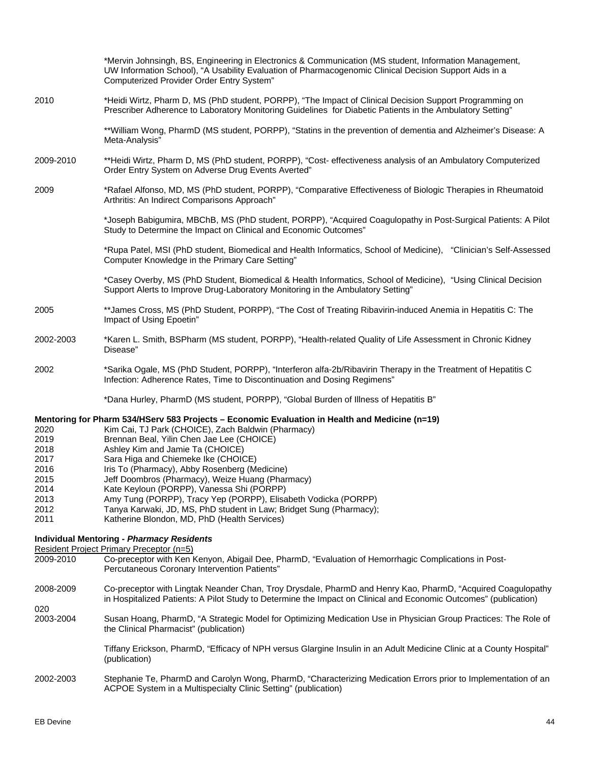| | |
|---|---|
| | *Mervin Johnsingh, BS, Engineering in Electronics & Communication (MS student, Information Management, UW Information School), "A Usability Evaluation of Pharmacogenomic Clinical Decision Support Aids in a Computerized Provider Order Entry System" |
| 2010 | *Heidi Wirtz, Pharm D, MS (PhD student, PORPP), "The Impact of Clinical Decision Support Programming on Prescriber Adherence to Laboratory Monitoring Guidelines for Diabetic Patients in the Ambulatory Setting" |
| | **William Wong, PharmD (MS student, PORPP), "Statins in the prevention of dementia and Alzheimer's Disease: A Meta-Analysis" |
| 2009-2010 | **Heidi Wirtz, Pharm D, MS (PhD student, PORPP), "Cost- effectiveness analysis of an Ambulatory Computerized Order Entry System on Adverse Drug Events Averted" |
| 2009 | *Rafael Alfonso, MD, MS (PhD student, PORPP), "Comparative Effectiveness of Biologic Therapies in Rheumatoid Arthritis: An Indirect Comparisons Approach" |
| | *Joseph Babigumira, MBChB, MS (PhD student, PORPP), "Acquired Coagulopathy in Post-Surgical Patients: A Pilot Study to Determine the Impact on Clinical and Economic Outcomes" |
| | *Rupa Patel, MSI (PhD student, Biomedical and Health Informatics, School of Medicine), "Clinician's Self-Assessed Computer Knowledge in the Primary Care Setting" |
| | *Casey Overby, MS (PhD Student, Biomedical & Health Informatics, School of Medicine), "Using Clinical Decision Support Alerts to Improve Drug-Laboratory Monitoring in the Ambulatory Setting" |
| 2005 | **James Cross, MS (PhD Student, PORPP), "The Cost of Treating Ribavirin-induced Anemia in Hepatitis C: The Impact of Using Epoetin" |
| 2002-2003 | *Karen L. Smith, BSPharm (MS student, PORPP), "Health-related Quality of Life Assessment in Chronic Kidney Disease" |
| 2002 | *Sarika Ogale, MS (PhD Student, PORPP), "Interferon alfa-2b/Ribavirin Therapy in the Treatment of Hepatitis C Infection: Adherence Rates, Time to Discontinuation and Dosing Regimens" |
| | *Dana Hurley, PharmD (MS student, PORPP), "Global Burden of Illness of Hepatitis B" |

**Mentoring for Pharm 534/HServ 583 Projects – Economic Evaluation in Health and Medicine (n=19)**

| | |
|---|---|
| 2020 | Kim Cai, TJ Park (CHOICE), Zach Baldwin (Pharmacy) |
| 2019 | Brennan Beal, Yilin Chen Jae Lee (CHOICE) |
| 2018 | Ashley Kim and Jamie Ta (CHOICE) |
| 2017 | Sara Higa and Chiemeke Ike (CHOICE) |
| 2016 | Iris To (Pharmacy), Abby Rosenberg (Medicine) |
| 2015 | Jeff Doombros (Pharmacy), Weize Huang (Pharmacy) |
| 2014 | Kate Keyloun (PORPP), Vanessa Shi (PORPP) |
| 2013 | Amy Tung (PORPP), Tracy Yep (PORPP), Elisabeth Vodicka (PORPP) |
| 2012 | Tanya Karwaki, JD, MS, PhD student in Law; Bridget Sung (Pharmacy); |
| 2011 | Katherine Blondon, MD, PhD (Health Services) |

**Individual Mentoring - *Pharmacy Residents***

Resident Project Primary Preceptor (n=5)

| | |
|---|---|
| 2009-2010 | Co-preceptor with Ken Kenyon, Abigail Dee, PharmD, "Evaluation of Hemorrhagic Complications in Post-Percutaneous Coronary Intervention Patients" |
| 2008-2009 | Co-preceptor with Lingtak Neander Chan, Troy Drysdale, PharmD and Henry Kao, PharmD, "Acquired Coagulopathy in Hospitalized Patients: A Pilot Study to Determine the Impact on Clinical and Economic Outcomes" (publication) |
| 020 2003-2004 | Susan Hoang, PharmD, "A Strategic Model for Optimizing Medication Use in Physician Group Practices: The Role of the Clinical Pharmacist" (publication) |
| | Tiffany Erickson, PharmD, "Efficacy of NPH versus Glargine Insulin in an Adult Medicine Clinic at a County Hospital" (publication) |
| 2002-2003 | Stephanie Te, PharmD and Carolyn Wong, PharmD, "Characterizing Medication Errors prior to Implementation of an ACPOE System in a Multispecialty Clinic Setting" (publication) |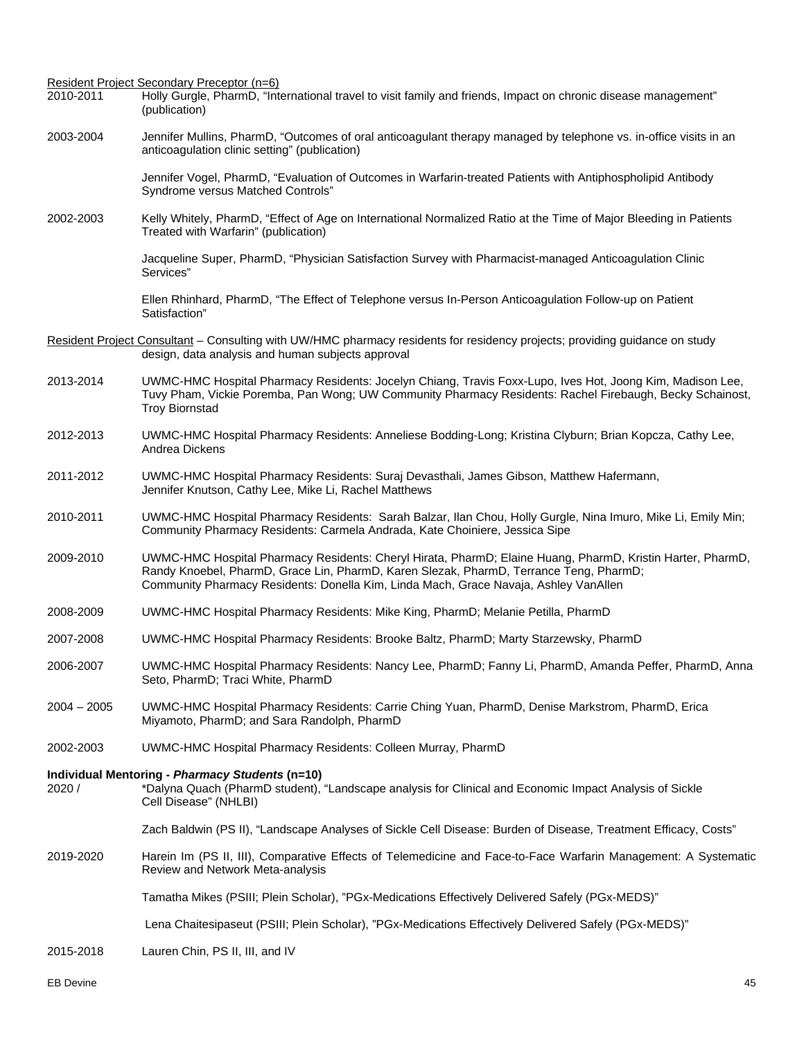Resident Project Secondary Preceptor (n=6)

2010-2011 Holly Gurgle, PharmD, "International travel to visit family and friends, Impact on chronic disease management" (publication)

2003-2004 Jennifer Mullins, PharmD, "Outcomes of oral anticoagulant therapy managed by telephone vs. in-office visits in an anticoagulation clinic setting" (publication)

Jennifer Vogel, PharmD, "Evaluation of Outcomes in Warfarin-treated Patients with Antiphospholipid Antibody Syndrome versus Matched Controls"

2002-2003 Kelly Whitely, PharmD, "Effect of Age on International Normalized Ratio at the Time of Major Bleeding in Patients Treated with Warfarin" (publication)

Jacqueline Super, PharmD, "Physician Satisfaction Survey with Pharmacist-managed Anticoagulation Clinic Services"

Ellen Rhinhard, PharmD, "The Effect of Telephone versus In-Person Anticoagulation Follow-up on Patient Satisfaction"

Resident Project Consultant – Consulting with UW/HMC pharmacy residents for residency projects; providing guidance on study design, data analysis and human subjects approval

2013-2014 UWMC-HMC Hospital Pharmacy Residents: Jocelyn Chiang, Travis Foxx-Lupo, Ives Hot, Joong Kim, Madison Lee, Tuvy Pham, Vickie Poremba, Pan Wong; UW Community Pharmacy Residents: Rachel Firebaugh, Becky Schainost, Troy Biornstad

2012-2013 UWMC-HMC Hospital Pharmacy Residents: Anneliese Bodding-Long; Kristina Clyburn; Brian Kopcza, Cathy Lee, Andrea Dickens

2011-2012 UWMC-HMC Hospital Pharmacy Residents: Suraj Devasthali, James Gibson, Matthew Hafermann, Jennifer Knutson, Cathy Lee, Mike Li, Rachel Matthews

2010-2011 UWMC-HMC Hospital Pharmacy Residents: Sarah Balzar, Ilan Chou, Holly Gurgle, Nina Imuro, Mike Li, Emily Min; Community Pharmacy Residents: Carmela Andrada, Kate Choiniere, Jessica Sipe

2009-2010 UWMC-HMC Hospital Pharmacy Residents: Cheryl Hirata, PharmD; Elaine Huang, PharmD, Kristin Harter, PharmD, Randy Knoebel, PharmD, Grace Lin, PharmD, Karen Slezak, PharmD, Terrance Teng, PharmD; Community Pharmacy Residents: Donella Kim, Linda Mach, Grace Navaja, Ashley VanAllen

2008-2009 UWMC-HMC Hospital Pharmacy Residents: Mike King, PharmD; Melanie Petilla, PharmD

2007-2008 UWMC-HMC Hospital Pharmacy Residents: Brooke Baltz, PharmD; Marty Starzewsky, PharmD

2006-2007 UWMC-HMC Hospital Pharmacy Residents: Nancy Lee, PharmD; Fanny Li, PharmD, Amanda Peffer, PharmD, Anna Seto, PharmD; Traci White, PharmD

2004 – 2005 UWMC-HMC Hospital Pharmacy Residents: Carrie Ching Yuan, PharmD, Denise Markstrom, PharmD, Erica Miyamoto, PharmD; and Sara Randolph, PharmD

2002-2003 UWMC-HMC Hospital Pharmacy Residents: Colleen Murray, PharmD

**Individual Mentoring - *Pharmacy Students* (n=10)**

2020 / *Dalyna Quach (PharmD student), "Landscape analysis for Clinical and Economic Impact Analysis of Sickle Cell Disease" (NHLBI)

Zach Baldwin (PS II), "Landscape Analyses of Sickle Cell Disease: Burden of Disease, Treatment Efficacy, Costs"

2019-2020 Harein Im (PS II, III), Comparative Effects of Telemedicine and Face-to-Face Warfarin Management: A Systematic Review and Network Meta-analysis

Tamatha Mikes (PSIII; Plein Scholar), "PGx-Medications Effectively Delivered Safely (PGx-MEDS)"

Lena Chaitesipaseut (PSIII; Plein Scholar), "PGx-Medications Effectively Delivered Safely (PGx-MEDS)"

2015-2018 Lauren Chin, PS II, III, and IV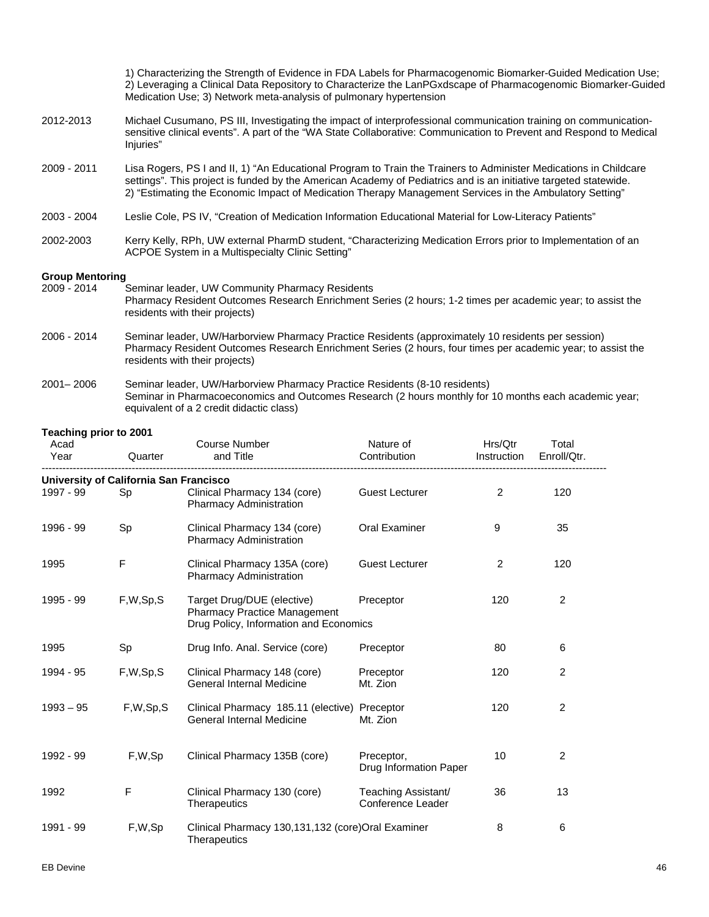| | |
|---|---|
| | 1) Characterizing the Strength of Evidence in FDA Labels for Pharmacogenomic Biomarker-Guided Medication Use; 2) Leveraging a Clinical Data Repository to Characterize the LanPGxdscape of Pharmacogenomic Biomarker-Guided Medication Use; 3) Network meta-analysis of pulmonary hypertension |
| 2012-2013 | Michael Cusumano, PS III, Investigating the impact of interprofessional communication training on communication-sensitive clinical events". A part of the "WA State Collaborative: Communication to Prevent and Respond to Medical Injuries" |
| 2009 - 2011 | Lisa Rogers, PS I and II, 1) "An Educational Program to Train the Trainers to Administer Medications in Childcare settings". This project is funded by the American Academy of Pediatrics and is an initiative targeted statewide. 2) "Estimating the Economic Impact of Medication Therapy Management Services in the Ambulatory Setting" |
| 2003 - 2004 | Leslie Cole, PS IV, "Creation of Medication Information Educational Material for Low-Literacy Patients" |
| 2002-2003 | Kerry Kelly, RPh, UW external PharmD student, "Characterizing Medication Errors prior to Implementation of an ACPOE System in a Multispecialty Clinic Setting" |

**Group Mentoring**

| | |
|---|---|
| 2009 - 2014 | Seminar leader, UW Community Pharmacy Residents<br>Pharmacy Resident Outcomes Research Enrichment Series (2 hours; 1-2 times per academic year; to assist the residents with their projects) |
| 2006 - 2014 | Seminar leader, UW/Harborview Pharmacy Practice Residents (approximately 10 residents per session)<br>Pharmacy Resident Outcomes Research Enrichment Series (2 hours, four times per academic year; to assist the residents with their projects) |
| 2001– 2006 | Seminar leader, UW/Harborview Pharmacy Practice Residents (8-10 residents)<br>Seminar in Pharmacoeconomics and Outcomes Research (2 hours monthly for 10 months each academic year; equivalent of a 2 credit didactic class) |

**Teaching prior to 2001**

| Acad Year | Quarter | Course Number and Title | Nature of Contribution | Hrs/Qtr Instruction | Total Enroll/Qtr. |
|---|---|---|---|---|---|
| **University of California San Francisco** | | | | | |
| 1997 - 99 | Sp | Clinical Pharmacy 134 (core) Pharmacy Administration | Guest Lecturer | 2 | 120 |
| 1996 - 99 | Sp | Clinical Pharmacy 134 (core) Pharmacy Administration | Oral Examiner | 9 | 35 |
| 1995 | F | Clinical Pharmacy 135A (core) Pharmacy Administration | Guest Lecturer | 2 | 120 |
| 1995 - 99 | F,W,Sp,S | Target Drug/DUE (elective) Pharmacy Practice Management Drug Policy, Information and Economics | Preceptor | 120 | 2 |
| 1995 | Sp | Drug Info. Anal. Service (core) | Preceptor | 80 | 6 |
| 1994 - 95 | F,W,Sp,S | Clinical Pharmacy 148 (core) General Internal Medicine | Preceptor Mt. Zion | 120 | 2 |
| 1993 – 95 | F,W,Sp,S | Clinical Pharmacy 185.11 (elective) General Internal Medicine | Preceptor Mt. Zion | 120 | 2 |
| 1992 - 99 | F,W,Sp | Clinical Pharmacy 135B (core) | Preceptor, Drug Information Paper | 10 | 2 |
| 1992 | F | Clinical Pharmacy 130 (core) Therapeutics | Teaching Assistant/ Conference Leader | 36 | 13 |
| 1991 - 99 | F,W,Sp | Clinical Pharmacy 130,131,132 (core) Therapeutics | Oral Examiner | 8 | 6 |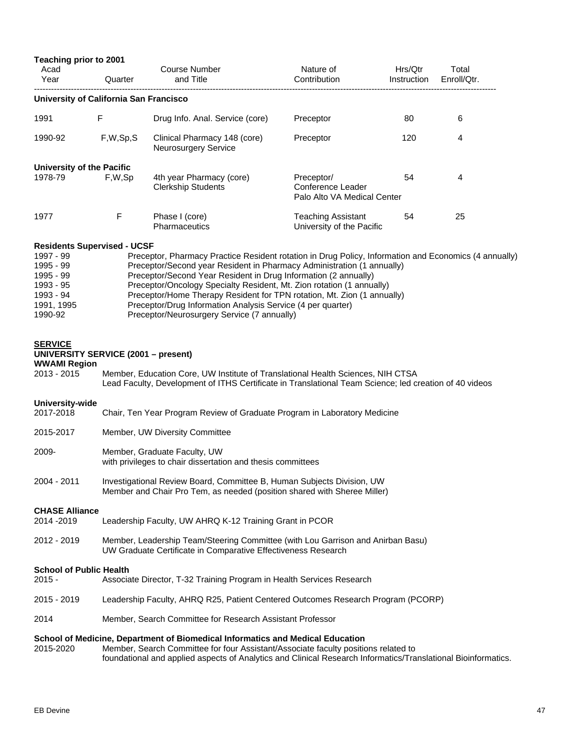**Teaching prior to 2001**

| Acad Year | Quarter | Course Number and Title | Nature of Contribution | Hrs/Qtr Instruction | Total Enroll/Qtr. |
|---|---|---|---|---|---|
| **University of California San Francisco** | | | | | |
| 1991 | F | Drug Info. Anal. Service (core) | Preceptor | 80 | 6 |
| 1990-92 | F,W,Sp,S | Clinical Pharmacy 148 (core) Neurosurgery Service | Preceptor | 120 | 4 |
| **University of the Pacific** | | | | | |
| 1978-79 | F,W,Sp | 4th year Pharmacy (core) Clerkship Students | Preceptor/ Conference Leader Palo Alto VA Medical Center | 54 | 4 |
| 1977 | F | Phase I (core) Pharmaceutics | Teaching Assistant University of the Pacific | 54 | 25 |

**Residents Supervised - UCSF**

| | |
|---|---|
| 1997 - 99 | Preceptor, Pharmacy Practice Resident rotation in Drug Policy, Information and Economics (4 annually) |
| 1995 - 99 | Preceptor/Second year Resident in Pharmacy Administration (1 annually) |
| 1995 - 99 | Preceptor/Second Year Resident in Drug Information (2 annually) |
| 1993 - 95 | Preceptor/Oncology Specialty Resident, Mt. Zion rotation (1 annually) |
| 1993 - 94 | Preceptor/Home Therapy Resident for TPN rotation, Mt. Zion (1 annually) |
| 1991, 1995 | Preceptor/Drug Information Analysis Service (4 per quarter) |
| 1990-92 | Preceptor/Neurosurgery Service (7 annually) |

## SERVICE

### UNIVERSITY SERVICE (2001 – present)

**WWAMI Region**

2013 - 2015 — Member, Education Core, UW Institute of Translational Health Sciences, NIH CTSA
Lead Faculty, Development of ITHS Certificate in Translational Team Science; led creation of 40 videos

**University-wide**

2017-2018 — Chair, Ten Year Program Review of Graduate Program in Laboratory Medicine

2015-2017 — Member, UW Diversity Committee

2009- — Member, Graduate Faculty, UW
with privileges to chair dissertation and thesis committees

2004 - 2011 — Investigational Review Board, Committee B, Human Subjects Division, UW
Member and Chair Pro Tem, as needed (position shared with Sheree Miller)

**CHASE Alliance**

2014 -2019 — Leadership Faculty, UW AHRQ K-12 Training Grant in PCOR

2012 - 2019 — Member, Leadership Team/Steering Committee (with Lou Garrison and Anirban Basu)
UW Graduate Certificate in Comparative Effectiveness Research

**School of Public Health**

2015 - — Associate Director, T-32 Training Program in Health Services Research

2015 - 2019 — Leadership Faculty, AHRQ R25, Patient Centered Outcomes Research Program (PCORP)

2014 — Member, Search Committee for Research Assistant Professor

**School of Medicine, Department of Biomedical Informatics and Medical Education**

2015-2020 — Member, Search Committee for four Assistant/Associate faculty positions related to foundational and applied aspects of Analytics and Clinical Research Informatics/Translational Bioinformatics.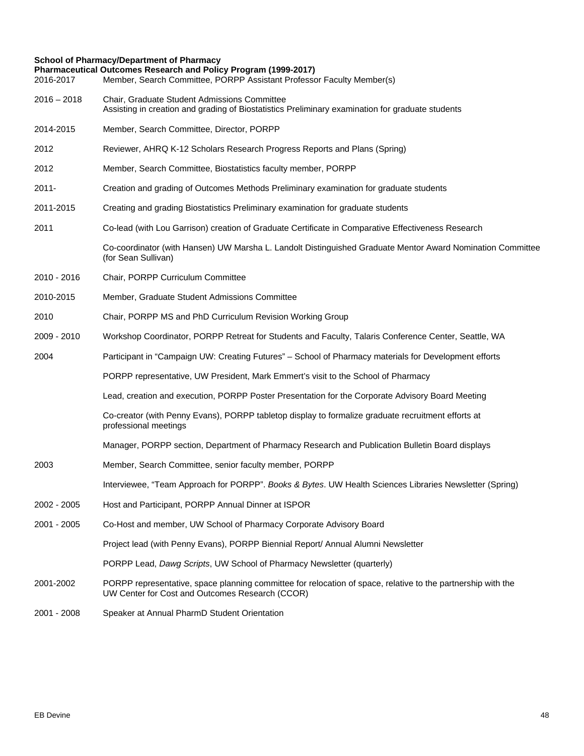**School of Pharmacy/Department of Pharmacy**
**Pharmaceutical Outcomes Research and Policy Program (1999-2017)**

| | |
|---|---|
| 2016-2017 | Member, Search Committee, PORPP Assistant Professor Faculty Member(s) |
| 2016 – 2018 | Chair, Graduate Student Admissions Committee<br>Assisting in creation and grading of Biostatistics Preliminary examination for graduate students |
| 2014-2015 | Member, Search Committee, Director, PORPP |
| 2012 | Reviewer, AHRQ K-12 Scholars Research Progress Reports and Plans (Spring) |
| 2012 | Member, Search Committee, Biostatistics faculty member, PORPP |
| 2011- | Creation and grading of Outcomes Methods Preliminary examination for graduate students |
| 2011-2015 | Creating and grading Biostatistics Preliminary examination for graduate students |
| 2011 | Co-lead (with Lou Garrison) creation of Graduate Certificate in Comparative Effectiveness Research |
| | Co-coordinator (with Hansen) UW Marsha L. Landolt Distinguished Graduate Mentor Award Nomination Committee (for Sean Sullivan) |
| 2010 - 2016 | Chair, PORPP Curriculum Committee |
| 2010-2015 | Member, Graduate Student Admissions Committee |
| 2010 | Chair, PORPP MS and PhD Curriculum Revision Working Group |
| 2009 - 2010 | Workshop Coordinator, PORPP Retreat for Students and Faculty, Talaris Conference Center, Seattle, WA |
| 2004 | Participant in "Campaign UW: Creating Futures" – School of Pharmacy materials for Development efforts |
| | PORPP representative, UW President, Mark Emmert's visit to the School of Pharmacy |
| | Lead, creation and execution, PORPP Poster Presentation for the Corporate Advisory Board Meeting |
| | Co-creator (with Penny Evans), PORPP tabletop display to formalize graduate recruitment efforts at professional meetings |
| | Manager, PORPP section, Department of Pharmacy Research and Publication Bulletin Board displays |
| 2003 | Member, Search Committee, senior faculty member, PORPP |
| | Interviewee, "Team Approach for PORPP". *Books & Bytes*. UW Health Sciences Libraries Newsletter (Spring) |
| 2002 - 2005 | Host and Participant, PORPP Annual Dinner at ISPOR |
| 2001 - 2005 | Co-Host and member, UW School of Pharmacy Corporate Advisory Board |
| | Project lead (with Penny Evans), PORPP Biennial Report/ Annual Alumni Newsletter |
| | PORPP Lead, *Dawg Scripts*, UW School of Pharmacy Newsletter (quarterly) |
| 2001-2002 | PORPP representative, space planning committee for relocation of space, relative to the partnership with the UW Center for Cost and Outcomes Research (CCOR) |
| 2001 - 2008 | Speaker at Annual PharmD Student Orientation |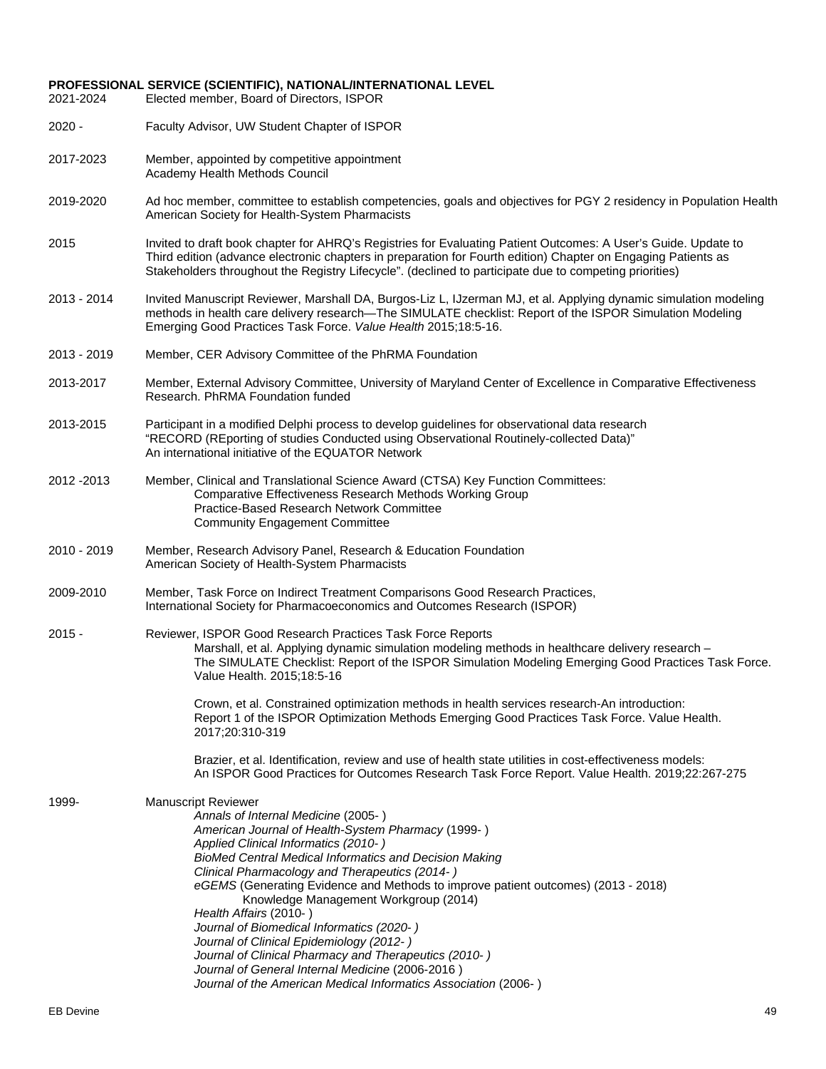**PROFESSIONAL SERVICE (SCIENTIFIC), NATIONAL/INTERNATIONAL LEVEL**

2021-2024 Elected member, Board of Directors, ISPOR

2020 - Faculty Advisor, UW Student Chapter of ISPOR

2017-2023 Member, appointed by competitive appointment
Academy Health Methods Council

2019-2020 Ad hoc member, committee to establish competencies, goals and objectives for PGY 2 residency in Population Health
American Society for Health-System Pharmacists

2015 Invited to draft book chapter for AHRQ's Registries for Evaluating Patient Outcomes: A User's Guide. Update to Third edition (advance electronic chapters in preparation for Fourth edition) Chapter on Engaging Patients as Stakeholders throughout the Registry Lifecycle". (declined to participate due to competing priorities)

2013 - 2014 Invited Manuscript Reviewer, Marshall DA, Burgos-Liz L, IJzerman MJ, et al. Applying dynamic simulation modeling methods in health care delivery research—The SIMULATE checklist: Report of the ISPOR Simulation Modeling Emerging Good Practices Task Force. *Value Health* 2015;18:5-16.

2013 - 2019 Member, CER Advisory Committee of the PhRMA Foundation

2013-2017 Member, External Advisory Committee, University of Maryland Center of Excellence in Comparative Effectiveness Research. PhRMA Foundation funded

2013-2015 Participant in a modified Delphi process to develop guidelines for observational data research
"RECORD (REporting of studies Conducted using Observational Routinely-collected Data)"
An international initiative of the EQUATOR Network

2012 -2013 Member, Clinical and Translational Science Award (CTSA) Key Function Committees:
- Comparative Effectiveness Research Methods Working Group
- Practice-Based Research Network Committee
- Community Engagement Committee

2010 - 2019 Member, Research Advisory Panel, Research & Education Foundation
American Society of Health-System Pharmacists

2009-2010 Member, Task Force on Indirect Treatment Comparisons Good Research Practices,
International Society for Pharmacoeconomics and Outcomes Research (ISPOR)

2015 - Reviewer, ISPOR Good Research Practices Task Force Reports

Marshall, et al. Applying dynamic simulation modeling methods in healthcare delivery research – The SIMULATE Checklist: Report of the ISPOR Simulation Modeling Emerging Good Practices Task Force. Value Health. 2015;18:5-16

Crown, et al. Constrained optimization methods in health services research-An introduction: Report 1 of the ISPOR Optimization Methods Emerging Good Practices Task Force. Value Health. 2017;20:310-319

Brazier, et al. Identification, review and use of health state utilities in cost-effectiveness models: An ISPOR Good Practices for Outcomes Research Task Force Report. Value Health. 2019;22:267-275

1999- Manuscript Reviewer
- *Annals of Internal Medicine* (2005- )
- *American Journal of Health-System Pharmacy* (1999- )
- *Applied Clinical Informatics (2010- )*
- *BioMed Central Medical Informatics and Decision Making*
- *Clinical Pharmacology and Therapeutics (2014- )*
- *eGEMS* (Generating Evidence and Methods to improve patient outcomes) (2013 - 2018)
  - Knowledge Management Workgroup (2014)
- *Health Affairs* (2010- )
- *Journal of Biomedical Informatics (2020- )*
- *Journal of Clinical Epidemiology (2012- )*
- *Journal of Clinical Pharmacy and Therapeutics (2010- )*
- *Journal of General Internal Medicine* (2006-2016 )
- *Journal of the American Medical Informatics Association* (2006- )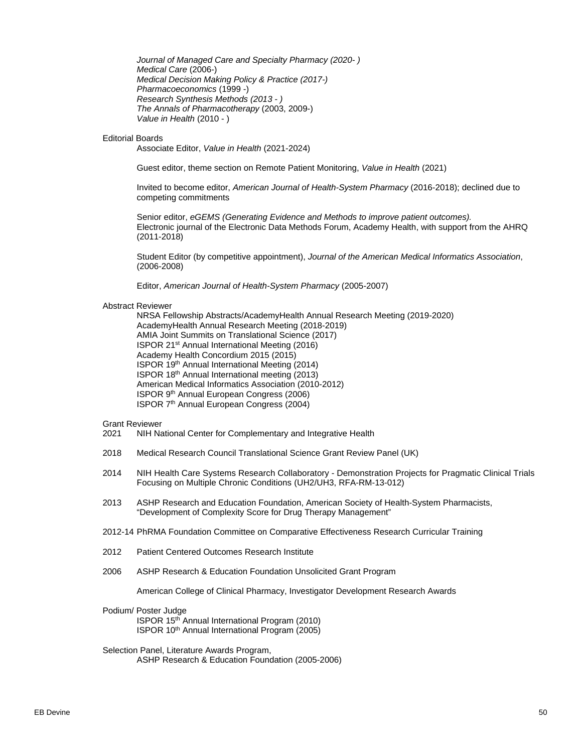*Journal of Managed Care and Specialty Pharmacy (2020- )*
*Medical Care* (2006-)
*Medical Decision Making Policy & Practice (2017-)*
*Pharmacoeconomics* (1999 -)
*Research Synthesis Methods (2013 - )*
*The Annals of Pharmacotherapy* (2003, 2009-)
*Value in Health* (2010 - )

Editorial Boards

Associate Editor, *Value in Health* (2021-2024)

Guest editor, theme section on Remote Patient Monitoring, *Value in Health* (2021)

Invited to become editor, *American Journal of Health-System Pharmacy* (2016-2018); declined due to competing commitments

Senior editor, *eGEMS (Generating Evidence and Methods to improve patient outcomes).* Electronic journal of the Electronic Data Methods Forum, Academy Health, with support from the AHRQ (2011-2018)

Student Editor (by competitive appointment), *Journal of the American Medical Informatics Association*, (2006-2008)

Editor, *American Journal of Health-System Pharmacy* (2005-2007)

Abstract Reviewer

NRSA Fellowship Abstracts/AcademyHealth Annual Research Meeting (2019-2020)
AcademyHealth Annual Research Meeting (2018-2019)
AMIA Joint Summits on Translational Science (2017)
ISPOR 21st Annual International Meeting (2016)
Academy Health Concordium 2015 (2015)
ISPOR 19th Annual International Meeting (2014)
ISPOR 18th Annual International meeting (2013)
American Medical Informatics Association (2010-2012)
ISPOR 9th Annual European Congress (2006)
ISPOR 7th Annual European Congress (2004)

Grant Reviewer

2021 NIH National Center for Complementary and Integrative Health

2018 Medical Research Council Translational Science Grant Review Panel (UK)

2014 NIH Health Care Systems Research Collaboratory - Demonstration Projects for Pragmatic Clinical Trials Focusing on Multiple Chronic Conditions (UH2/UH3, RFA-RM-13-012)

2013 ASHP Research and Education Foundation, American Society of Health-System Pharmacists, "Development of Complexity Score for Drug Therapy Management"

2012-14 PhRMA Foundation Committee on Comparative Effectiveness Research Curricular Training

2012 Patient Centered Outcomes Research Institute

2006 ASHP Research & Education Foundation Unsolicited Grant Program

American College of Clinical Pharmacy, Investigator Development Research Awards

Podium/ Poster Judge

ISPOR 15th Annual International Program (2010)
ISPOR 10th Annual International Program (2005)

Selection Panel, Literature Awards Program,
ASHP Research & Education Foundation (2005-2006)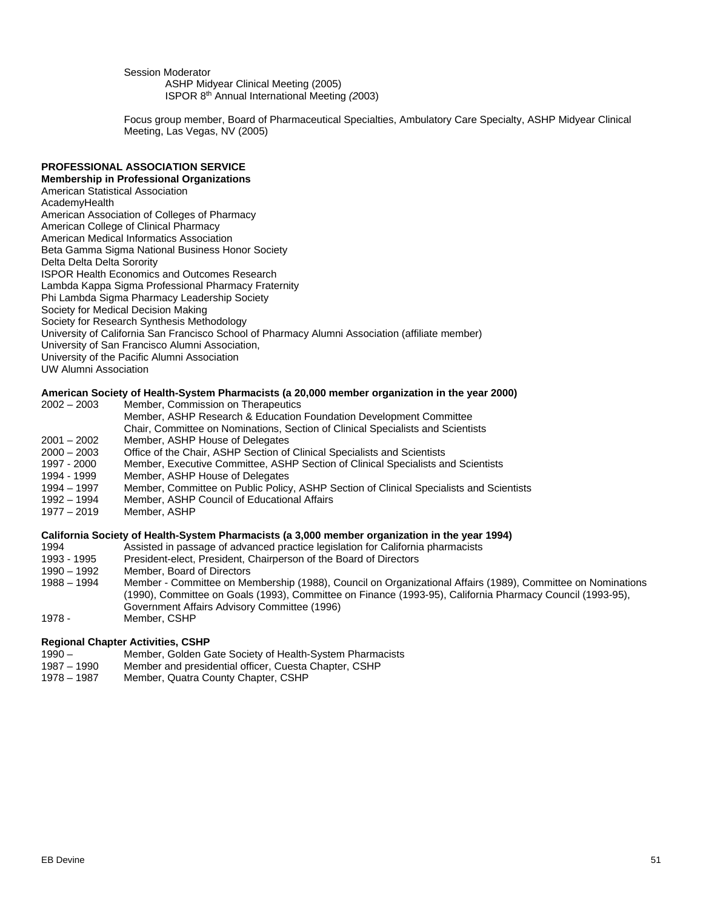Session Moderator

ASHP Midyear Clinical Meeting (2005)

ISPOR 8th Annual International Meeting *(2*003)

Focus group member, Board of Pharmaceutical Specialties, Ambulatory Care Specialty, ASHP Midyear Clinical Meeting, Las Vegas, NV (2005)

**PROFESSIONAL ASSOCIATION SERVICE**

**Membership in Professional Organizations**

American Statistical Association
AcademyHealth
American Association of Colleges of Pharmacy
American College of Clinical Pharmacy
American Medical Informatics Association
Beta Gamma Sigma National Business Honor Society
Delta Delta Delta Sorority
ISPOR Health Economics and Outcomes Research
Lambda Kappa Sigma Professional Pharmacy Fraternity
Phi Lambda Sigma Pharmacy Leadership Society
Society for Medical Decision Making
Society for Research Synthesis Methodology
University of California San Francisco School of Pharmacy Alumni Association (affiliate member)
University of San Francisco Alumni Association,
University of the Pacific Alumni Association
UW Alumni Association

**American Society of Health-System Pharmacists (a 20,000 member organization in the year 2000)**

| | |
|---|---|
| 2002 – 2003 | Member, Commission on Therapeutics |
| | Member, ASHP Research & Education Foundation Development Committee |
| | Chair, Committee on Nominations, Section of Clinical Specialists and Scientists |
| 2001 – 2002 | Member, ASHP House of Delegates |
| 2000 – 2003 | Office of the Chair, ASHP Section of Clinical Specialists and Scientists |
| 1997 - 2000 | Member, Executive Committee, ASHP Section of Clinical Specialists and Scientists |
| 1994 - 1999 | Member, ASHP House of Delegates |
| 1994 – 1997 | Member, Committee on Public Policy, ASHP Section of Clinical Specialists and Scientists |
| 1992 – 1994 | Member, ASHP Council of Educational Affairs |
| 1977 – 2019 | Member, ASHP |

**California Society of Health-System Pharmacists (a 3,000 member organization in the year 1994)**

| | |
|---|---|
| 1994 | Assisted in passage of advanced practice legislation for California pharmacists |
| 1993 - 1995 | President-elect, President, Chairperson of the Board of Directors |
| 1990 – 1992 | Member, Board of Directors |
| 1988 – 1994 | Member - Committee on Membership (1988), Council on Organizational Affairs (1989), Committee on Nominations (1990), Committee on Goals (1993), Committee on Finance (1993-95), California Pharmacy Council (1993-95), Government Affairs Advisory Committee (1996) |
| 1978 - | Member, CSHP |

**Regional Chapter Activities, CSHP**

| | |
|---|---|
| 1990 – | Member, Golden Gate Society of Health-System Pharmacists |
| 1987 – 1990 | Member and presidential officer, Cuesta Chapter, CSHP |
| 1978 – 1987 | Member, Quatra County Chapter, CSHP |